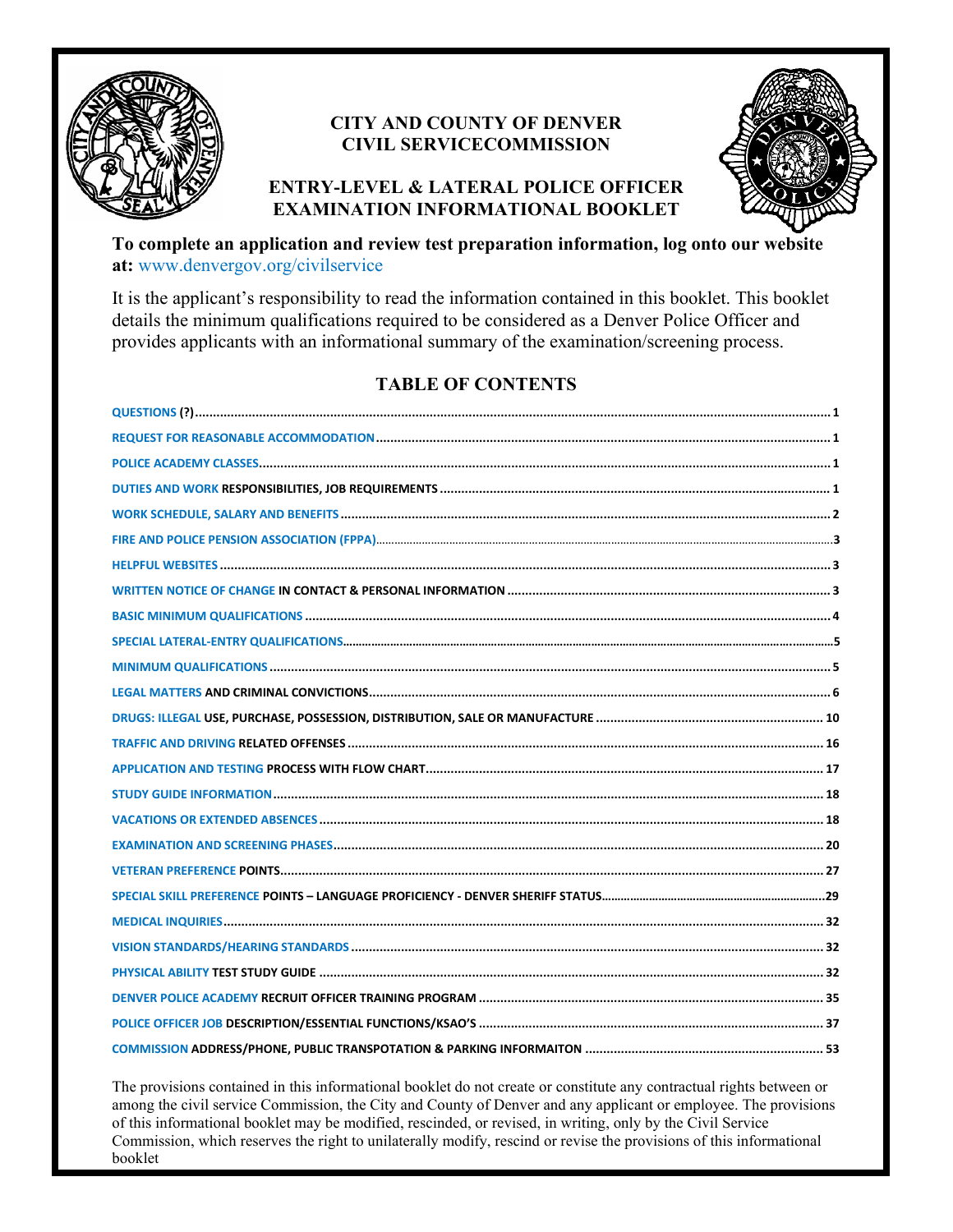# CITY AND COUNTY OF DENVER
# CIVIL SERVICECOMMISSION

## ENTRY-LEVEL & LATERAL POLICE OFFICER EXAMINATION INFORMATIONAL BOOKLET

**To complete an application and review test preparation information, log onto our website at:** www.denvergov.org/civilservice

It is the applicant's responsibility to read the information contained in this booklet. This booklet details the minimum qualifications required to be considered as a Denver Police Officer and provides applicants with an informational summary of the examination/screening process.

## TABLE OF CONTENTS

| | |
|---|---|
| QUESTIONS (?) | 1 |
| REQUEST FOR REASONABLE ACCOMMODATION | 1 |
| POLICE ACADEMY CLASSES | 1 |
| DUTIES AND WORK RESPONSIBILITIES, JOB REQUIREMENTS | 1 |
| WORK SCHEDULE, SALARY AND BENEFITS | 2 |
| FIRE AND POLICE PENSION ASSOCIATION (FPPA) | 3 |
| HELPFUL WEBSITES | 3 |
| WRITTEN NOTICE OF CHANGE IN CONTACT & PERSONAL INFORMATION | 3 |
| BASIC MINIMUM QUALIFICATIONS | 4 |
| SPECIAL LATERAL-ENTRY QUALIFICATIONS | 5 |
| MINIMUM QUALIFICATIONS | 5 |
| LEGAL MATTERS AND CRIMINAL CONVICTIONS | 6 |
| DRUGS: ILLEGAL USE, PURCHASE, POSSESSION, DISTRIBUTION, SALE OR MANUFACTURE | 10 |
| TRAFFIC AND DRIVING RELATED OFFENSES | 16 |
| APPLICATION AND TESTING PROCESS WITH FLOW CHART | 17 |
| STUDY GUIDE INFORMATION | 18 |
| VACATIONS OR EXTENDED ABSENCES | 18 |
| EXAMINATION AND SCREENING PHASES | 20 |
| VETERAN PREFERENCE POINTS | 27 |
| SPECIAL SKILL PREFERENCE POINTS – LANGUAGE PROFICIENCY - DENVER SHERIFF STATUS | 29 |
| MEDICAL INQUIRIES | 32 |
| VISION STANDARDS/HEARING STANDARDS | 32 |
| PHYSICAL ABILITY TEST STUDY GUIDE | 32 |
| DENVER POLICE ACADEMY RECRUIT OFFICER TRAINING PROGRAM | 35 |
| POLICE OFFICER JOB DESCRIPTION/ESSENTIAL FUNCTIONS/KSAO'S | 37 |
| COMMISSION ADDRESS/PHONE, PUBLIC TRANSPOTATION & PARKING INFORMAITON | 53 |

The provisions contained in this informational booklet do not create or constitute any contractual rights between or among the civil service Commission, the City and County of Denver and any applicant or employee. The provisions of this informational booklet may be modified, rescinded, or revised, in writing, only by the Civil Service Commission, which reserves the right to unilaterally modify, rescind or revise the provisions of this informational booklet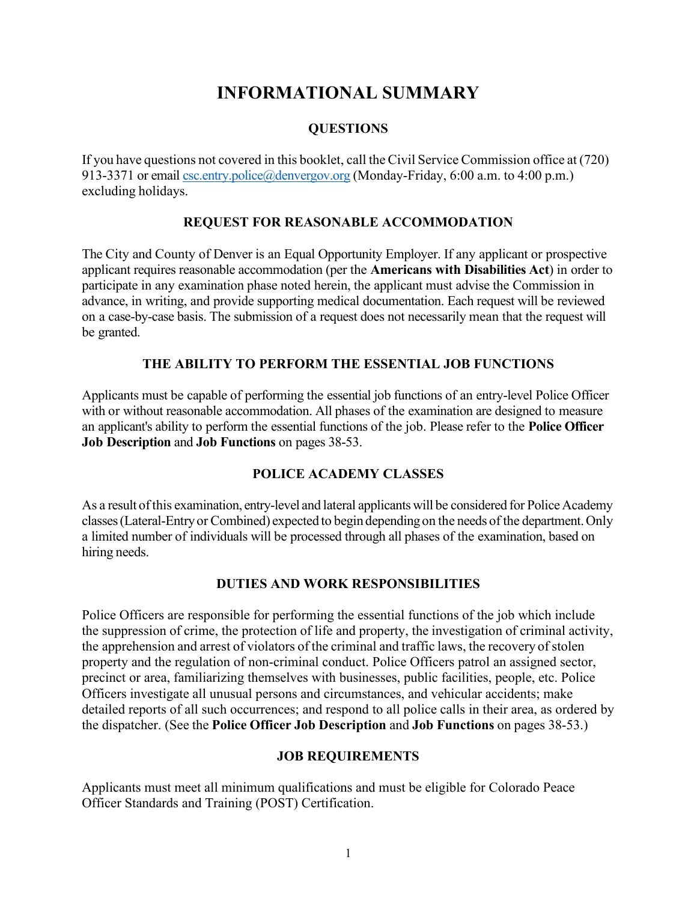# INFORMATIONAL SUMMARY

## QUESTIONS

If you have questions not covered in this booklet, call the Civil Service Commission office at (720) 913-3371 or email [csc.entry.police@denvergov.org](mailto:csc.entry.police@denvergov.org) (Monday-Friday, 6:00 a.m. to 4:00 p.m.) excluding holidays.

## REQUEST FOR REASONABLE ACCOMMODATION

The City and County of Denver is an Equal Opportunity Employer. If any applicant or prospective applicant requires reasonable accommodation (per the **Americans with Disabilities Act**) in order to participate in any examination phase noted herein, the applicant must advise the Commission in advance, in writing, and provide supporting medical documentation. Each request will be reviewed on a case-by-case basis. The submission of a request does not necessarily mean that the request will be granted.

## THE ABILITY TO PERFORM THE ESSENTIAL JOB FUNCTIONS

Applicants must be capable of performing the essential job functions of an entry-level Police Officer with or without reasonable accommodation. All phases of the examination are designed to measure an applicant's ability to perform the essential functions of the job. Please refer to the **Police Officer Job Description** and **Job Functions** on pages 38-53.

## POLICE ACADEMY CLASSES

As a result of this examination, entry-level and lateral applicants will be considered for Police Academy classes (Lateral-Entry or Combined) expected to begin depending on the needs of the department. Only a limited number of individuals will be processed through all phases of the examination, based on hiring needs.

## DUTIES AND WORK RESPONSIBILITIES

Police Officers are responsible for performing the essential functions of the job which include the suppression of crime, the protection of life and property, the investigation of criminal activity, the apprehension and arrest of violators of the criminal and traffic laws, the recovery of stolen property and the regulation of non-criminal conduct. Police Officers patrol an assigned sector, precinct or area, familiarizing themselves with businesses, public facilities, people, etc. Police Officers investigate all unusual persons and circumstances, and vehicular accidents; make detailed reports of all such occurrences; and respond to all police calls in their area, as ordered by the dispatcher. (See the **Police Officer Job Description** and **Job Functions** on pages 38-53.)

## JOB REQUIREMENTS

Applicants must meet all minimum qualifications and must be eligible for Colorado Peace Officer Standards and Training (POST) Certification.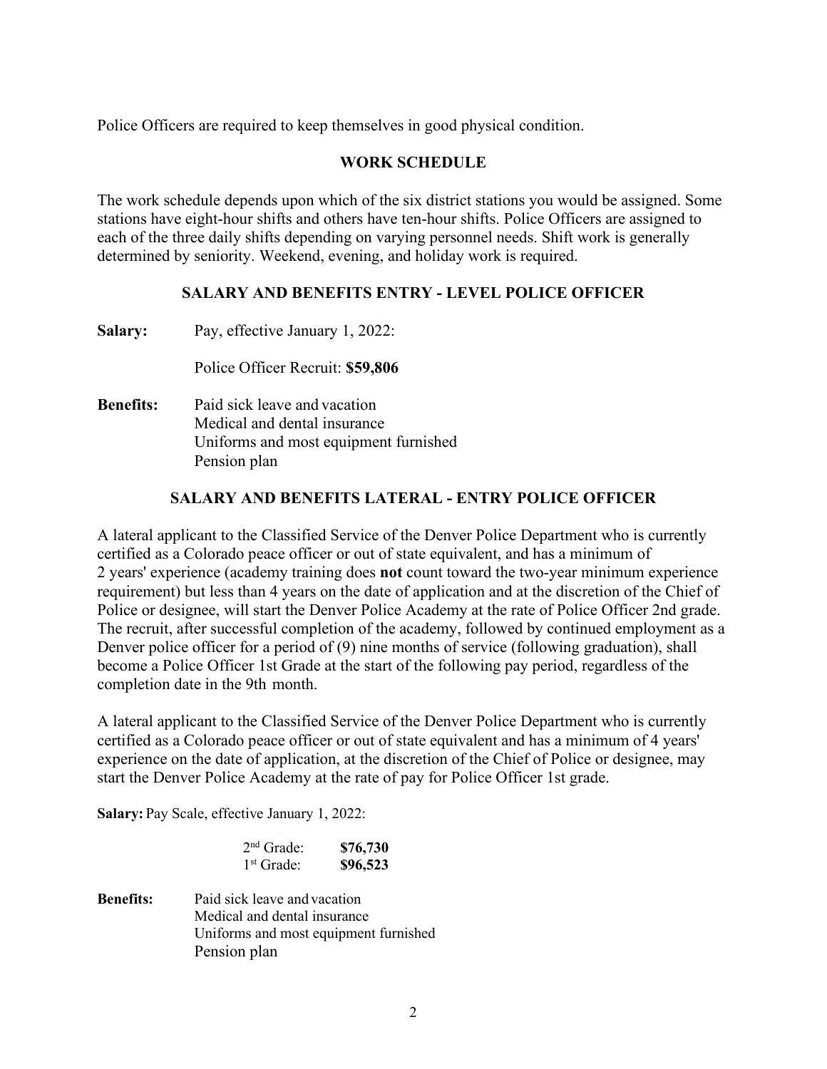Police Officers are required to keep themselves in good physical condition.

## WORK SCHEDULE

The work schedule depends upon which of the six district stations you would be assigned. Some stations have eight-hour shifts and others have ten-hour shifts. Police Officers are assigned to each of the three daily shifts depending on varying personnel needs. Shift work is generally determined by seniority. Weekend, evening, and holiday work is required.

## SALARY AND BENEFITS ENTRY - LEVEL POLICE OFFICER

**Salary:** Pay, effective January 1, 2022:

Police Officer Recruit: **$59,806**

**Benefits:**
- Paid sick leave and vacation
- Medical and dental insurance
- Uniforms and most equipment furnished
- Pension plan

## SALARY AND BENEFITS LATERAL - ENTRY POLICE OFFICER

A lateral applicant to the Classified Service of the Denver Police Department who is currently certified as a Colorado peace officer or out of state equivalent, and has a minimum of 2 years' experience (academy training does **not** count toward the two-year minimum experience requirement) but less than 4 years on the date of application and at the discretion of the Chief of Police or designee, will start the Denver Police Academy at the rate of Police Officer 2nd grade. The recruit, after successful completion of the academy, followed by continued employment as a Denver police officer for a period of (9) nine months of service (following graduation), shall become a Police Officer 1st Grade at the start of the following pay period, regardless of the completion date in the 9th month.

A lateral applicant to the Classified Service of the Denver Police Department who is currently certified as a Colorado peace officer or out of state equivalent and has a minimum of 4 years' experience on the date of application, at the discretion of the Chief of Police or designee, may start the Denver Police Academy at the rate of pay for Police Officer 1st grade.

**Salary:** Pay Scale, effective January 1, 2022:

| Grade | Salary |
|---|---|
| 2nd Grade: | **$76,730** |
| 1st Grade: | **$96,523** |

**Benefits:**
- Paid sick leave and vacation
- Medical and dental insurance
- Uniforms and most equipment furnished
- Pension plan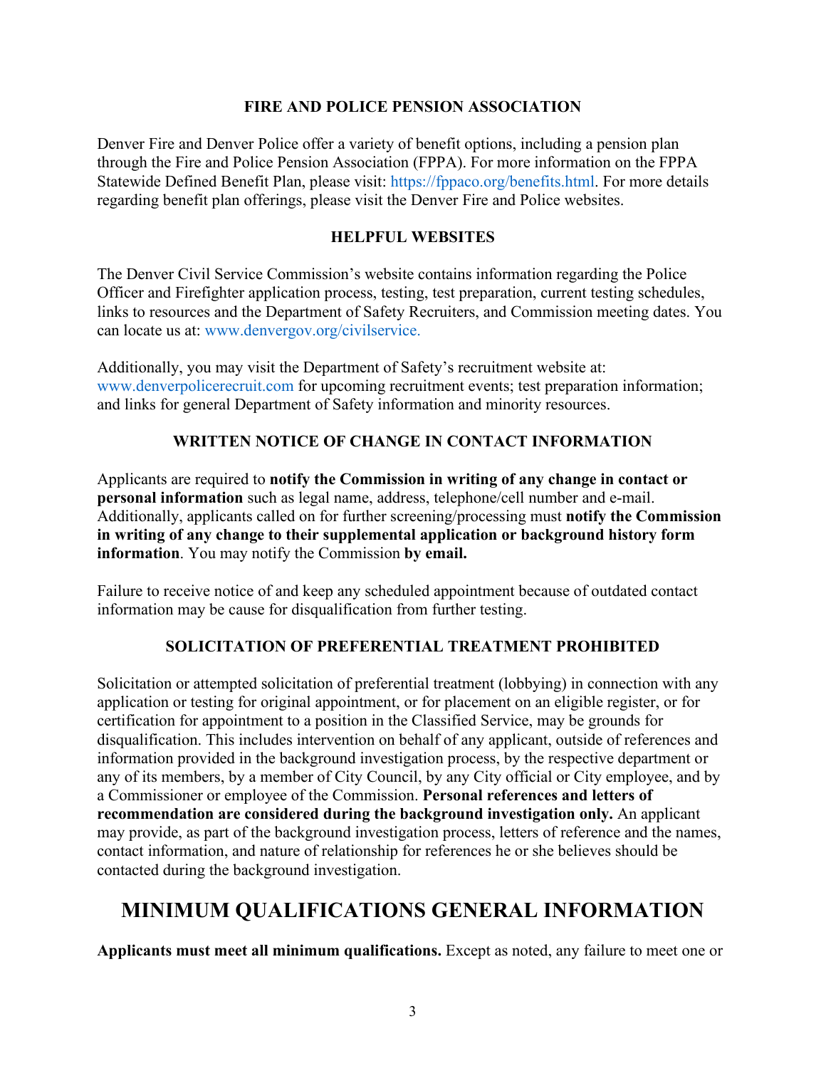## FIRE AND POLICE PENSION ASSOCIATION

Denver Fire and Denver Police offer a variety of benefit options, including a pension plan through the Fire and Police Pension Association (FPPA). For more information on the FPPA Statewide Defined Benefit Plan, please visit: https://fppaco.org/benefits.html. For more details regarding benefit plan offerings, please visit the Denver Fire and Police websites.

## HELPFUL WEBSITES

The Denver Civil Service Commission's website contains information regarding the Police Officer and Firefighter application process, testing, test preparation, current testing schedules, links to resources and the Department of Safety Recruiters, and Commission meeting dates. You can locate us at: www.denvergov.org/civilservice.

Additionally, you may visit the Department of Safety's recruitment website at: www.denverpolicerecruit.com for upcoming recruitment events; test preparation information; and links for general Department of Safety information and minority resources.

## WRITTEN NOTICE OF CHANGE IN CONTACT INFORMATION

Applicants are required to **notify the Commission in writing of any change in contact or personal information** such as legal name, address, telephone/cell number and e-mail. Additionally, applicants called on for further screening/processing must **notify the Commission in writing of any change to their supplemental application or background history form information**. You may notify the Commission **by email.**

Failure to receive notice of and keep any scheduled appointment because of outdated contact information may be cause for disqualification from further testing.

## SOLICITATION OF PREFERENTIAL TREATMENT PROHIBITED

Solicitation or attempted solicitation of preferential treatment (lobbying) in connection with any application or testing for original appointment, or for placement on an eligible register, or for certification for appointment to a position in the Classified Service, may be grounds for disqualification. This includes intervention on behalf of any applicant, outside of references and information provided in the background investigation process, by the respective department or any of its members, by a member of City Council, by any City official or City employee, and by a Commissioner or employee of the Commission. **Personal references and letters of recommendation are considered during the background investigation only.** An applicant may provide, as part of the background investigation process, letters of reference and the names, contact information, and nature of relationship for references he or she believes should be contacted during the background investigation.

# MINIMUM QUALIFICATIONS GENERAL INFORMATION

**Applicants must meet all minimum qualifications.** Except as noted, any failure to meet one or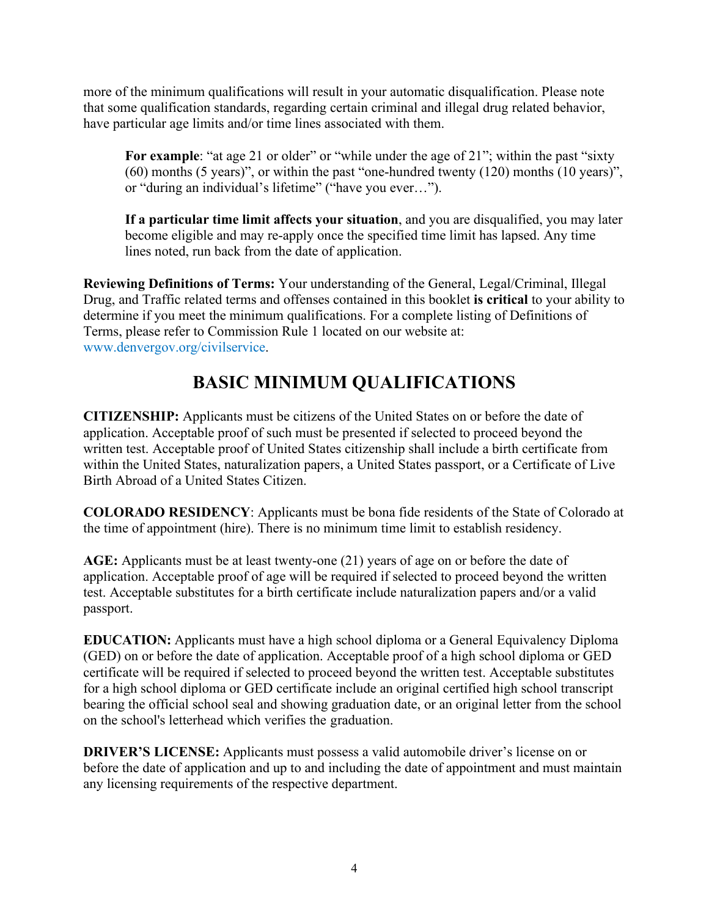more of the minimum qualifications will result in your automatic disqualification. Please note that some qualification standards, regarding certain criminal and illegal drug related behavior, have particular age limits and/or time lines associated with them.

> **For example**: "at age 21 or older" or "while under the age of 21"; within the past "sixty (60) months (5 years)", or within the past "one-hundred twenty (120) months (10 years)", or "during an individual's lifetime" ("have you ever…").
>
> **If a particular time limit affects your situation**, and you are disqualified, you may later become eligible and may re-apply once the specified time limit has lapsed. Any time lines noted, run back from the date of application.

**Reviewing Definitions of Terms:** Your understanding of the General, Legal/Criminal, Illegal Drug, and Traffic related terms and offenses contained in this booklet **is critical** to your ability to determine if you meet the minimum qualifications. For a complete listing of Definitions of Terms, please refer to Commission Rule 1 located on our website at: www.denvergov.org/civilservice.

## BASIC MINIMUM QUALIFICATIONS

**CITIZENSHIP:** Applicants must be citizens of the United States on or before the date of application. Acceptable proof of such must be presented if selected to proceed beyond the written test. Acceptable proof of United States citizenship shall include a birth certificate from within the United States, naturalization papers, a United States passport, or a Certificate of Live Birth Abroad of a United States Citizen.

**COLORADO RESIDENCY**: Applicants must be bona fide residents of the State of Colorado at the time of appointment (hire). There is no minimum time limit to establish residency.

**AGE:** Applicants must be at least twenty-one (21) years of age on or before the date of application. Acceptable proof of age will be required if selected to proceed beyond the written test. Acceptable substitutes for a birth certificate include naturalization papers and/or a valid passport.

**EDUCATION:** Applicants must have a high school diploma or a General Equivalency Diploma (GED) on or before the date of application. Acceptable proof of a high school diploma or GED certificate will be required if selected to proceed beyond the written test. Acceptable substitutes for a high school diploma or GED certificate include an original certified high school transcript bearing the official school seal and showing graduation date, or an original letter from the school on the school's letterhead which verifies the graduation.

**DRIVER'S LICENSE:** Applicants must possess a valid automobile driver's license on or before the date of application and up to and including the date of appointment and must maintain any licensing requirements of the respective department.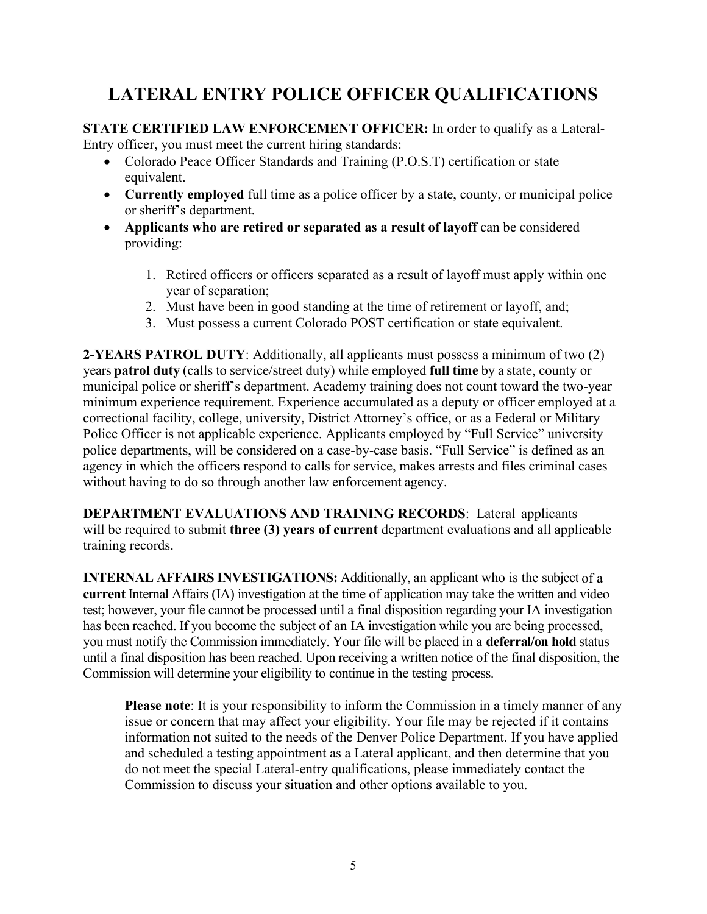# LATERAL ENTRY POLICE OFFICER QUALIFICATIONS

**STATE CERTIFIED LAW ENFORCEMENT OFFICER:** In order to qualify as a Lateral-Entry officer, you must meet the current hiring standards:

- Colorado Peace Officer Standards and Training (P.O.S.T) certification or state equivalent.
- **Currently employed** full time as a police officer by a state, county, or municipal police or sheriff's department.
- **Applicants who are retired or separated as a result of layoff** can be considered providing:
    1. Retired officers or officers separated as a result of layoff must apply within one year of separation;
    2. Must have been in good standing at the time of retirement or layoff, and;
    3. Must possess a current Colorado POST certification or state equivalent.

**2-YEARS PATROL DUTY**: Additionally, all applicants must possess a minimum of two (2) years **patrol duty** (calls to service/street duty) while employed **full time** by a state, county or municipal police or sheriff's department. Academy training does not count toward the two-year minimum experience requirement. Experience accumulated as a deputy or officer employed at a correctional facility, college, university, District Attorney's office, or as a Federal or Military Police Officer is not applicable experience. Applicants employed by "Full Service" university police departments, will be considered on a case-by-case basis. "Full Service" is defined as an agency in which the officers respond to calls for service, makes arrests and files criminal cases without having to do so through another law enforcement agency.

**DEPARTMENT EVALUATIONS AND TRAINING RECORDS**: Lateral applicants will be required to submit **three (3) years of current** department evaluations and all applicable training records.

**INTERNAL AFFAIRS INVESTIGATIONS:** Additionally, an applicant who is the subject of a **current** Internal Affairs (IA) investigation at the time of application may take the written and video test; however, your file cannot be processed until a final disposition regarding your IA investigation has been reached. If you become the subject of an IA investigation while you are being processed, you must notify the Commission immediately. Your file will be placed in a **deferral/on hold** status until a final disposition has been reached. Upon receiving a written notice of the final disposition, the Commission will determine your eligibility to continue in the testing process.

> **Please note**: It is your responsibility to inform the Commission in a timely manner of any issue or concern that may affect your eligibility. Your file may be rejected if it contains information not suited to the needs of the Denver Police Department. If you have applied and scheduled a testing appointment as a Lateral applicant, and then determine that you do not meet the special Lateral-entry qualifications, please immediately contact the Commission to discuss your situation and other options available to you.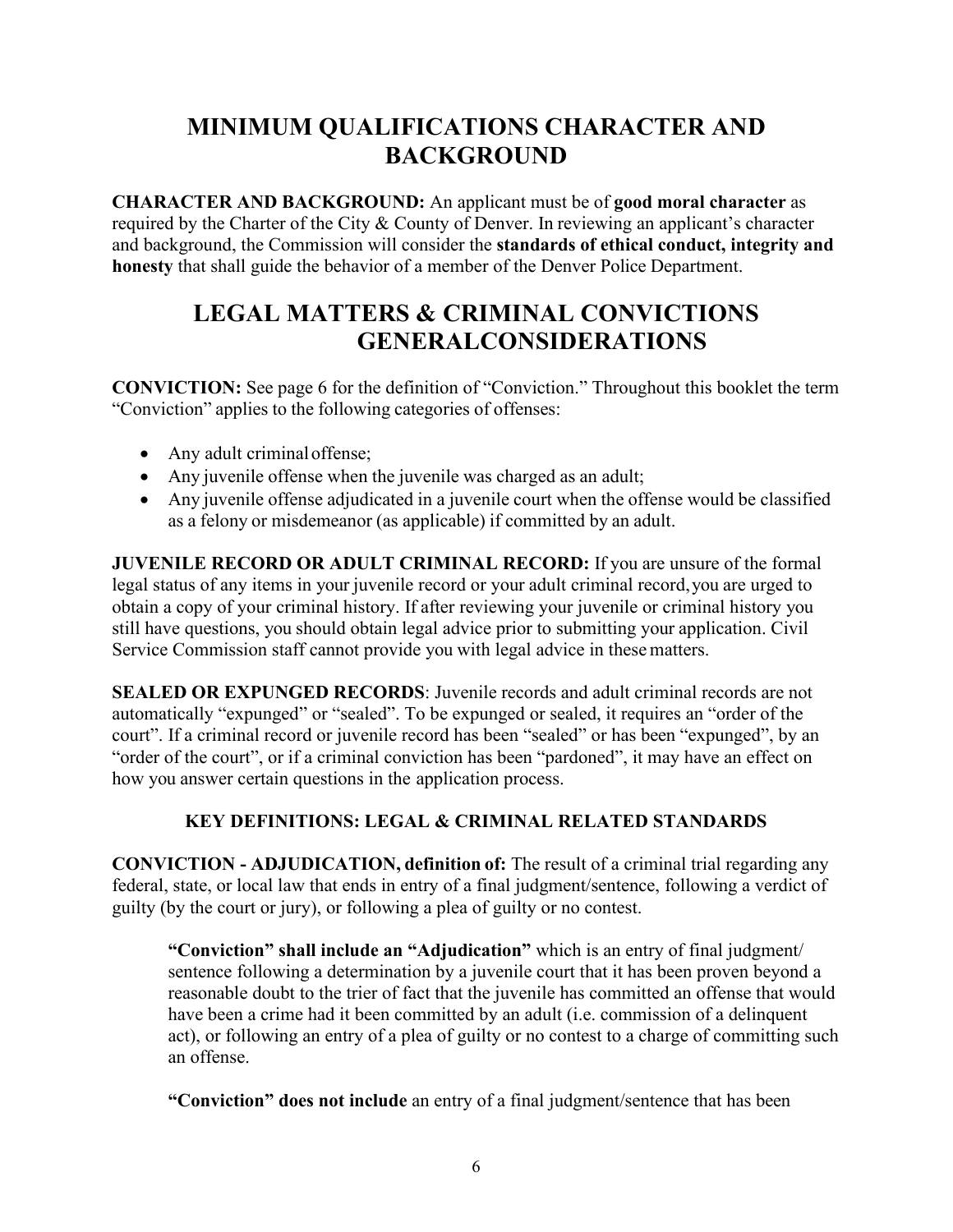# MINIMUM QUALIFICATIONS CHARACTER AND BACKGROUND

**CHARACTER AND BACKGROUND:** An applicant must be of **good moral character** as required by the Charter of the City & County of Denver. In reviewing an applicant's character and background, the Commission will consider the **standards of ethical conduct, integrity and honesty** that shall guide the behavior of a member of the Denver Police Department.

# LEGAL MATTERS & CRIMINAL CONVICTIONS GENERALCONSIDERATIONS

**CONVICTION:** See page 6 for the definition of "Conviction." Throughout this booklet the term "Conviction" applies to the following categories of offenses:

- Any adult criminal offense;
- Any juvenile offense when the juvenile was charged as an adult;
- Any juvenile offense adjudicated in a juvenile court when the offense would be classified as a felony or misdemeanor (as applicable) if committed by an adult.

**JUVENILE RECORD OR ADULT CRIMINAL RECORD:** If you are unsure of the formal legal status of any items in your juvenile record or your adult criminal record, you are urged to obtain a copy of your criminal history. If after reviewing your juvenile or criminal history you still have questions, you should obtain legal advice prior to submitting your application. Civil Service Commission staff cannot provide you with legal advice in these matters.

**SEALED OR EXPUNGED RECORDS**: Juvenile records and adult criminal records are not automatically "expunged" or "sealed". To be expunged or sealed, it requires an "order of the court". If a criminal record or juvenile record has been "sealed" or has been "expunged", by an "order of the court", or if a criminal conviction has been "pardoned", it may have an effect on how you answer certain questions in the application process.

### KEY DEFINITIONS: LEGAL & CRIMINAL RELATED STANDARDS

**CONVICTION - ADJUDICATION, definition of:** The result of a criminal trial regarding any federal, state, or local law that ends in entry of a final judgment/sentence, following a verdict of guilty (by the court or jury), or following a plea of guilty or no contest.

> **"Conviction" shall include an "Adjudication"** which is an entry of final judgment/ sentence following a determination by a juvenile court that it has been proven beyond a reasonable doubt to the trier of fact that the juvenile has committed an offense that would have been a crime had it been committed by an adult (i.e. commission of a delinquent act), or following an entry of a plea of guilty or no contest to a charge of committing such an offense.
>
> **"Conviction" does not include** an entry of a final judgment/sentence that has been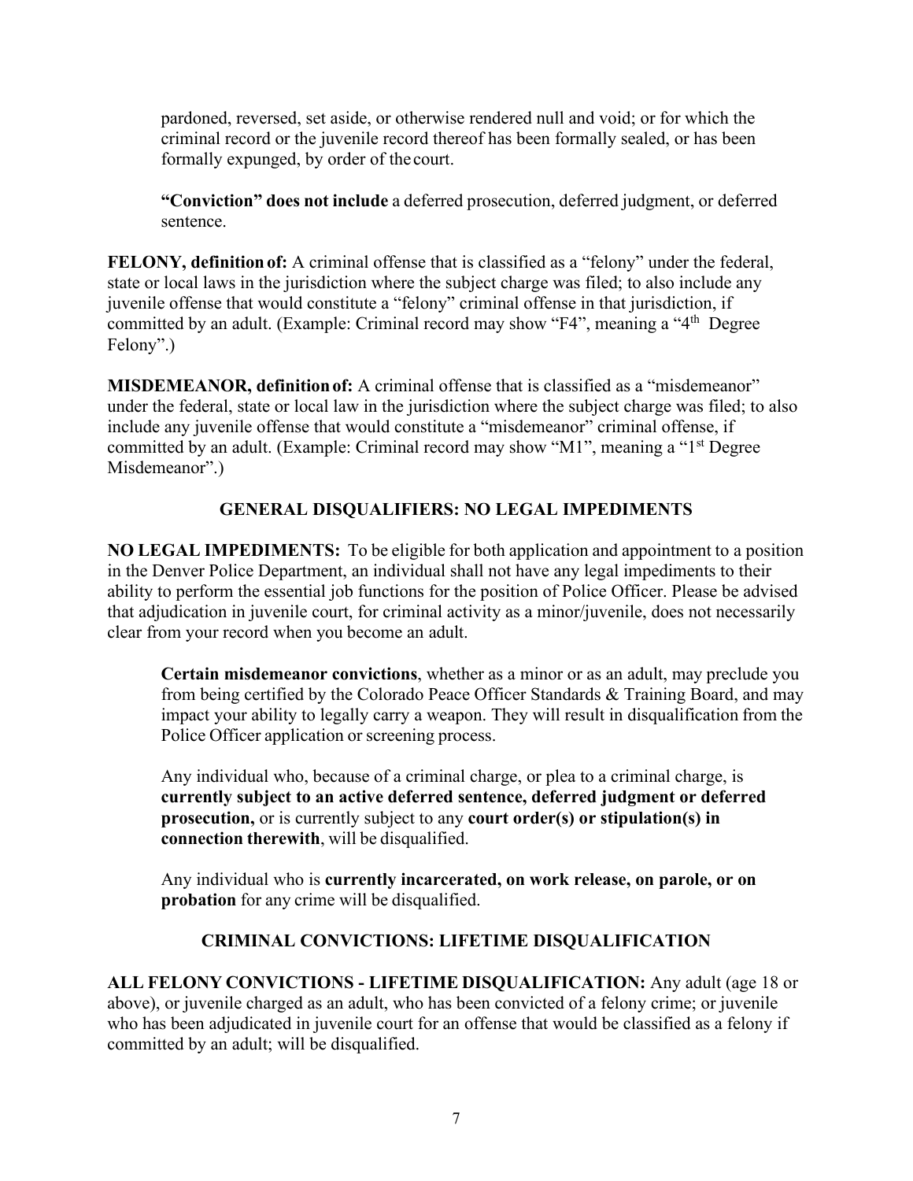pardoned, reversed, set aside, or otherwise rendered null and void; or for which the criminal record or the juvenile record thereof has been formally sealed, or has been formally expunged, by order of the court.

**"Conviction" does not include** a deferred prosecution, deferred judgment, or deferred sentence.

**FELONY, definition of:** A criminal offense that is classified as a "felony" under the federal, state or local laws in the jurisdiction where the subject charge was filed; to also include any juvenile offense that would constitute a "felony" criminal offense in that jurisdiction, if committed by an adult. (Example: Criminal record may show "F4", meaning a "4th Degree Felony".)

**MISDEMEANOR, definition of:** A criminal offense that is classified as a "misdemeanor" under the federal, state or local law in the jurisdiction where the subject charge was filed; to also include any juvenile offense that would constitute a "misdemeanor" criminal offense, if committed by an adult. (Example: Criminal record may show "M1", meaning a "1st Degree Misdemeanor".)

## GENERAL DISQUALIFIERS: NO LEGAL IMPEDIMENTS

**NO LEGAL IMPEDIMENTS:** To be eligible for both application and appointment to a position in the Denver Police Department, an individual shall not have any legal impediments to their ability to perform the essential job functions for the position of Police Officer. Please be advised that adjudication in juvenile court, for criminal activity as a minor/juvenile, does not necessarily clear from your record when you become an adult.

**Certain misdemeanor convictions**, whether as a minor or as an adult, may preclude you from being certified by the Colorado Peace Officer Standards & Training Board, and may impact your ability to legally carry a weapon. They will result in disqualification from the Police Officer application or screening process.

Any individual who, because of a criminal charge, or plea to a criminal charge, is **currently subject to an active deferred sentence, deferred judgment or deferred prosecution,** or is currently subject to any **court order(s) or stipulation(s) in connection therewith**, will be disqualified.

Any individual who is **currently incarcerated, on work release, on parole, or on probation** for any crime will be disqualified.

## CRIMINAL CONVICTIONS: LIFETIME DISQUALIFICATION

**ALL FELONY CONVICTIONS - LIFETIME DISQUALIFICATION:** Any adult (age 18 or above), or juvenile charged as an adult, who has been convicted of a felony crime; or juvenile who has been adjudicated in juvenile court for an offense that would be classified as a felony if committed by an adult; will be disqualified.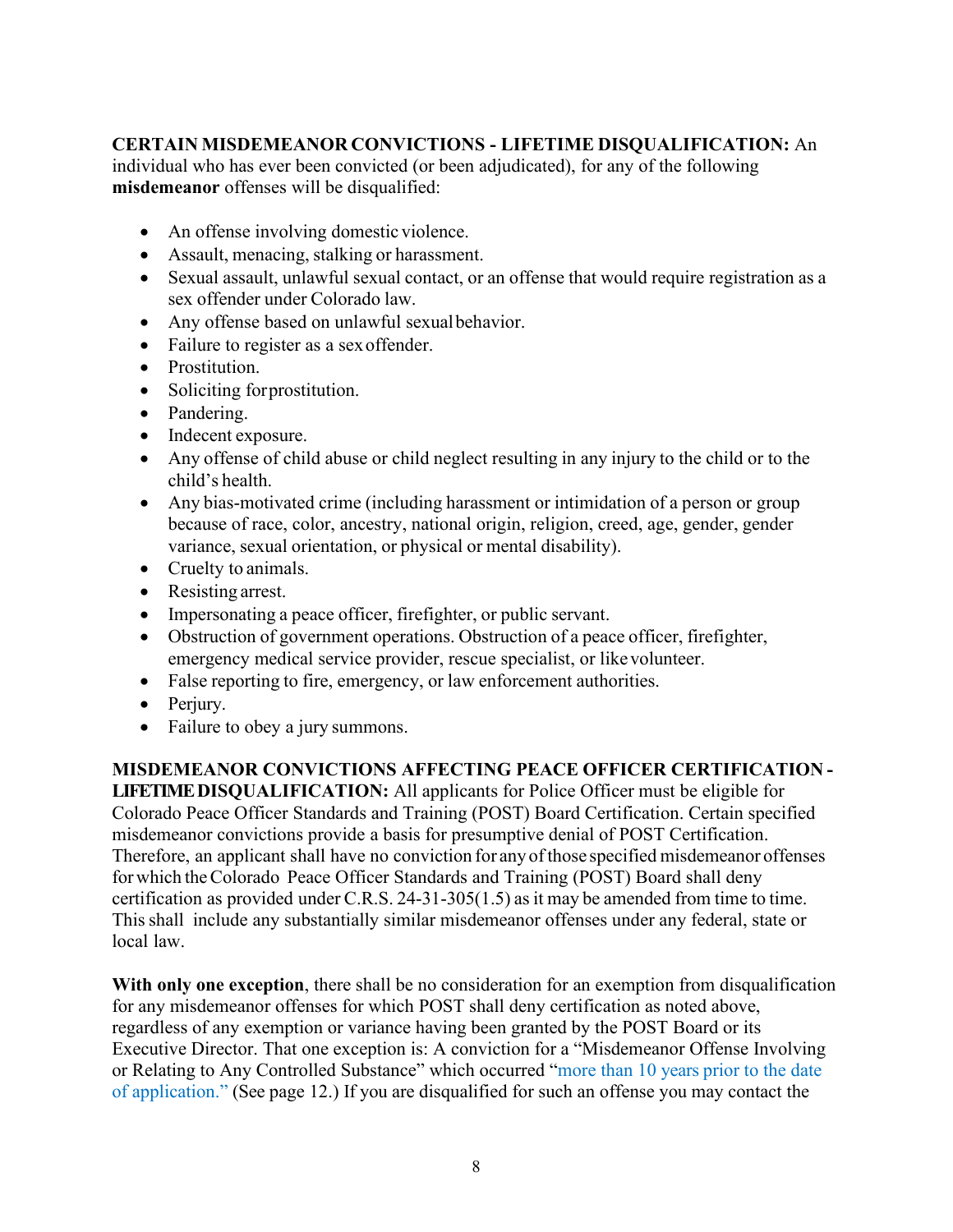**CERTAIN MISDEMEANOR CONVICTIONS - LIFETIME DISQUALIFICATION:** An individual who has ever been convicted (or been adjudicated), for any of the following **misdemeanor** offenses will be disqualified:

- An offense involving domestic violence.
- Assault, menacing, stalking or harassment.
- Sexual assault, unlawful sexual contact, or an offense that would require registration as a sex offender under Colorado law.
- Any offense based on unlawful sexual behavior.
- Failure to register as a sex offender.
- Prostitution.
- Soliciting for prostitution.
- Pandering.
- Indecent exposure.
- Any offense of child abuse or child neglect resulting in any injury to the child or to the child's health.
- Any bias-motivated crime (including harassment or intimidation of a person or group because of race, color, ancestry, national origin, religion, creed, age, gender, gender variance, sexual orientation, or physical or mental disability).
- Cruelty to animals.
- Resisting arrest.
- Impersonating a peace officer, firefighter, or public servant.
- Obstruction of government operations. Obstruction of a peace officer, firefighter, emergency medical service provider, rescue specialist, or like volunteer.
- False reporting to fire, emergency, or law enforcement authorities.
- Perjury.
- Failure to obey a jury summons.

**MISDEMEANOR CONVICTIONS AFFECTING PEACE OFFICER CERTIFICATION - LIFETIME DISQUALIFICATION:** All applicants for Police Officer must be eligible for Colorado Peace Officer Standards and Training (POST) Board Certification. Certain specified misdemeanor convictions provide a basis for presumptive denial of POST Certification. Therefore, an applicant shall have no conviction for any of those specified misdemeanor offenses for which the Colorado Peace Officer Standards and Training (POST) Board shall deny certification as provided under C.R.S. 24-31-305(1.5) as it may be amended from time to time. This shall include any substantially similar misdemeanor offenses under any federal, state or local law.

**With only one exception**, there shall be no consideration for an exemption from disqualification for any misdemeanor offenses for which POST shall deny certification as noted above, regardless of any exemption or variance having been granted by the POST Board or its Executive Director. That one exception is: A conviction for a "Misdemeanor Offense Involving or Relating to Any Controlled Substance" which occurred "more than 10 years prior to the date of application." (See page 12.) If you are disqualified for such an offense you may contact the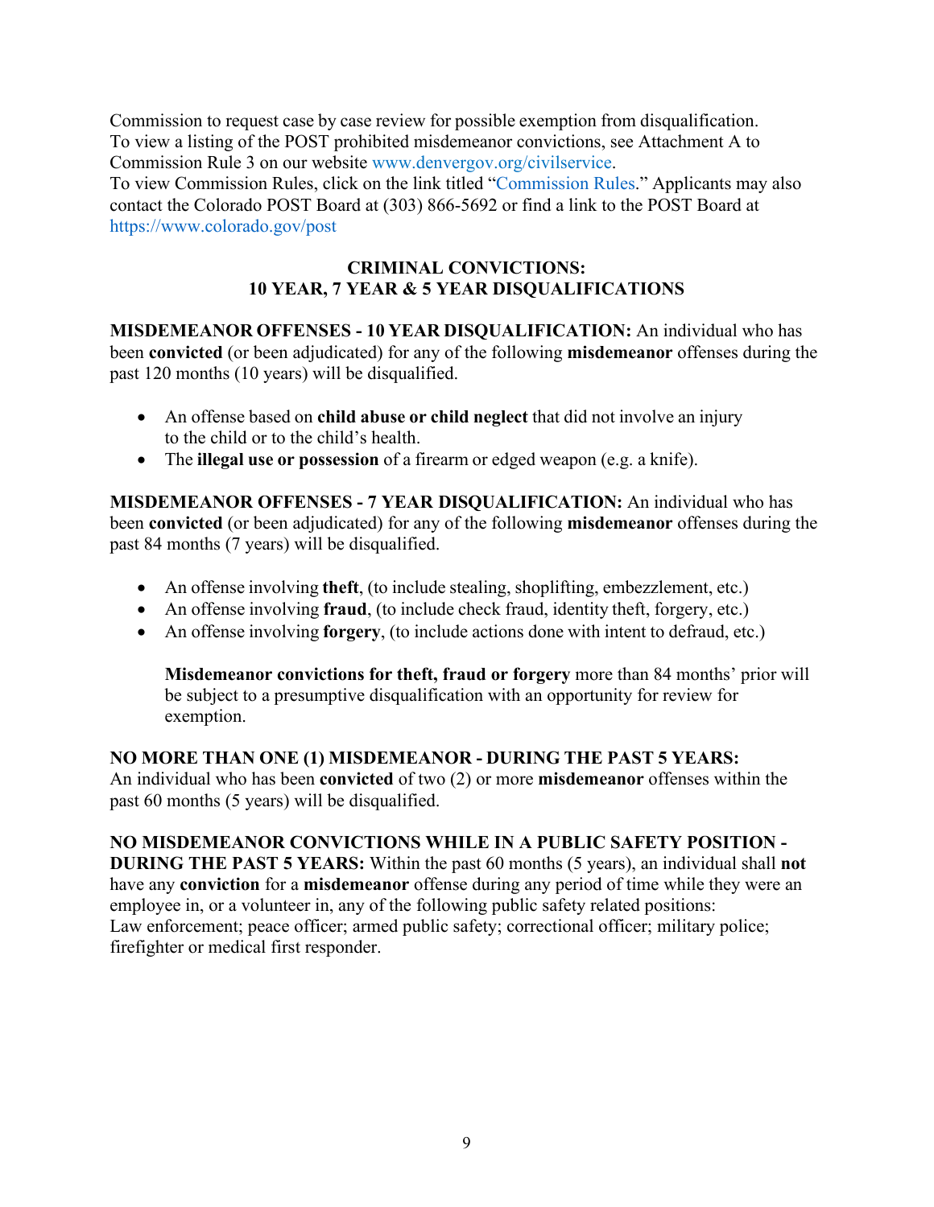Commission to request case by case review for possible exemption from disqualification. To view a listing of the POST prohibited misdemeanor convictions, see Attachment A to Commission Rule 3 on our website www.denvergov.org/civilservice.
To view Commission Rules, click on the link titled "Commission Rules." Applicants may also contact the Colorado POST Board at (303) 866-5692 or find a link to the POST Board at https://www.colorado.gov/post

## CRIMINAL CONVICTIONS: 10 YEAR, 7 YEAR & 5 YEAR DISQUALIFICATIONS

**MISDEMEANOR OFFENSES - 10 YEAR DISQUALIFICATION:** An individual who has been **convicted** (or been adjudicated) for any of the following **misdemeanor** offenses during the past 120 months (10 years) will be disqualified.

- An offense based on **child abuse or child neglect** that did not involve an injury to the child or to the child's health.
- The **illegal use or possession** of a firearm or edged weapon (e.g. a knife).

**MISDEMEANOR OFFENSES - 7 YEAR DISQUALIFICATION:** An individual who has been **convicted** (or been adjudicated) for any of the following **misdemeanor** offenses during the past 84 months (7 years) will be disqualified.

- An offense involving **theft**, (to include stealing, shoplifting, embezzlement, etc.)
- An offense involving **fraud**, (to include check fraud, identity theft, forgery, etc.)
- An offense involving **forgery**, (to include actions done with intent to defraud, etc.)

  **Misdemeanor convictions for theft, fraud or forgery** more than 84 months' prior will be subject to a presumptive disqualification with an opportunity for review for exemption.

**NO MORE THAN ONE (1) MISDEMEANOR - DURING THE PAST 5 YEARS:** An individual who has been **convicted** of two (2) or more **misdemeanor** offenses within the past 60 months (5 years) will be disqualified.

**NO MISDEMEANOR CONVICTIONS WHILE IN A PUBLIC SAFETY POSITION - DURING THE PAST 5 YEARS:** Within the past 60 months (5 years), an individual shall **not** have any **conviction** for a **misdemeanor** offense during any period of time while they were an employee in, or a volunteer in, any of the following public safety related positions: Law enforcement; peace officer; armed public safety; correctional officer; military police; firefighter or medical first responder.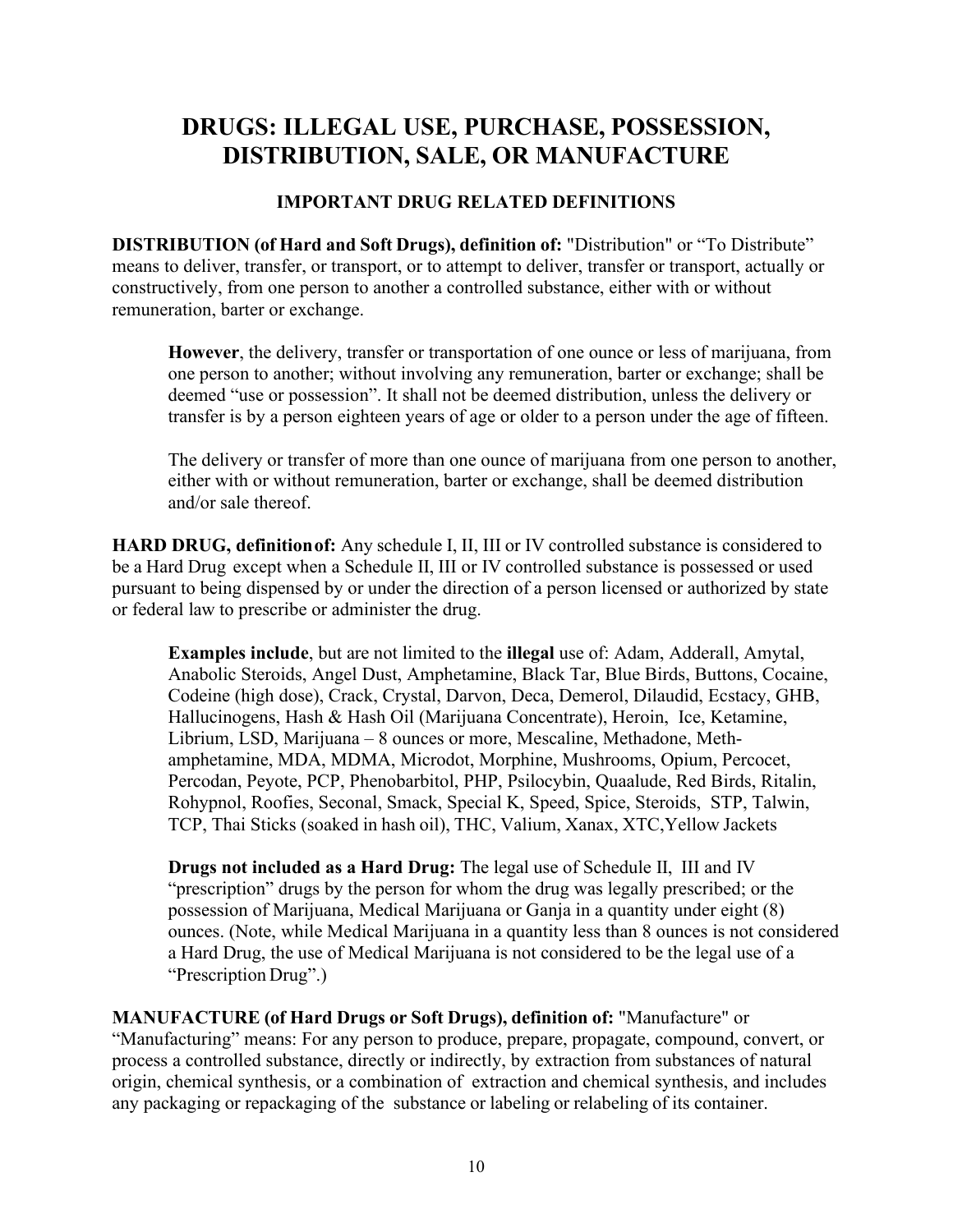# DRUGS: ILLEGAL USE, PURCHASE, POSSESSION, DISTRIBUTION, SALE, OR MANUFACTURE

### IMPORTANT DRUG RELATED DEFINITIONS

**DISTRIBUTION (of Hard and Soft Drugs), definition of:** "Distribution" or "To Distribute" means to deliver, transfer, or transport, or to attempt to deliver, transfer or transport, actually or constructively, from one person to another a controlled substance, either with or without remuneration, barter or exchange.

> **However**, the delivery, transfer or transportation of one ounce or less of marijuana, from one person to another; without involving any remuneration, barter or exchange; shall be deemed "use or possession". It shall not be deemed distribution, unless the delivery or transfer is by a person eighteen years of age or older to a person under the age of fifteen.
>
> The delivery or transfer of more than one ounce of marijuana from one person to another, either with or without remuneration, barter or exchange, shall be deemed distribution and/or sale thereof.

**HARD DRUG, definition of:** Any schedule I, II, III or IV controlled substance is considered to be a Hard Drug except when a Schedule II, III or IV controlled substance is possessed or used pursuant to being dispensed by or under the direction of a person licensed or authorized by state or federal law to prescribe or administer the drug.

> **Examples include**, but are not limited to the **illegal** use of: Adam, Adderall, Amytal, Anabolic Steroids, Angel Dust, Amphetamine, Black Tar, Blue Birds, Buttons, Cocaine, Codeine (high dose), Crack, Crystal, Darvon, Deca, Demerol, Dilaudid, Ecstacy, GHB, Hallucinogens, Hash & Hash Oil (Marijuana Concentrate), Heroin, Ice, Ketamine, Librium, LSD, Marijuana – 8 ounces or more, Mescaline, Methadone, Meth-amphetamine, MDA, MDMA, Microdot, Morphine, Mushrooms, Opium, Percocet, Percodan, Peyote, PCP, Phenobarbitol, PHP, Psilocybin, Quaalude, Red Birds, Ritalin, Rohypnol, Roofies, Seconal, Smack, Special K, Speed, Spice, Steroids, STP, Talwin, TCP, Thai Sticks (soaked in hash oil), THC, Valium, Xanax, XTC, Yellow Jackets
>
> **Drugs not included as a Hard Drug:** The legal use of Schedule II, III and IV "prescription" drugs by the person for whom the drug was legally prescribed; or the possession of Marijuana, Medical Marijuana or Ganja in a quantity under eight (8) ounces. (Note, while Medical Marijuana in a quantity less than 8 ounces is not considered a Hard Drug, the use of Medical Marijuana is not considered to be the legal use of a "Prescription Drug".)

**MANUFACTURE (of Hard Drugs or Soft Drugs), definition of:** "Manufacture" or "Manufacturing" means: For any person to produce, prepare, propagate, compound, convert, or process a controlled substance, directly or indirectly, by extraction from substances of natural origin, chemical synthesis, or a combination of extraction and chemical synthesis, and includes any packaging or repackaging of the substance or labeling or relabeling of its container.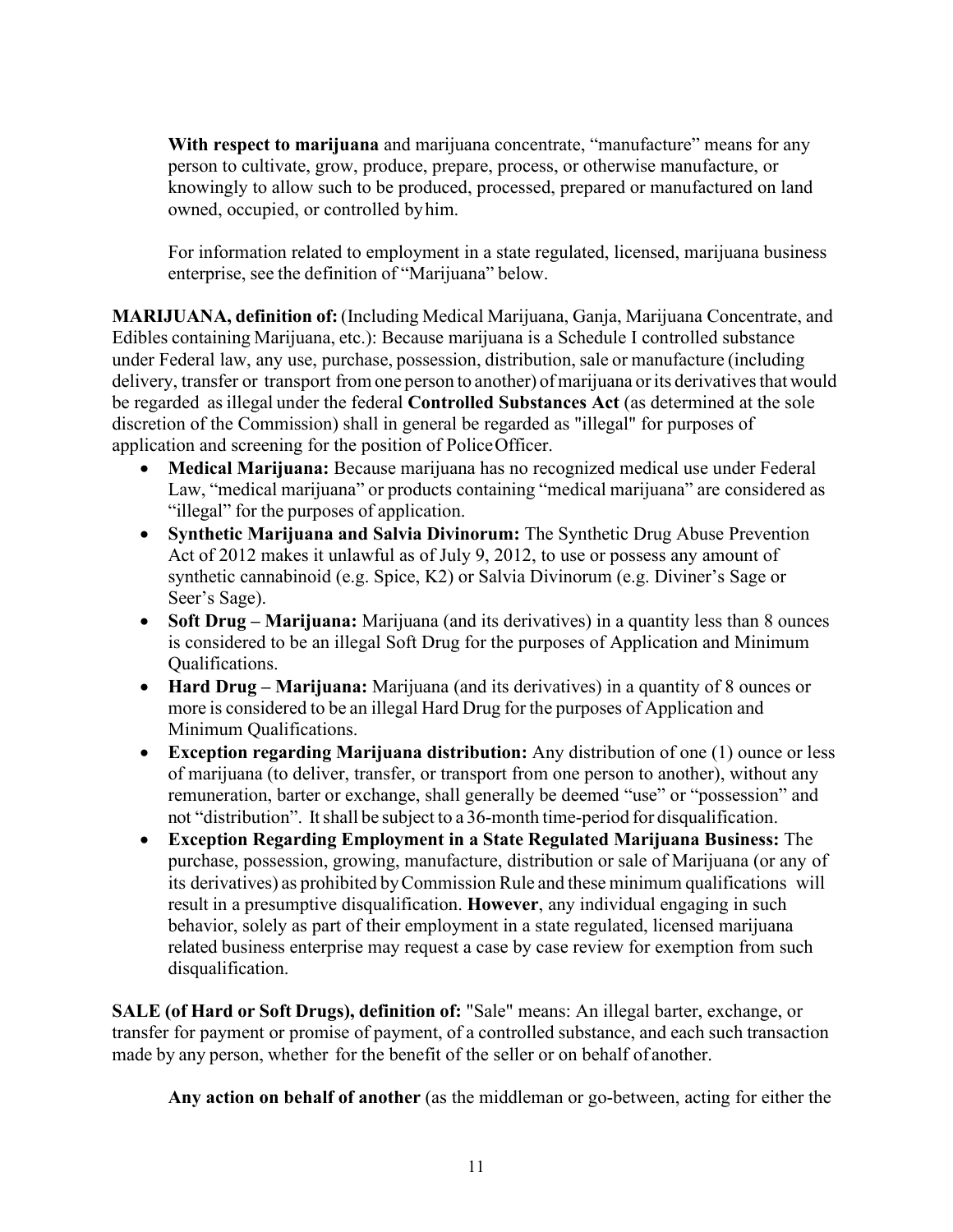**With respect to marijuana** and marijuana concentrate, "manufacture" means for any person to cultivate, grow, produce, prepare, process, or otherwise manufacture, or knowingly to allow such to be produced, processed, prepared or manufactured on land owned, occupied, or controlled by him.

For information related to employment in a state regulated, licensed, marijuana business enterprise, see the definition of "Marijuana" below.

**MARIJUANA, definition of:** (Including Medical Marijuana, Ganja, Marijuana Concentrate, and Edibles containing Marijuana, etc.): Because marijuana is a Schedule I controlled substance under Federal law, any use, purchase, possession, distribution, sale or manufacture (including delivery, transfer or transport from one person to another) of marijuana or its derivatives that would be regarded as illegal under the federal **Controlled Substances Act** (as determined at the sole discretion of the Commission) shall in general be regarded as "illegal" for purposes of application and screening for the position of Police Officer.

- **Medical Marijuana:** Because marijuana has no recognized medical use under Federal Law, "medical marijuana" or products containing "medical marijuana" are considered as "illegal" for the purposes of application.
- **Synthetic Marijuana and Salvia Divinorum:** The Synthetic Drug Abuse Prevention Act of 2012 makes it unlawful as of July 9, 2012, to use or possess any amount of synthetic cannabinoid (e.g. Spice, K2) or Salvia Divinorum (e.g. Diviner's Sage or Seer's Sage).
- **Soft Drug – Marijuana:** Marijuana (and its derivatives) in a quantity less than 8 ounces is considered to be an illegal Soft Drug for the purposes of Application and Minimum Qualifications.
- **Hard Drug – Marijuana:** Marijuana (and its derivatives) in a quantity of 8 ounces or more is considered to be an illegal Hard Drug for the purposes of Application and Minimum Qualifications.
- **Exception regarding Marijuana distribution:** Any distribution of one (1) ounce or less of marijuana (to deliver, transfer, or transport from one person to another), without any remuneration, barter or exchange, shall generally be deemed "use" or "possession" and not "distribution". It shall be subject to a 36-month time-period for disqualification.
- **Exception Regarding Employment in a State Regulated Marijuana Business:** The purchase, possession, growing, manufacture, distribution or sale of Marijuana (or any of its derivatives) as prohibited by Commission Rule and these minimum qualifications will result in a presumptive disqualification. **However**, any individual engaging in such behavior, solely as part of their employment in a state regulated, licensed marijuana related business enterprise may request a case by case review for exemption from such disqualification.

**SALE (of Hard or Soft Drugs), definition of:** "Sale" means: An illegal barter, exchange, or transfer for payment or promise of payment, of a controlled substance, and each such transaction made by any person, whether for the benefit of the seller or on behalf of another.

**Any action on behalf of another** (as the middleman or go-between, acting for either the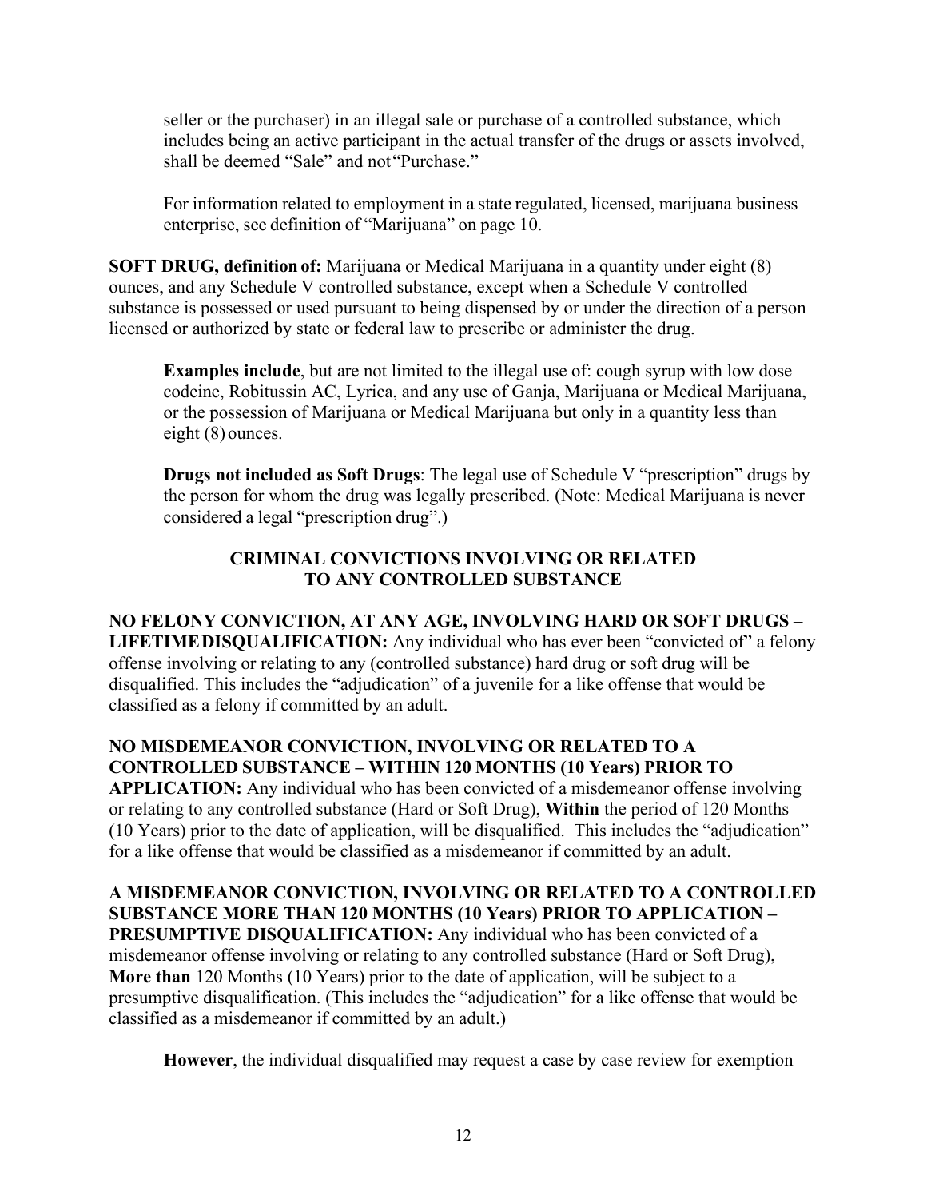seller or the purchaser) in an illegal sale or purchase of a controlled substance, which includes being an active participant in the actual transfer of the drugs or assets involved, shall be deemed "Sale" and not "Purchase."

For information related to employment in a state regulated, licensed, marijuana business enterprise, see definition of "Marijuana" on page 10.

**SOFT DRUG, definition of:** Marijuana or Medical Marijuana in a quantity under eight (8) ounces, and any Schedule V controlled substance, except when a Schedule V controlled substance is possessed or used pursuant to being dispensed by or under the direction of a person licensed or authorized by state or federal law to prescribe or administer the drug.

**Examples include**, but are not limited to the illegal use of: cough syrup with low dose codeine, Robitussin AC, Lyrica, and any use of Ganja, Marijuana or Medical Marijuana, or the possession of Marijuana or Medical Marijuana but only in a quantity less than eight (8) ounces.

**Drugs not included as Soft Drugs**: The legal use of Schedule V "prescription" drugs by the person for whom the drug was legally prescribed. (Note: Medical Marijuana is never considered a legal "prescription drug".)

## CRIMINAL CONVICTIONS INVOLVING OR RELATED TO ANY CONTROLLED SUBSTANCE

**NO FELONY CONVICTION, AT ANY AGE, INVOLVING HARD OR SOFT DRUGS – LIFETIME DISQUALIFICATION:** Any individual who has ever been "convicted of" a felony offense involving or relating to any (controlled substance) hard drug or soft drug will be disqualified. This includes the "adjudication" of a juvenile for a like offense that would be classified as a felony if committed by an adult.

**NO MISDEMEANOR CONVICTION, INVOLVING OR RELATED TO A CONTROLLED SUBSTANCE – WITHIN 120 MONTHS (10 Years) PRIOR TO APPLICATION:** Any individual who has been convicted of a misdemeanor offense involving or relating to any controlled substance (Hard or Soft Drug), **Within** the period of 120 Months (10 Years) prior to the date of application, will be disqualified. This includes the "adjudication" for a like offense that would be classified as a misdemeanor if committed by an adult.

**A MISDEMEANOR CONVICTION, INVOLVING OR RELATED TO A CONTROLLED SUBSTANCE MORE THAN 120 MONTHS (10 Years) PRIOR TO APPLICATION – PRESUMPTIVE DISQUALIFICATION:** Any individual who has been convicted of a misdemeanor offense involving or relating to any controlled substance (Hard or Soft Drug), **More than** 120 Months (10 Years) prior to the date of application, will be subject to a presumptive disqualification. (This includes the "adjudication" for a like offense that would be classified as a misdemeanor if committed by an adult.)

**However**, the individual disqualified may request a case by case review for exemption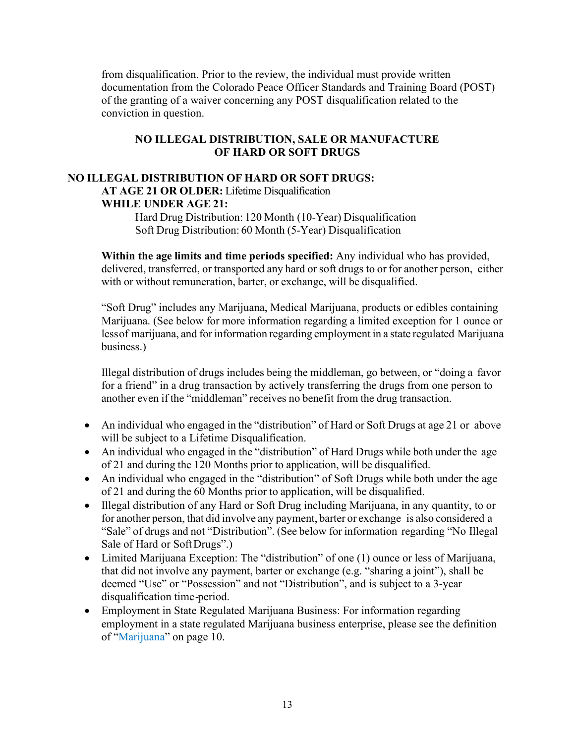from disqualification. Prior to the review, the individual must provide written documentation from the Colorado Peace Officer Standards and Training Board (POST) of the granting of a waiver concerning any POST disqualification related to the conviction in question.

## NO ILLEGAL DISTRIBUTION, SALE OR MANUFACTURE OF HARD OR SOFT DRUGS

### NO ILLEGAL DISTRIBUTION OF HARD OR SOFT DRUGS:

**AT AGE 21 OR OLDER:** Lifetime Disqualification

**WHILE UNDER AGE 21:**

Hard Drug Distribution: 120 Month (10-Year) Disqualification

Soft Drug Distribution: 60 Month (5-Year) Disqualification

**Within the age limits and time periods specified:** Any individual who has provided, delivered, transferred, or transported any hard or soft drugs to or for another person, either with or without remuneration, barter, or exchange, will be disqualified.

"Soft Drug" includes any Marijuana, Medical Marijuana, products or edibles containing Marijuana. (See below for more information regarding a limited exception for 1 ounce or less of marijuana, and for information regarding employment in a state regulated Marijuana business.)

Illegal distribution of drugs includes being the middleman, go between, or "doing a favor for a friend" in a drug transaction by actively transferring the drugs from one person to another even if the "middleman" receives no benefit from the drug transaction.

- An individual who engaged in the "distribution" of Hard or Soft Drugs at age 21 or above will be subject to a Lifetime Disqualification.
- An individual who engaged in the "distribution" of Hard Drugs while both under the age of 21 and during the 120 Months prior to application, will be disqualified.
- An individual who engaged in the "distribution" of Soft Drugs while both under the age of 21 and during the 60 Months prior to application, will be disqualified.
- Illegal distribution of any Hard or Soft Drug including Marijuana, in any quantity, to or for another person, that did involve any payment, barter or exchange is also considered a "Sale" of drugs and not "Distribution". (See below for information regarding "No Illegal Sale of Hard or Soft Drugs".)
- Limited Marijuana Exception: The "distribution" of one (1) ounce or less of Marijuana, that did not involve any payment, barter or exchange (e.g. "sharing a joint"), shall be deemed "Use" or "Possession" and not "Distribution", and is subject to a 3-year disqualification time-period.
- Employment in State Regulated Marijuana Business: For information regarding employment in a state regulated Marijuana business enterprise, please see the definition of "Marijuana" on page 10.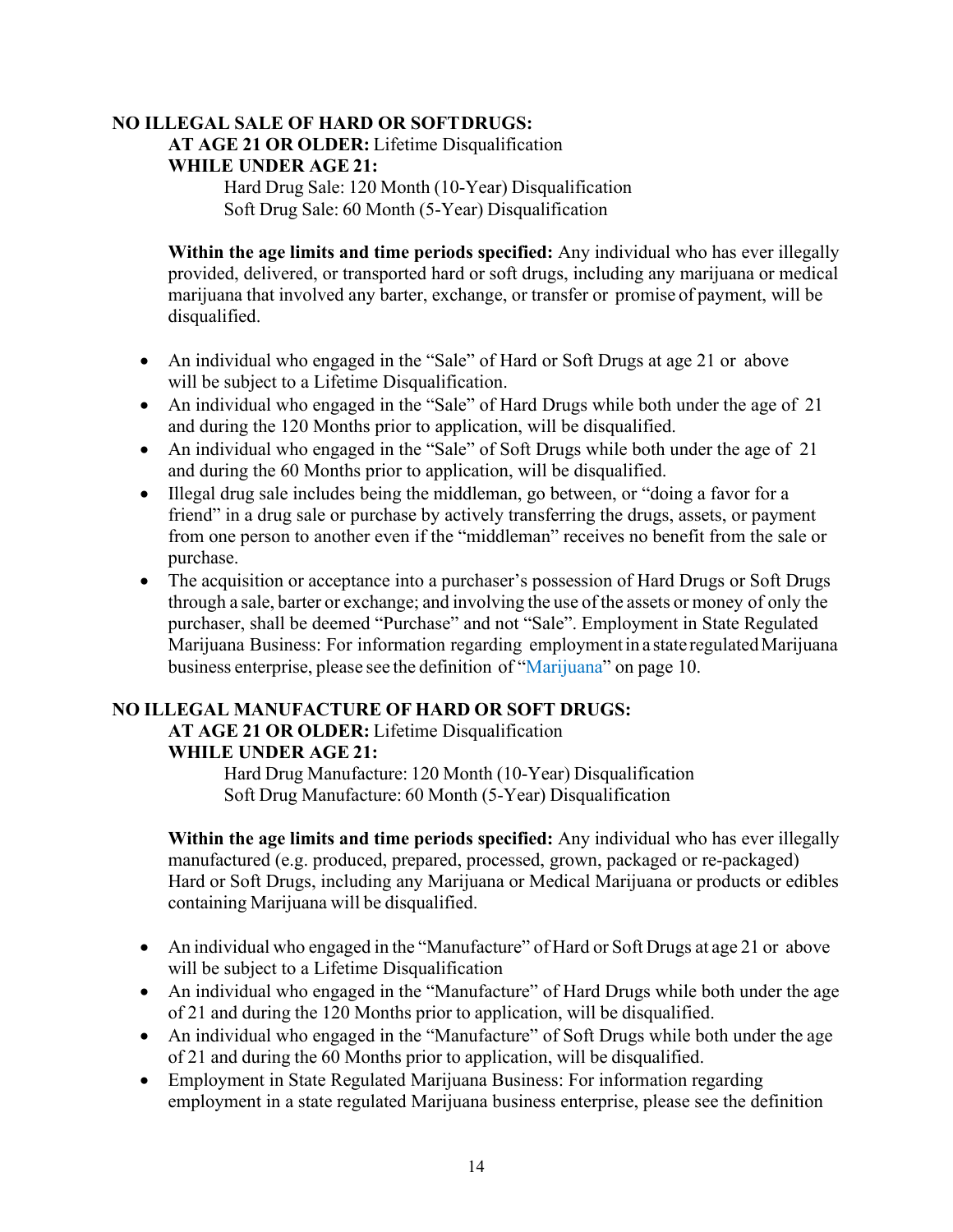**NO ILLEGAL SALE OF HARD OR SOFT DRUGS:**

**AT AGE 21 OR OLDER:** Lifetime Disqualification

**WHILE UNDER AGE 21:**

Hard Drug Sale: 120 Month (10-Year) Disqualification

Soft Drug Sale: 60 Month (5-Year) Disqualification

**Within the age limits and time periods specified:** Any individual who has ever illegally provided, delivered, or transported hard or soft drugs, including any marijuana or medical marijuana that involved any barter, exchange, or transfer or promise of payment, will be disqualified.

- An individual who engaged in the "Sale" of Hard or Soft Drugs at age 21 or above will be subject to a Lifetime Disqualification.
- An individual who engaged in the "Sale" of Hard Drugs while both under the age of 21 and during the 120 Months prior to application, will be disqualified.
- An individual who engaged in the "Sale" of Soft Drugs while both under the age of 21 and during the 60 Months prior to application, will be disqualified.
- Illegal drug sale includes being the middleman, go between, or "doing a favor for a friend" in a drug sale or purchase by actively transferring the drugs, assets, or payment from one person to another even if the "middleman" receives no benefit from the sale or purchase.
- The acquisition or acceptance into a purchaser's possession of Hard Drugs or Soft Drugs through a sale, barter or exchange; and involving the use of the assets or money of only the purchaser, shall be deemed "Purchase" and not "Sale". Employment in State Regulated Marijuana Business: For information regarding employment in a state regulated Marijuana business enterprise, please see the definition of "Marijuana" on page 10.

**NO ILLEGAL MANUFACTURE OF HARD OR SOFT DRUGS:**

**AT AGE 21 OR OLDER:** Lifetime Disqualification

**WHILE UNDER AGE 21:**

Hard Drug Manufacture: 120 Month (10-Year) Disqualification

Soft Drug Manufacture: 60 Month (5-Year) Disqualification

**Within the age limits and time periods specified:** Any individual who has ever illegally manufactured (e.g. produced, prepared, processed, grown, packaged or re-packaged) Hard or Soft Drugs, including any Marijuana or Medical Marijuana or products or edibles containing Marijuana will be disqualified.

- An individual who engaged in the "Manufacture" of Hard or Soft Drugs at age 21 or above will be subject to a Lifetime Disqualification
- An individual who engaged in the "Manufacture" of Hard Drugs while both under the age of 21 and during the 120 Months prior to application, will be disqualified.
- An individual who engaged in the "Manufacture" of Soft Drugs while both under the age of 21 and during the 60 Months prior to application, will be disqualified.
- Employment in State Regulated Marijuana Business: For information regarding employment in a state regulated Marijuana business enterprise, please see the definition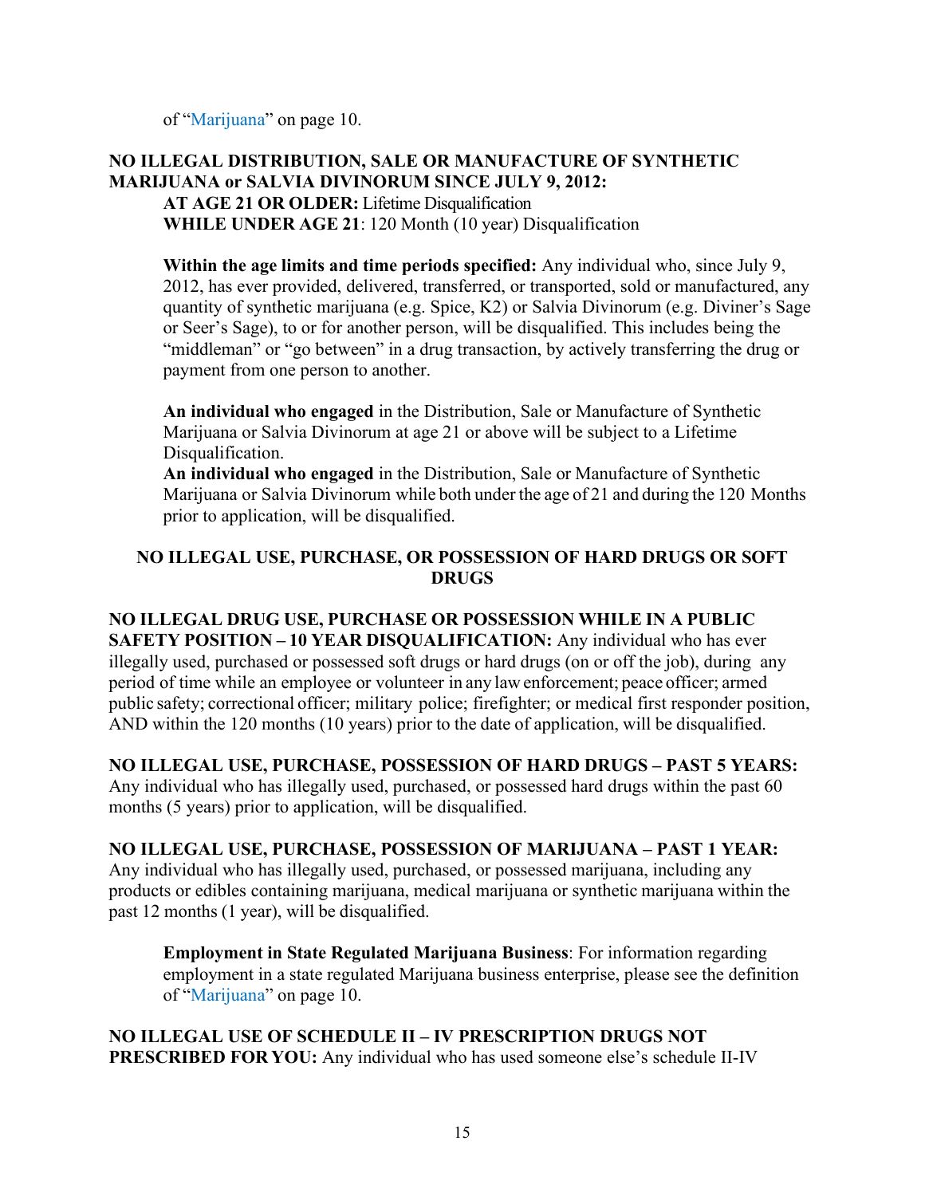of "Marijuana" on page 10.

**NO ILLEGAL DISTRIBUTION, SALE OR MANUFACTURE OF SYNTHETIC MARIJUANA or SALVIA DIVINORUM SINCE JULY 9, 2012:**

**AT AGE 21 OR OLDER:** Lifetime Disqualification
**WHILE UNDER AGE 21**: 120 Month (10 year) Disqualification

**Within the age limits and time periods specified:** Any individual who, since July 9, 2012, has ever provided, delivered, transferred, or transported, sold or manufactured, any quantity of synthetic marijuana (e.g. Spice, K2) or Salvia Divinorum (e.g. Diviner's Sage or Seer's Sage), to or for another person, will be disqualified. This includes being the "middleman" or "go between" in a drug transaction, by actively transferring the drug or payment from one person to another.

**An individual who engaged** in the Distribution, Sale or Manufacture of Synthetic Marijuana or Salvia Divinorum at age 21 or above will be subject to a Lifetime Disqualification.
**An individual who engaged** in the Distribution, Sale or Manufacture of Synthetic Marijuana or Salvia Divinorum while both under the age of 21 and during the 120 Months prior to application, will be disqualified.

## NO ILLEGAL USE, PURCHASE, OR POSSESSION OF HARD DRUGS OR SOFT DRUGS

**NO ILLEGAL DRUG USE, PURCHASE OR POSSESSION WHILE IN A PUBLIC SAFETY POSITION – 10 YEAR DISQUALIFICATION:** Any individual who has ever illegally used, purchased or possessed soft drugs or hard drugs (on or off the job), during any period of time while an employee or volunteer in any law enforcement; peace officer; armed public safety; correctional officer; military police; firefighter; or medical first responder position, AND within the 120 months (10 years) prior to the date of application, will be disqualified.

**NO ILLEGAL USE, PURCHASE, POSSESSION OF HARD DRUGS – PAST 5 YEARS:** Any individual who has illegally used, purchased, or possessed hard drugs within the past 60 months (5 years) prior to application, will be disqualified.

**NO ILLEGAL USE, PURCHASE, POSSESSION OF MARIJUANA – PAST 1 YEAR:** Any individual who has illegally used, purchased, or possessed marijuana, including any products or edibles containing marijuana, medical marijuana or synthetic marijuana within the past 12 months (1 year), will be disqualified.

**Employment in State Regulated Marijuana Business**: For information regarding employment in a state regulated Marijuana business enterprise, please see the definition of "Marijuana" on page 10.

**NO ILLEGAL USE OF SCHEDULE II – IV PRESCRIPTION DRUGS NOT PRESCRIBED FOR YOU:** Any individual who has used someone else's schedule II-IV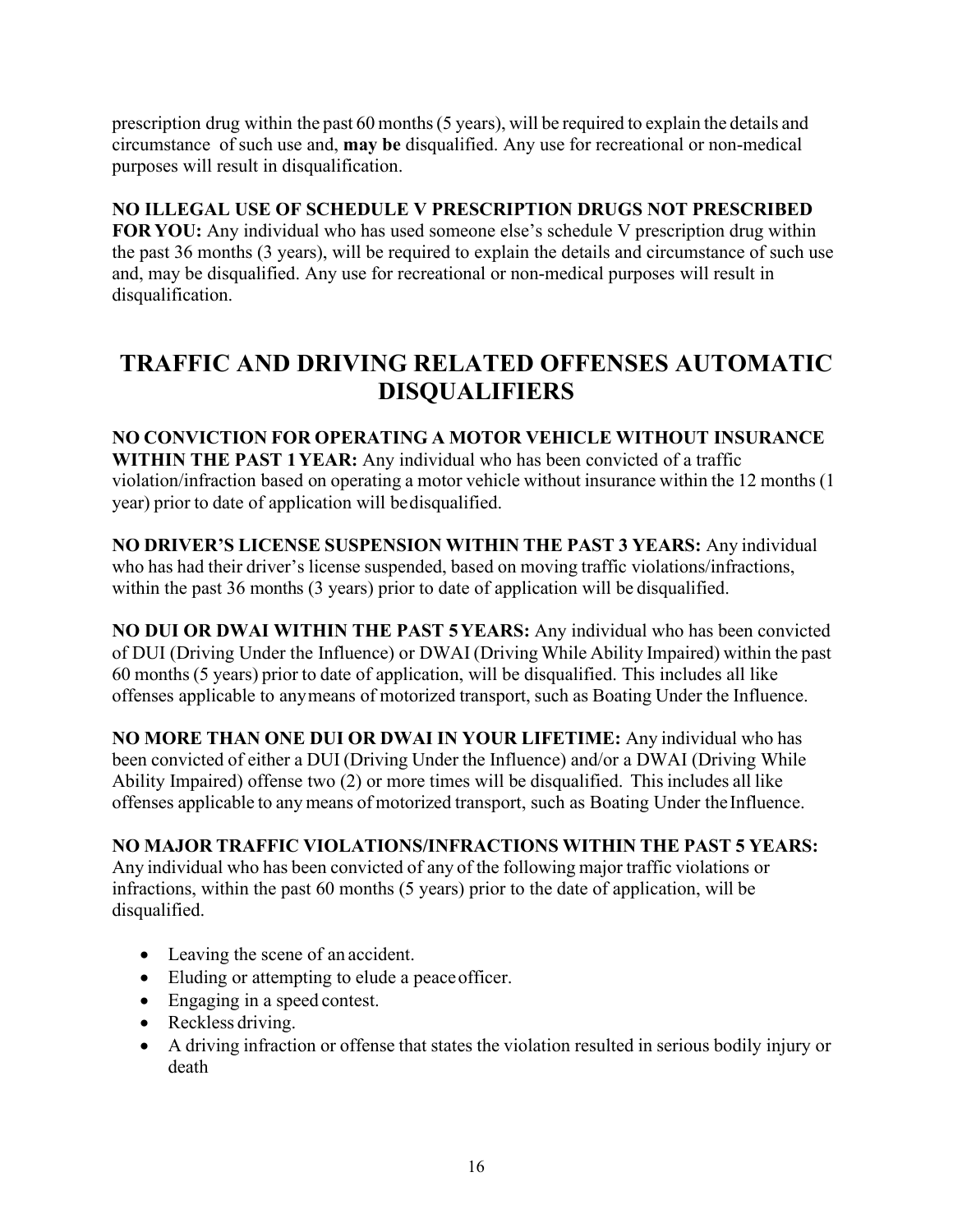prescription drug within the past 60 months (5 years), will be required to explain the details and circumstance of such use and, **may be** disqualified. Any use for recreational or non-medical purposes will result in disqualification.

**NO ILLEGAL USE OF SCHEDULE V PRESCRIPTION DRUGS NOT PRESCRIBED FOR YOU:** Any individual who has used someone else's schedule V prescription drug within the past 36 months (3 years), will be required to explain the details and circumstance of such use and, may be disqualified. Any use for recreational or non-medical purposes will result in disqualification.

## TRAFFIC AND DRIVING RELATED OFFENSES AUTOMATIC DISQUALIFIERS

**NO CONVICTION FOR OPERATING A MOTOR VEHICLE WITHOUT INSURANCE WITHIN THE PAST 1 YEAR:** Any individual who has been convicted of a traffic violation/infraction based on operating a motor vehicle without insurance within the 12 months (1 year) prior to date of application will be disqualified.

**NO DRIVER'S LICENSE SUSPENSION WITHIN THE PAST 3 YEARS:** Any individual who has had their driver's license suspended, based on moving traffic violations/infractions, within the past 36 months (3 years) prior to date of application will be disqualified.

**NO DUI OR DWAI WITHIN THE PAST 5 YEARS:** Any individual who has been convicted of DUI (Driving Under the Influence) or DWAI (Driving While Ability Impaired) within the past 60 months (5 years) prior to date of application, will be disqualified. This includes all like offenses applicable to any means of motorized transport, such as Boating Under the Influence.

**NO MORE THAN ONE DUI OR DWAI IN YOUR LIFETIME:** Any individual who has been convicted of either a DUI (Driving Under the Influence) and/or a DWAI (Driving While Ability Impaired) offense two (2) or more times will be disqualified. This includes all like offenses applicable to any means of motorized transport, such as Boating Under the Influence.

**NO MAJOR TRAFFIC VIOLATIONS/INFRACTIONS WITHIN THE PAST 5 YEARS:** Any individual who has been convicted of any of the following major traffic violations or infractions, within the past 60 months (5 years) prior to the date of application, will be disqualified.

- Leaving the scene of an accident.
- Eluding or attempting to elude a peace officer.
- Engaging in a speed contest.
- Reckless driving.
- A driving infraction or offense that states the violation resulted in serious bodily injury or death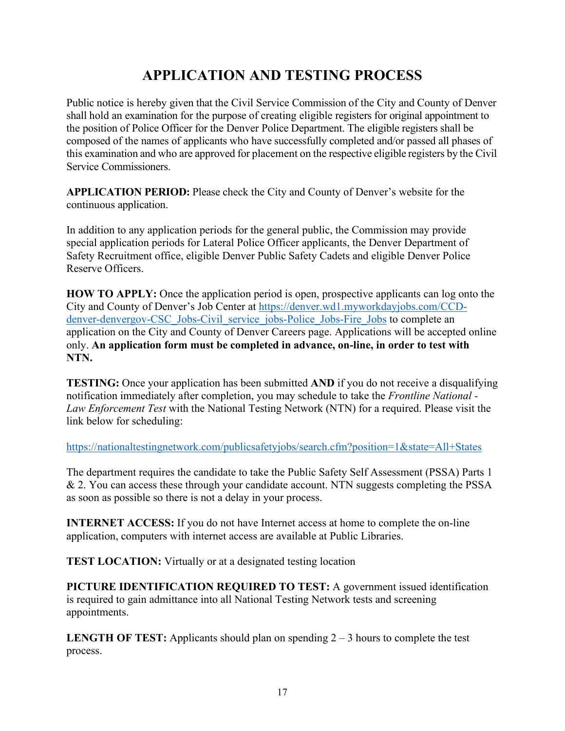# APPLICATION AND TESTING PROCESS

Public notice is hereby given that the Civil Service Commission of the City and County of Denver shall hold an examination for the purpose of creating eligible registers for original appointment to the position of Police Officer for the Denver Police Department. The eligible registers shall be composed of the names of applicants who have successfully completed and/or passed all phases of this examination and who are approved for placement on the respective eligible registers by the Civil Service Commissioners.

**APPLICATION PERIOD:** Please check the City and County of Denver's website for the continuous application.

In addition to any application periods for the general public, the Commission may provide special application periods for Lateral Police Officer applicants, the Denver Department of Safety Recruitment office, eligible Denver Public Safety Cadets and eligible Denver Police Reserve Officers.

**HOW TO APPLY:** Once the application period is open, prospective applicants can log onto the City and County of Denver's Job Center at [https://denver.wd1.myworkdayjobs.com/CCD-denver-denvergov-CSC_Jobs-Civil_service_jobs-Police_Jobs-Fire_Jobs](https://denver.wd1.myworkdayjobs.com/CCD-denver-denvergov-CSC_Jobs-Civil_service_jobs-Police_Jobs-Fire_Jobs) to complete an application on the City and County of Denver Careers page. Applications will be accepted online only. **An application form must be completed in advance, on-line, in order to test with NTN.**

**TESTING:** Once your application has been submitted **AND** if you do not receive a disqualifying notification immediately after completion, you may schedule to take the *Frontline National - Law Enforcement Test* with the National Testing Network (NTN) for a required. Please visit the link below for scheduling:

[https://nationaltestingnetwork.com/publicsafetyjobs/search.cfm?position=1&state=All+States](https://nationaltestingnetwork.com/publicsafetyjobs/search.cfm?position=1&state=All+States)

The department requires the candidate to take the Public Safety Self Assessment (PSSA) Parts 1 & 2. You can access these through your candidate account. NTN suggests completing the PSSA as soon as possible so there is not a delay in your process.

**INTERNET ACCESS:** If you do not have Internet access at home to complete the on-line application, computers with internet access are available at Public Libraries.

**TEST LOCATION:** Virtually or at a designated testing location

**PICTURE IDENTIFICATION REQUIRED TO TEST:** A government issued identification is required to gain admittance into all National Testing Network tests and screening appointments.

**LENGTH OF TEST:** Applicants should plan on spending 2 – 3 hours to complete the test process.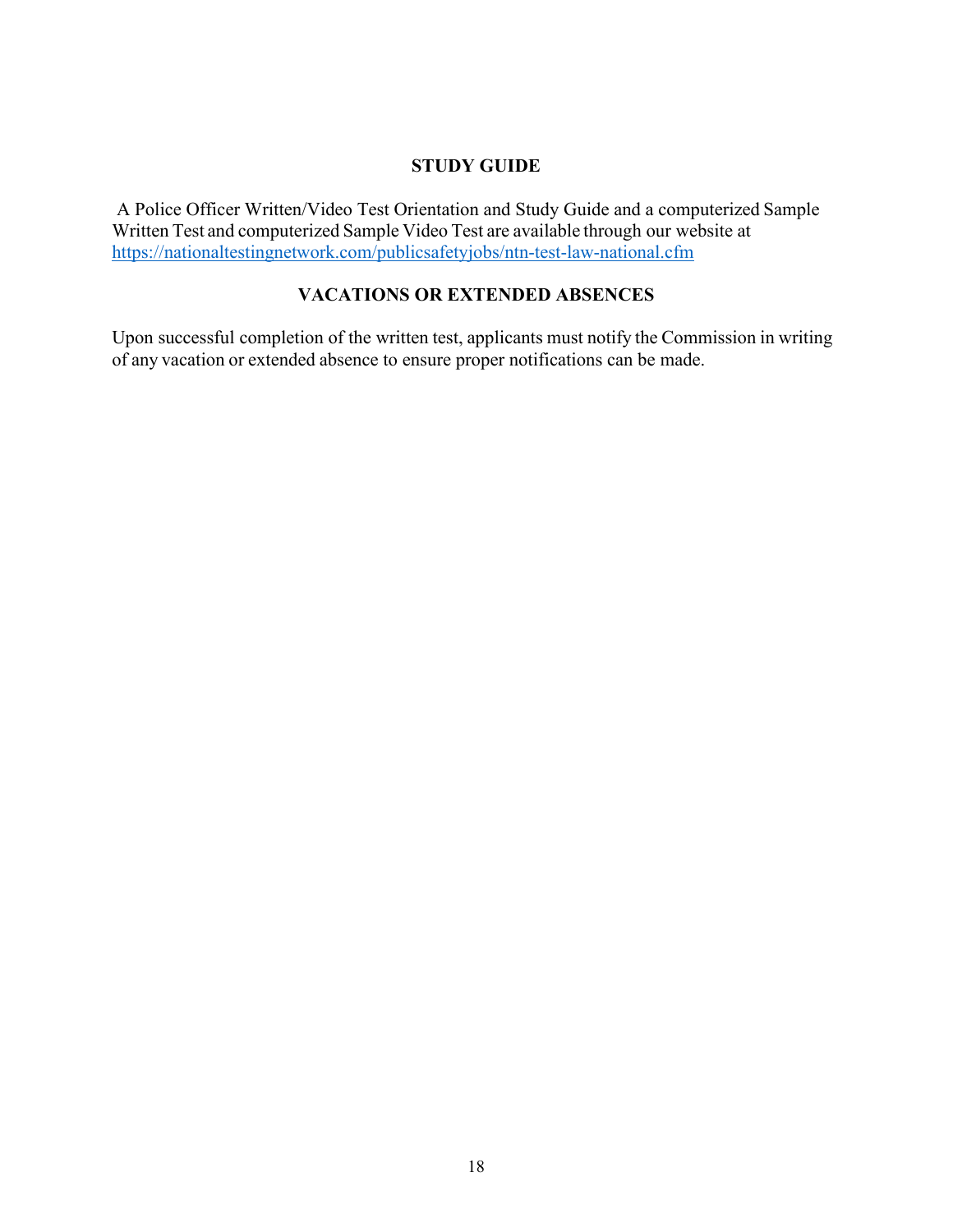## STUDY GUIDE

A Police Officer Written/Video Test Orientation and Study Guide and a computerized Sample Written Test and computerized Sample Video Test are available through our website at [https://nationaltestingnetwork.com/publicsafetyjobs/ntn-test-law-national.cfm](https://nationaltestingnetwork.com/publicsafetyjobs/ntn-test-law-national.cfm)

## VACATIONS OR EXTENDED ABSENCES

Upon successful completion of the written test, applicants must notify the Commission in writing of any vacation or extended absence to ensure proper notifications can be made.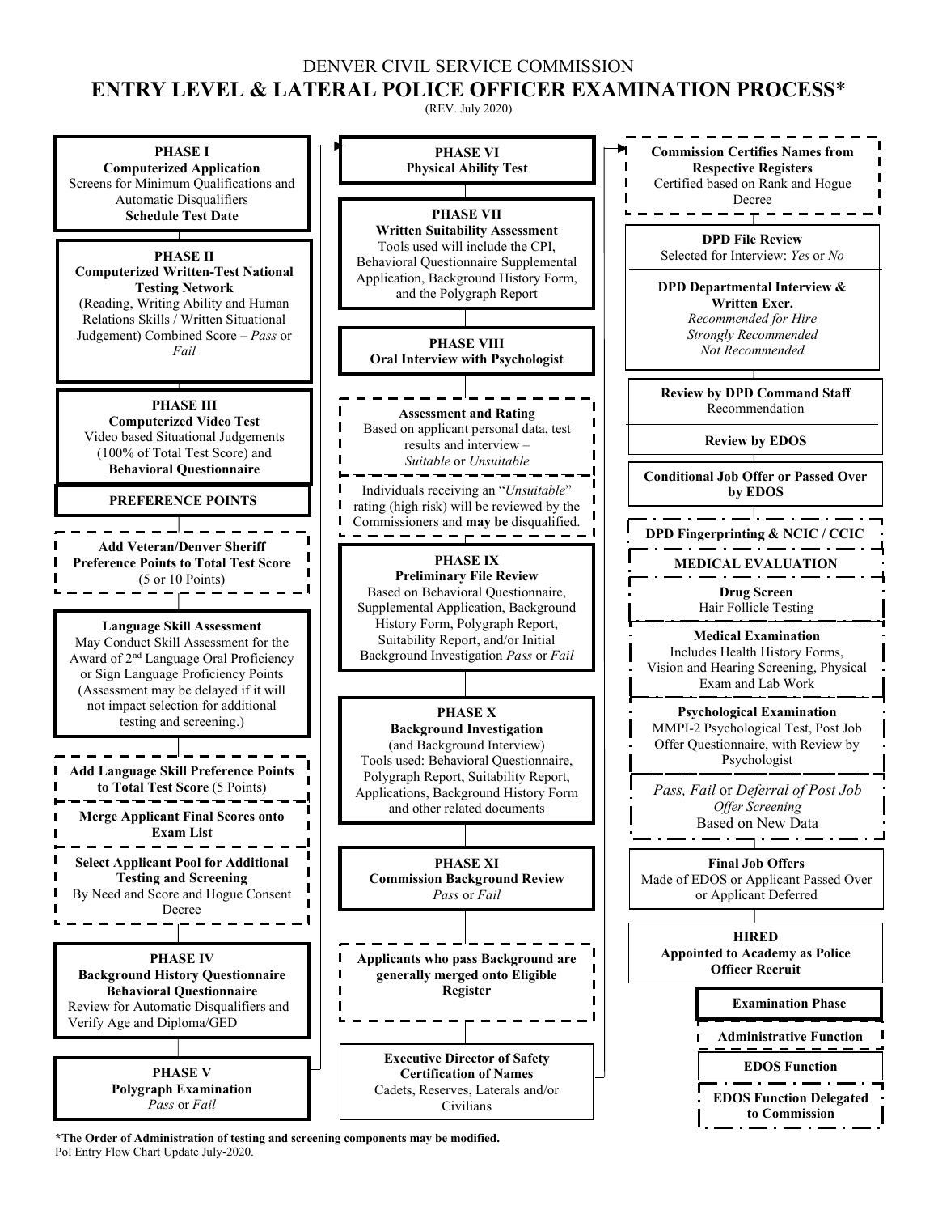# DENVER CIVIL SERVICE COMMISSION

## ENTRY LEVEL & LATERAL POLICE OFFICER EXAMINATION PROCESS*

(REV. July 2020)

**PHASE I**
**Computerized Application**
Screens for Minimum Qualifications and Automatic Disqualifiers
**Schedule Test Date**

**PHASE II**
**Computerized Written-Test National Testing Network**
(Reading, Writing Ability and Human Relations Skills / Written Situational Judgement) Combined Score – *Pass* or *Fail*

**PHASE III**
**Computerized Video Test**
Video based Situational Judgements (100% of Total Test Score) and **Behavioral Questionnaire**

**PREFERENCE POINTS**

**Add Veteran/Denver Sheriff Preference Points to Total Test Score**
(5 or 10 Points)

**Language Skill Assessment**
May Conduct Skill Assessment for the Award of 2nd Language Oral Proficiency or Sign Language Proficiency Points (Assessment may be delayed if it will not impact selection for additional testing and screening.)

**Add Language Skill Preference Points to Total Test Score** (5 Points)

**Merge Applicant Final Scores onto Exam List**

**Select Applicant Pool for Additional Testing and Screening**
By Need and Score and Hogue Consent Decree

**PHASE IV**
**Background History Questionnaire**
**Behavioral Questionnaire**
Review for Automatic Disqualifiers and Verify Age and Diploma/GED

**PHASE V**
**Polygraph Examination**
*Pass* or *Fail*

**PHASE VI**
**Physical Ability Test**

**PHASE VII**
**Written Suitability Assessment**
Tools used will include the CPI, Behavioral Questionnaire Supplemental Application, Background History Form, and the Polygraph Report

**PHASE VIII**
**Oral Interview with Psychologist**

**Assessment and Rating**
Based on applicant personal data, test results and interview – *Suitable* or *Unsuitable*

Individuals receiving an "*Unsuitable*" rating (high risk) will be reviewed by the Commissioners and **may be** disqualified.

**PHASE IX**
**Preliminary File Review**
Based on Behavioral Questionnaire, Supplemental Application, Background History Form, Polygraph Report, Suitability Report, and/or Initial Background Investigation *Pass* or *Fail*

**PHASE X**
**Background Investigation**
(and Background Interview)
Tools used: Behavioral Questionnaire, Polygraph Report, Suitability Report, Applications, Background History Form and other related documents

**PHASE XI**
**Commission Background Review**
*Pass* or *Fail*

**Applicants who pass Background are generally merged onto Eligible Register**

**Executive Director of Safety Certification of Names**
Cadets, Reserves, Laterals and/or Civilians

**Commission Certifies Names from Respective Registers**
Certified based on Rank and Hogue Decree

**DPD File Review**
Selected for Interview: *Yes* or *No*

**DPD Departmental Interview & Written Exer.**
*Recommended for Hire*
*Strongly Recommended*
*Not Recommended*

**Review by DPD Command Staff**
Recommendation

**Review by EDOS**

**Conditional Job Offer or Passed Over by EDOS**

**DPD Fingerprinting & NCIC / CCIC**

**MEDICAL EVALUATION**

**Drug Screen**
Hair Follicle Testing

**Medical Examination**
Includes Health History Forms, Vision and Hearing Screening, Physical Exam and Lab Work

**Psychological Examination**
MMPI-2 Psychological Test, Post Job Offer Questionnaire, with Review by Psychologist

*Pass, Fail* or *Deferral of Post Job Offer Screening*
Based on New Data

**Final Job Offers**
Made of EDOS or Applicant Passed Over or Applicant Deferred

**HIRED**
**Appointed to Academy as Police Officer Recruit**

Legend:
- **Examination Phase**
- **Administrative Function**
- **EDOS Function**
- **EDOS Function Delegated to Commission**

**\*The Order of Administration of testing and screening components may be modified.**
Pol Entry Flow Chart Update July-2020.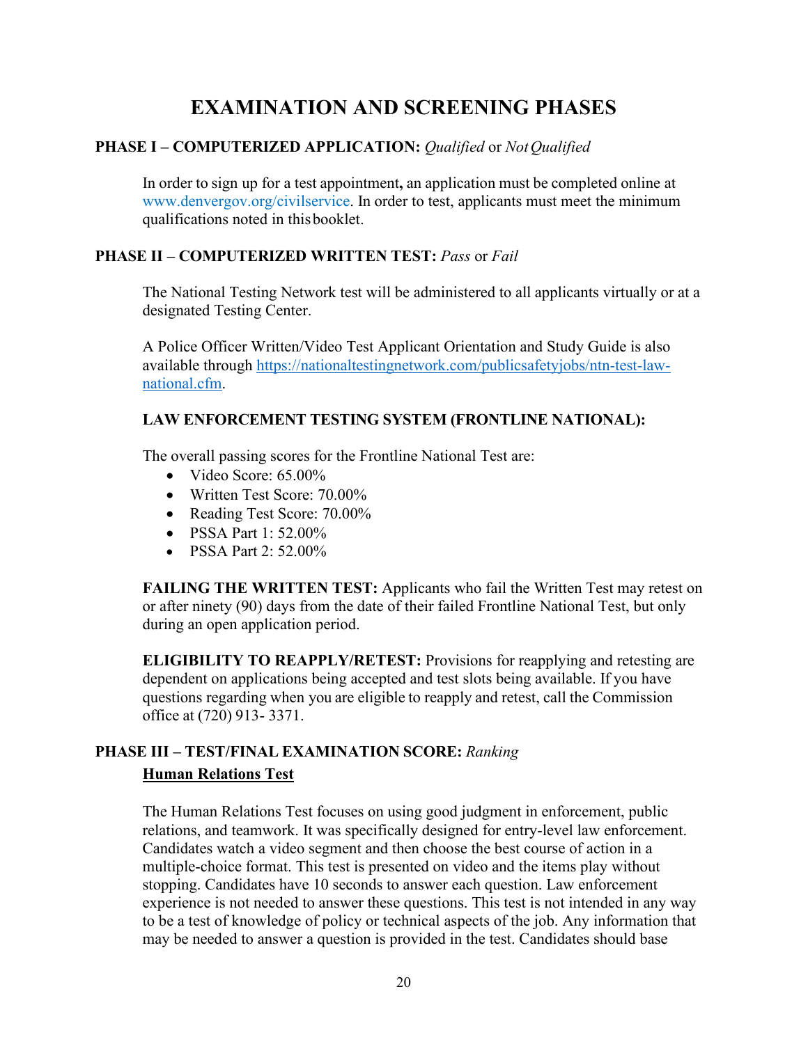# EXAMINATION AND SCREENING PHASES

**PHASE I – COMPUTERIZED APPLICATION:** *Qualified* or *Not Qualified*

In order to sign up for a test appointment**,** an application must be completed online at www.denvergov.org/civilservice. In order to test, applicants must meet the minimum qualifications noted in this booklet.

**PHASE II – COMPUTERIZED WRITTEN TEST:** *Pass* or *Fail*

The National Testing Network test will be administered to all applicants virtually or at a designated Testing Center.

A Police Officer Written/Video Test Applicant Orientation and Study Guide is also available through https://nationaltestingnetwork.com/publicsafetyjobs/ntn-test-law-national.cfm.

**LAW ENFORCEMENT TESTING SYSTEM (FRONTLINE NATIONAL):**

The overall passing scores for the Frontline National Test are:

- Video Score: 65.00%
- Written Test Score: 70.00%
- Reading Test Score: 70.00%
- PSSA Part 1: 52.00%
- PSSA Part 2: 52.00%

**FAILING THE WRITTEN TEST:** Applicants who fail the Written Test may retest on or after ninety (90) days from the date of their failed Frontline National Test, but only during an open application period.

**ELIGIBILITY TO REAPPLY/RETEST:** Provisions for reapplying and retesting are dependent on applications being accepted and test slots being available. If you have questions regarding when you are eligible to reapply and retest, call the Commission office at (720) 913- 3371.

**PHASE III – TEST/FINAL EXAMINATION SCORE:** *Ranking*

**Human Relations Test**

The Human Relations Test focuses on using good judgment in enforcement, public relations, and teamwork. It was specifically designed for entry-level law enforcement. Candidates watch a video segment and then choose the best course of action in a multiple-choice format. This test is presented on video and the items play without stopping. Candidates have 10 seconds to answer each question. Law enforcement experience is not needed to answer these questions. This test is not intended in any way to be a test of knowledge of policy or technical aspects of the job. Any information that may be needed to answer a question is provided in the test. Candidates should base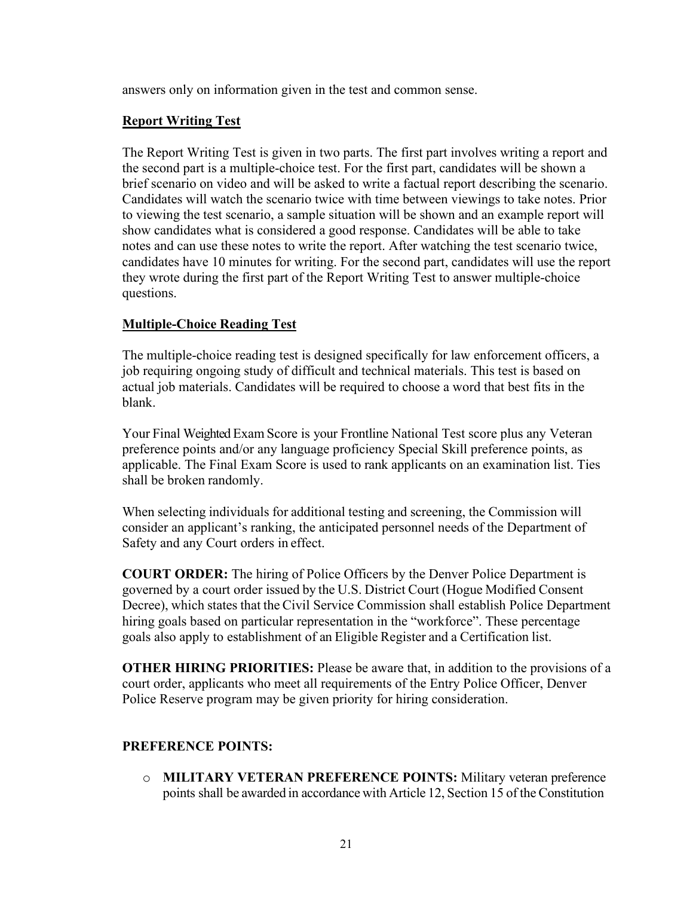answers only on information given in the test and common sense.

**Report Writing Test**

The Report Writing Test is given in two parts. The first part involves writing a report and the second part is a multiple-choice test. For the first part, candidates will be shown a brief scenario on video and will be asked to write a factual report describing the scenario. Candidates will watch the scenario twice with time between viewings to take notes. Prior to viewing the test scenario, a sample situation will be shown and an example report will show candidates what is considered a good response. Candidates will be able to take notes and can use these notes to write the report. After watching the test scenario twice, candidates have 10 minutes for writing. For the second part, candidates will use the report they wrote during the first part of the Report Writing Test to answer multiple-choice questions.

**Multiple-Choice Reading Test**

The multiple-choice reading test is designed specifically for law enforcement officers, a job requiring ongoing study of difficult and technical materials. This test is based on actual job materials. Candidates will be required to choose a word that best fits in the blank.

Your Final Weighted Exam Score is your Frontline National Test score plus any Veteran preference points and/or any language proficiency Special Skill preference points, as applicable. The Final Exam Score is used to rank applicants on an examination list. Ties shall be broken randomly.

When selecting individuals for additional testing and screening, the Commission will consider an applicant's ranking, the anticipated personnel needs of the Department of Safety and any Court orders in effect.

**COURT ORDER:** The hiring of Police Officers by the Denver Police Department is governed by a court order issued by the U.S. District Court (Hogue Modified Consent Decree), which states that the Civil Service Commission shall establish Police Department hiring goals based on particular representation in the "workforce". These percentage goals also apply to establishment of an Eligible Register and a Certification list.

**OTHER HIRING PRIORITIES:** Please be aware that, in addition to the provisions of a court order, applicants who meet all requirements of the Entry Police Officer, Denver Police Reserve program may be given priority for hiring consideration.

**PREFERENCE POINTS:**

- **MILITARY VETERAN PREFERENCE POINTS:** Military veteran preference points shall be awarded in accordance with Article 12, Section 15 of the Constitution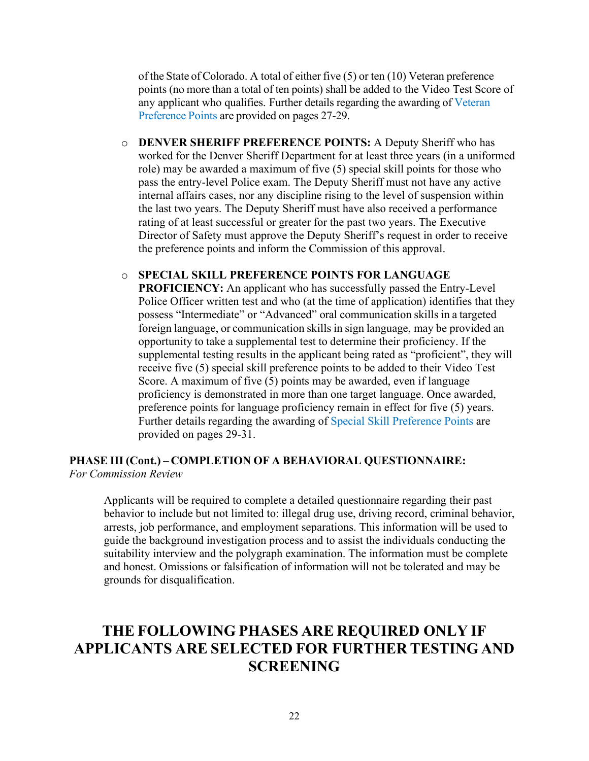of the State of Colorado. A total of either five (5) or ten (10) Veteran preference points (no more than a total of ten points) shall be added to the Video Test Score of any applicant who qualifies. Further details regarding the awarding of Veteran Preference Points are provided on pages 27-29.

- **DENVER SHERIFF PREFERENCE POINTS:** A Deputy Sheriff who has worked for the Denver Sheriff Department for at least three years (in a uniformed role) may be awarded a maximum of five (5) special skill points for those who pass the entry-level Police exam. The Deputy Sheriff must not have any active internal affairs cases, nor any discipline rising to the level of suspension within the last two years. The Deputy Sheriff must have also received a performance rating of at least successful or greater for the past two years. The Executive Director of Safety must approve the Deputy Sheriff's request in order to receive the preference points and inform the Commission of this approval.

- **SPECIAL SKILL PREFERENCE POINTS FOR LANGUAGE PROFICIENCY:** An applicant who has successfully passed the Entry-Level Police Officer written test and who (at the time of application) identifies that they possess "Intermediate" or "Advanced" oral communication skills in a targeted foreign language, or communication skills in sign language, may be provided an opportunity to take a supplemental test to determine their proficiency. If the supplemental testing results in the applicant being rated as "proficient", they will receive five (5) special skill preference points to be added to their Video Test Score. A maximum of five (5) points may be awarded, even if language proficiency is demonstrated in more than one target language. Once awarded, preference points for language proficiency remain in effect for five (5) years. Further details regarding the awarding of Special Skill Preference Points are provided on pages 29-31.

**PHASE III (Cont.) – COMPLETION OF A BEHAVIORAL QUESTIONNAIRE:**
*For Commission Review*

Applicants will be required to complete a detailed questionnaire regarding their past behavior to include but not limited to: illegal drug use, driving record, criminal behavior, arrests, job performance, and employment separations. This information will be used to guide the background investigation process and to assist the individuals conducting the suitability interview and the polygraph examination. The information must be complete and honest. Omissions or falsification of information will not be tolerated and may be grounds for disqualification.

## THE FOLLOWING PHASES ARE REQUIRED ONLY IF APPLICANTS ARE SELECTED FOR FURTHER TESTING AND SCREENING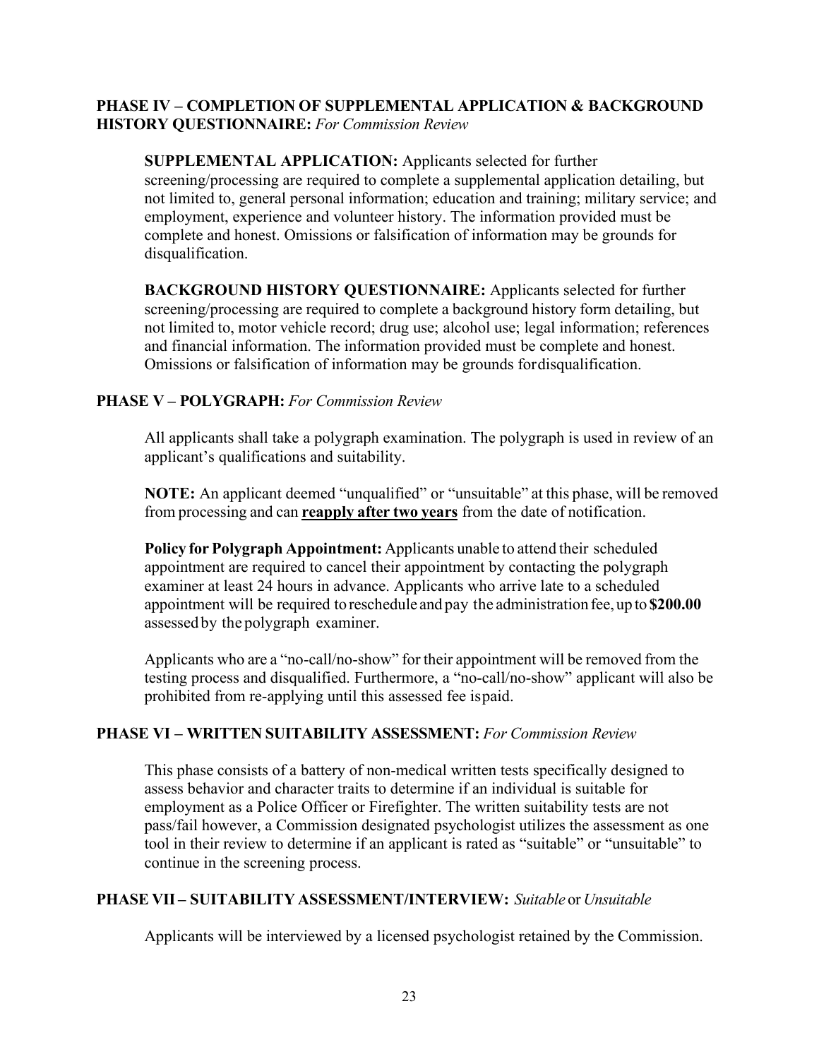### PHASE IV – COMPLETION OF SUPPLEMENTAL APPLICATION & BACKGROUND HISTORY QUESTIONNAIRE: *For Commission Review*

**SUPPLEMENTAL APPLICATION:** Applicants selected for further screening/processing are required to complete a supplemental application detailing, but not limited to, general personal information; education and training; military service; and employment, experience and volunteer history. The information provided must be complete and honest. Omissions or falsification of information may be grounds for disqualification.

**BACKGROUND HISTORY QUESTIONNAIRE:** Applicants selected for further screening/processing are required to complete a background history form detailing, but not limited to, motor vehicle record; drug use; alcohol use; legal information; references and financial information. The information provided must be complete and honest. Omissions or falsification of information may be grounds fordisqualification.

### PHASE V – POLYGRAPH: *For Commission Review*

All applicants shall take a polygraph examination. The polygraph is used in review of an applicant's qualifications and suitability.

**NOTE:** An applicant deemed "unqualified" or "unsuitable" at this phase, will be removed from processing and can **reapply after two years** from the date of notification.

**Policy for Polygraph Appointment:** Applicants unable to attend their scheduled appointment are required to cancel their appointment by contacting the polygraph examiner at least 24 hours in advance. Applicants who arrive late to a scheduled appointment will be required to reschedule and pay the administration fee, up to **$200.00** assessed by the polygraph examiner.

Applicants who are a "no-call/no-show" for their appointment will be removed from the testing process and disqualified. Furthermore, a "no-call/no-show" applicant will also be prohibited from re-applying until this assessed fee ispaid.

### PHASE VI – WRITTEN SUITABILITY ASSESSMENT: *For Commission Review*

This phase consists of a battery of non-medical written tests specifically designed to assess behavior and character traits to determine if an individual is suitable for employment as a Police Officer or Firefighter. The written suitability tests are not pass/fail however, a Commission designated psychologist utilizes the assessment as one tool in their review to determine if an applicant is rated as "suitable" or "unsuitable" to continue in the screening process.

### PHASE VII – SUITABILITY ASSESSMENT/INTERVIEW: *Suitable* or *Unsuitable*

Applicants will be interviewed by a licensed psychologist retained by the Commission.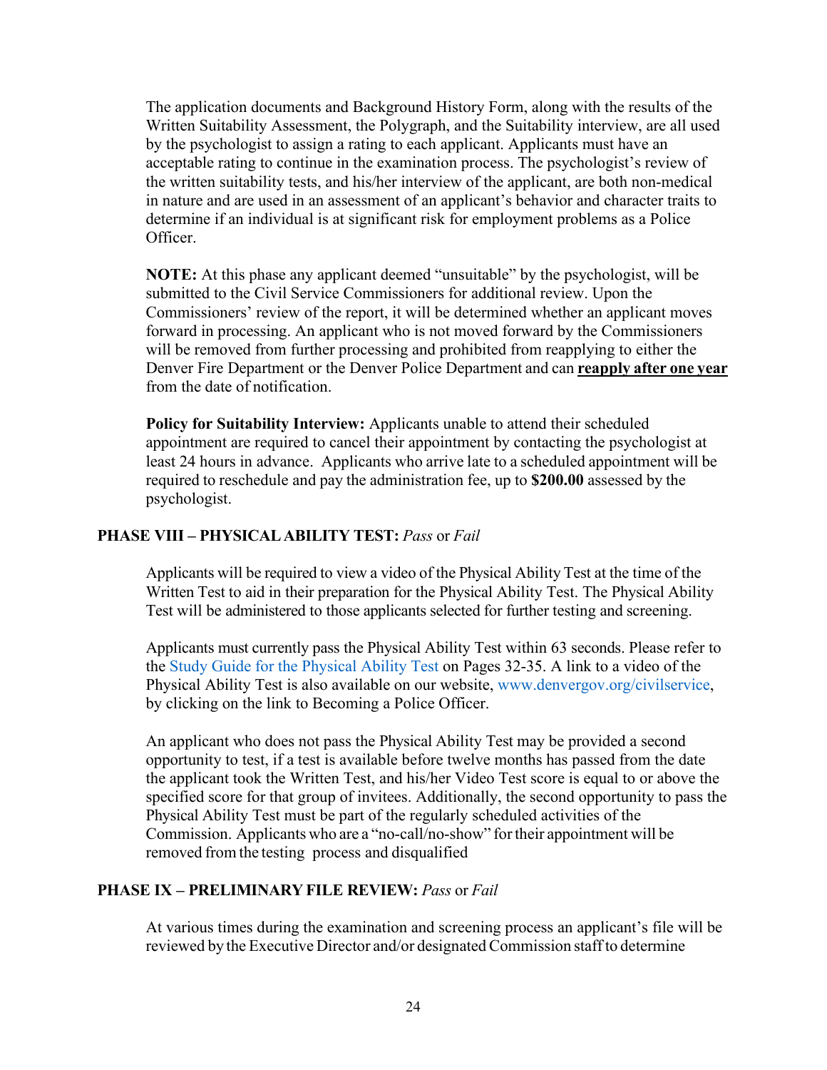The application documents and Background History Form, along with the results of the Written Suitability Assessment, the Polygraph, and the Suitability interview, are all used by the psychologist to assign a rating to each applicant. Applicants must have an acceptable rating to continue in the examination process. The psychologist's review of the written suitability tests, and his/her interview of the applicant, are both non-medical in nature and are used in an assessment of an applicant's behavior and character traits to determine if an individual is at significant risk for employment problems as a Police Officer.

**NOTE:** At this phase any applicant deemed "unsuitable" by the psychologist, will be submitted to the Civil Service Commissioners for additional review. Upon the Commissioners' review of the report, it will be determined whether an applicant moves forward in processing. An applicant who is not moved forward by the Commissioners will be removed from further processing and prohibited from reapplying to either the Denver Fire Department or the Denver Police Department and can **reapply after one year** from the date of notification.

**Policy for Suitability Interview:** Applicants unable to attend their scheduled appointment are required to cancel their appointment by contacting the psychologist at least 24 hours in advance. Applicants who arrive late to a scheduled appointment will be required to reschedule and pay the administration fee, up to **$200.00** assessed by the psychologist.

### PHASE VIII – PHYSICAL ABILITY TEST: *Pass* or *Fail*

Applicants will be required to view a video of the Physical Ability Test at the time of the Written Test to aid in their preparation for the Physical Ability Test. The Physical Ability Test will be administered to those applicants selected for further testing and screening.

Applicants must currently pass the Physical Ability Test within 63 seconds. Please refer to the Study Guide for the Physical Ability Test on Pages 32-35. A link to a video of the Physical Ability Test is also available on our website, www.denvergov.org/civilservice, by clicking on the link to Becoming a Police Officer.

An applicant who does not pass the Physical Ability Test may be provided a second opportunity to test, if a test is available before twelve months has passed from the date the applicant took the Written Test, and his/her Video Test score is equal to or above the specified score for that group of invitees. Additionally, the second opportunity to pass the Physical Ability Test must be part of the regularly scheduled activities of the Commission. Applicants who are a "no-call/no-show" for their appointment will be removed from the testing process and disqualified

### PHASE IX – PRELIMINARY FILE REVIEW: *Pass* or *Fail*

At various times during the examination and screening process an applicant's file will be reviewed by the Executive Director and/or designated Commission staff to determine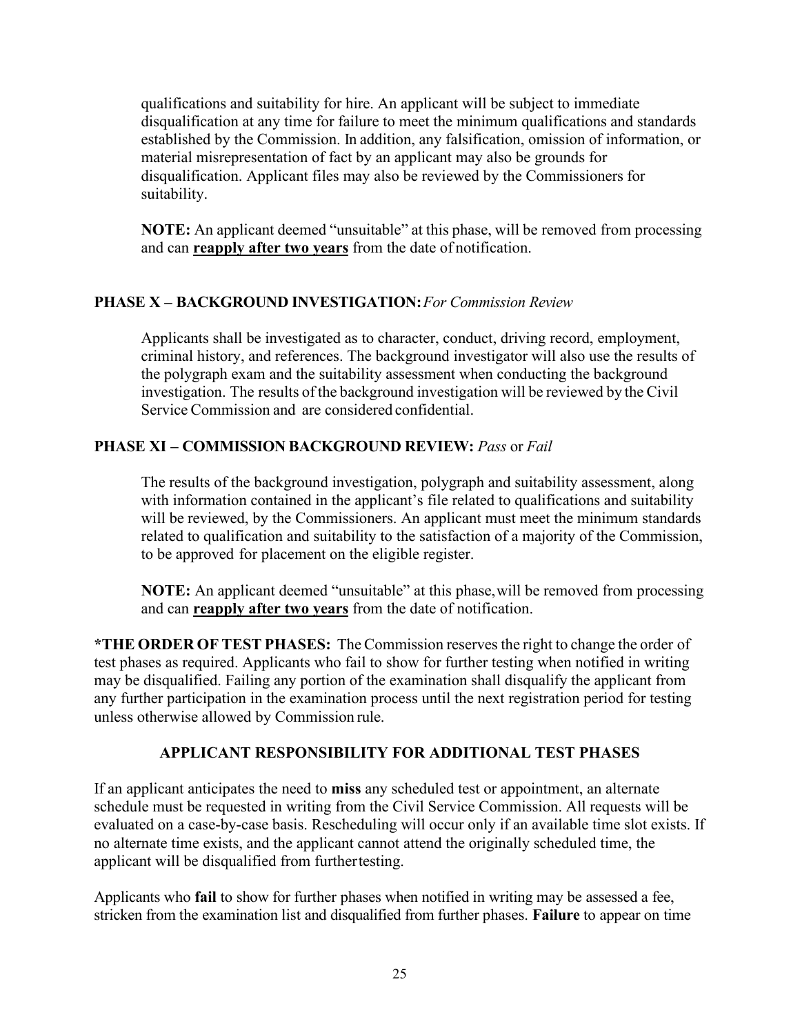qualifications and suitability for hire. An applicant will be subject to immediate disqualification at any time for failure to meet the minimum qualifications and standards established by the Commission. In addition, any falsification, omission of information, or material misrepresentation of fact by an applicant may also be grounds for disqualification. Applicant files may also be reviewed by the Commissioners for suitability.

**NOTE:** An applicant deemed "unsuitable" at this phase, will be removed from processing and can **reapply after two years** from the date of notification.

### PHASE X – BACKGROUND INVESTIGATION: *For Commission Review*

Applicants shall be investigated as to character, conduct, driving record, employment, criminal history, and references. The background investigator will also use the results of the polygraph exam and the suitability assessment when conducting the background investigation. The results of the background investigation will be reviewed by the Civil Service Commission and are considered confidential.

### PHASE XI – COMMISSION BACKGROUND REVIEW: *Pass* or *Fail*

The results of the background investigation, polygraph and suitability assessment, along with information contained in the applicant's file related to qualifications and suitability will be reviewed, by the Commissioners. An applicant must meet the minimum standards related to qualification and suitability to the satisfaction of a majority of the Commission, to be approved for placement on the eligible register.

**NOTE:** An applicant deemed "unsuitable" at this phase, will be removed from processing and can **reapply after two years** from the date of notification.

**\*THE ORDER OF TEST PHASES:** The Commission reserves the right to change the order of test phases as required. Applicants who fail to show for further testing when notified in writing may be disqualified. Failing any portion of the examination shall disqualify the applicant from any further participation in the examination process until the next registration period for testing unless otherwise allowed by Commission rule.

## APPLICANT RESPONSIBILITY FOR ADDITIONAL TEST PHASES

If an applicant anticipates the need to **miss** any scheduled test or appointment, an alternate schedule must be requested in writing from the Civil Service Commission. All requests will be evaluated on a case-by-case basis. Rescheduling will occur only if an available time slot exists. If no alternate time exists, and the applicant cannot attend the originally scheduled time, the applicant will be disqualified from further testing.

Applicants who **fail** to show for further phases when notified in writing may be assessed a fee, stricken from the examination list and disqualified from further phases. **Failure** to appear on time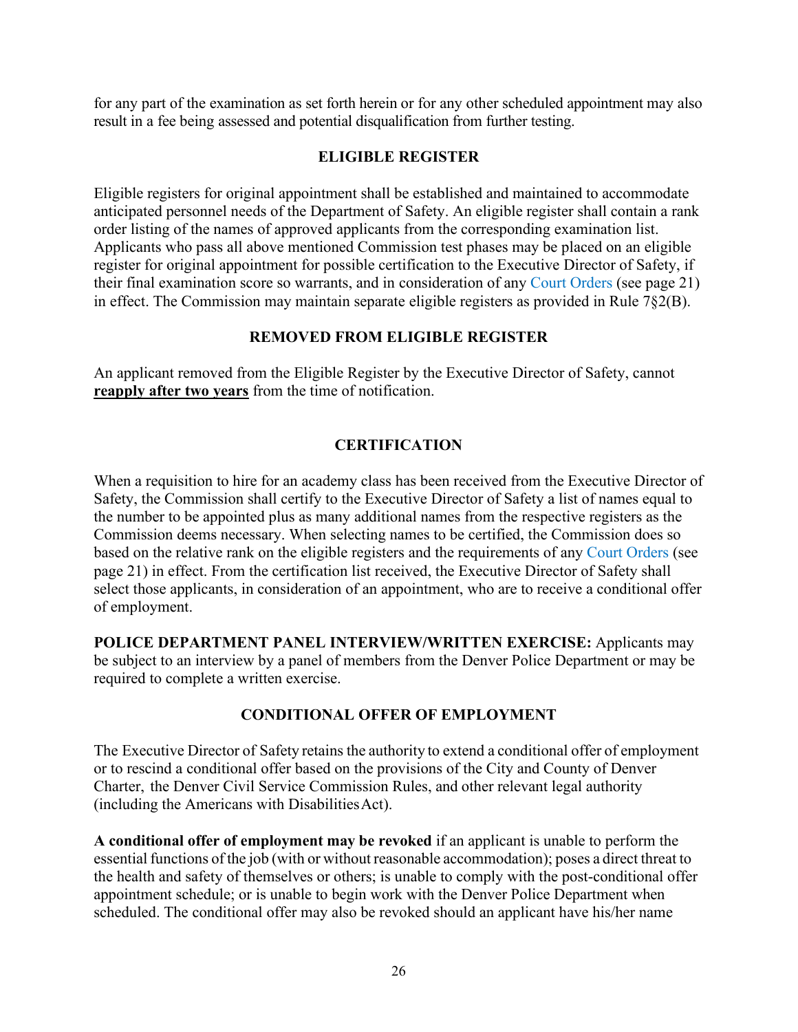for any part of the examination as set forth herein or for any other scheduled appointment may also result in a fee being assessed and potential disqualification from further testing.

## ELIGIBLE REGISTER

Eligible registers for original appointment shall be established and maintained to accommodate anticipated personnel needs of the Department of Safety. An eligible register shall contain a rank order listing of the names of approved applicants from the corresponding examination list. Applicants who pass all above mentioned Commission test phases may be placed on an eligible register for original appointment for possible certification to the Executive Director of Safety, if their final examination score so warrants, and in consideration of any Court Orders (see page 21) in effect. The Commission may maintain separate eligible registers as provided in Rule 7§2(B).

## REMOVED FROM ELIGIBLE REGISTER

An applicant removed from the Eligible Register by the Executive Director of Safety, cannot **reapply after two years** from the time of notification.

## CERTIFICATION

When a requisition to hire for an academy class has been received from the Executive Director of Safety, the Commission shall certify to the Executive Director of Safety a list of names equal to the number to be appointed plus as many additional names from the respective registers as the Commission deems necessary. When selecting names to be certified, the Commission does so based on the relative rank on the eligible registers and the requirements of any Court Orders (see page 21) in effect. From the certification list received, the Executive Director of Safety shall select those applicants, in consideration of an appointment, who are to receive a conditional offer of employment.

**POLICE DEPARTMENT PANEL INTERVIEW/WRITTEN EXERCISE:** Applicants may be subject to an interview by a panel of members from the Denver Police Department or may be required to complete a written exercise.

## CONDITIONAL OFFER OF EMPLOYMENT

The Executive Director of Safety retains the authority to extend a conditional offer of employment or to rescind a conditional offer based on the provisions of the City and County of Denver Charter, the Denver Civil Service Commission Rules, and other relevant legal authority (including the Americans with Disabilities Act).

**A conditional offer of employment may be revoked** if an applicant is unable to perform the essential functions of the job (with or without reasonable accommodation); poses a direct threat to the health and safety of themselves or others; is unable to comply with the post-conditional offer appointment schedule; or is unable to begin work with the Denver Police Department when scheduled. The conditional offer may also be revoked should an applicant have his/her name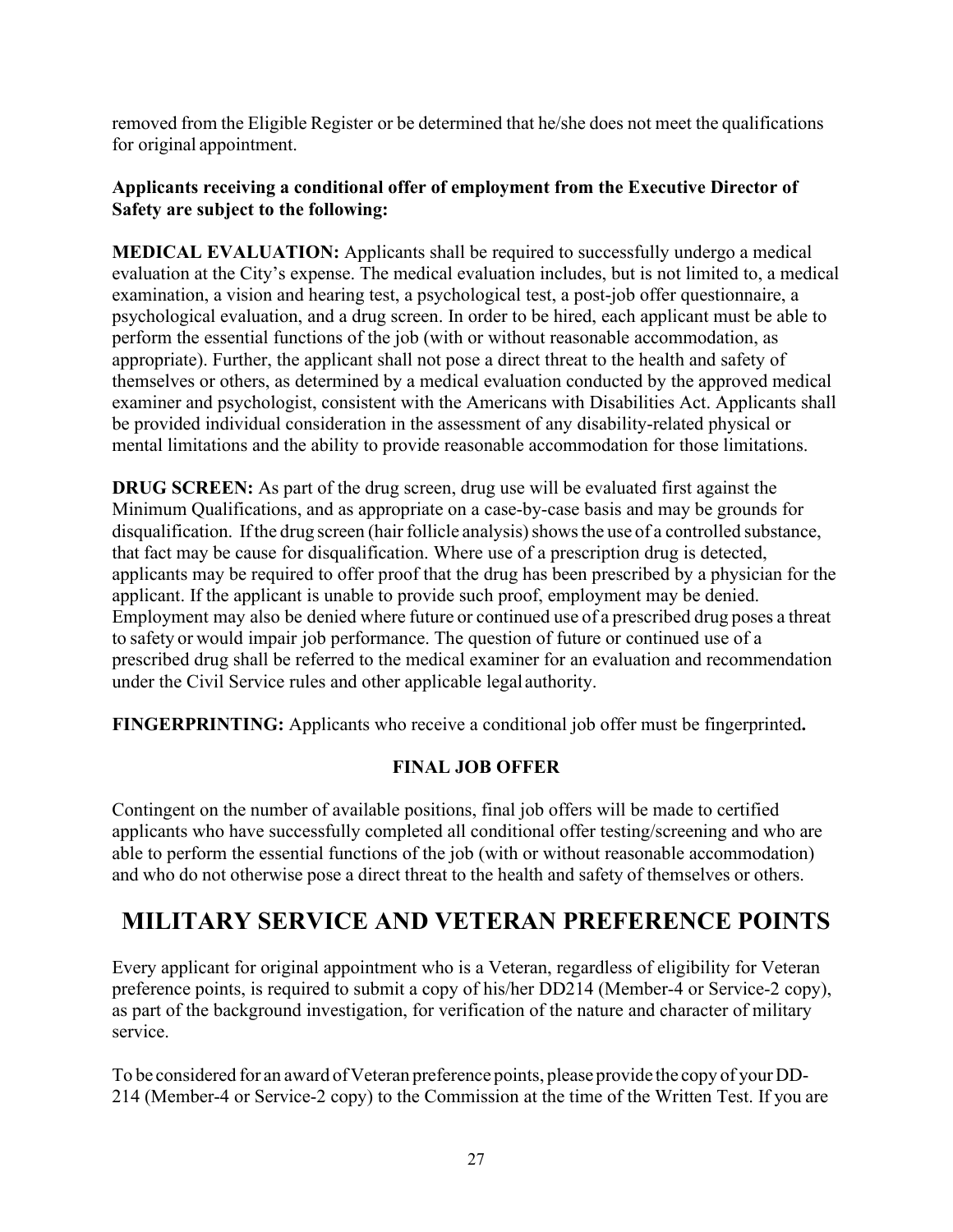removed from the Eligible Register or be determined that he/she does not meet the qualifications for original appointment.

**Applicants receiving a conditional offer of employment from the Executive Director of Safety are subject to the following:**

**MEDICAL EVALUATION:** Applicants shall be required to successfully undergo a medical evaluation at the City's expense. The medical evaluation includes, but is not limited to, a medical examination, a vision and hearing test, a psychological test, a post-job offer questionnaire, a psychological evaluation, and a drug screen. In order to be hired, each applicant must be able to perform the essential functions of the job (with or without reasonable accommodation, as appropriate). Further, the applicant shall not pose a direct threat to the health and safety of themselves or others, as determined by a medical evaluation conducted by the approved medical examiner and psychologist, consistent with the Americans with Disabilities Act. Applicants shall be provided individual consideration in the assessment of any disability-related physical or mental limitations and the ability to provide reasonable accommodation for those limitations.

**DRUG SCREEN:** As part of the drug screen, drug use will be evaluated first against the Minimum Qualifications, and as appropriate on a case-by-case basis and may be grounds for disqualification. If the drug screen (hair follicle analysis) shows the use of a controlled substance, that fact may be cause for disqualification. Where use of a prescription drug is detected, applicants may be required to offer proof that the drug has been prescribed by a physician for the applicant. If the applicant is unable to provide such proof, employment may be denied. Employment may also be denied where future or continued use of a prescribed drug poses a threat to safety or would impair job performance. The question of future or continued use of a prescribed drug shall be referred to the medical examiner for an evaluation and recommendation under the Civil Service rules and other applicable legal authority.

**FINGERPRINTING:** Applicants who receive a conditional job offer must be fingerprinted**.**

### FINAL JOB OFFER

Contingent on the number of available positions, final job offers will be made to certified applicants who have successfully completed all conditional offer testing/screening and who are able to perform the essential functions of the job (with or without reasonable accommodation) and who do not otherwise pose a direct threat to the health and safety of themselves or others.

## MILITARY SERVICE AND VETERAN PREFERENCE POINTS

Every applicant for original appointment who is a Veteran, regardless of eligibility for Veteran preference points, is required to submit a copy of his/her DD214 (Member-4 or Service-2 copy), as part of the background investigation, for verification of the nature and character of military service.

To be considered for an award of Veteran preference points, please provide the copy of your DD-214 (Member-4 or Service-2 copy) to the Commission at the time of the Written Test. If you are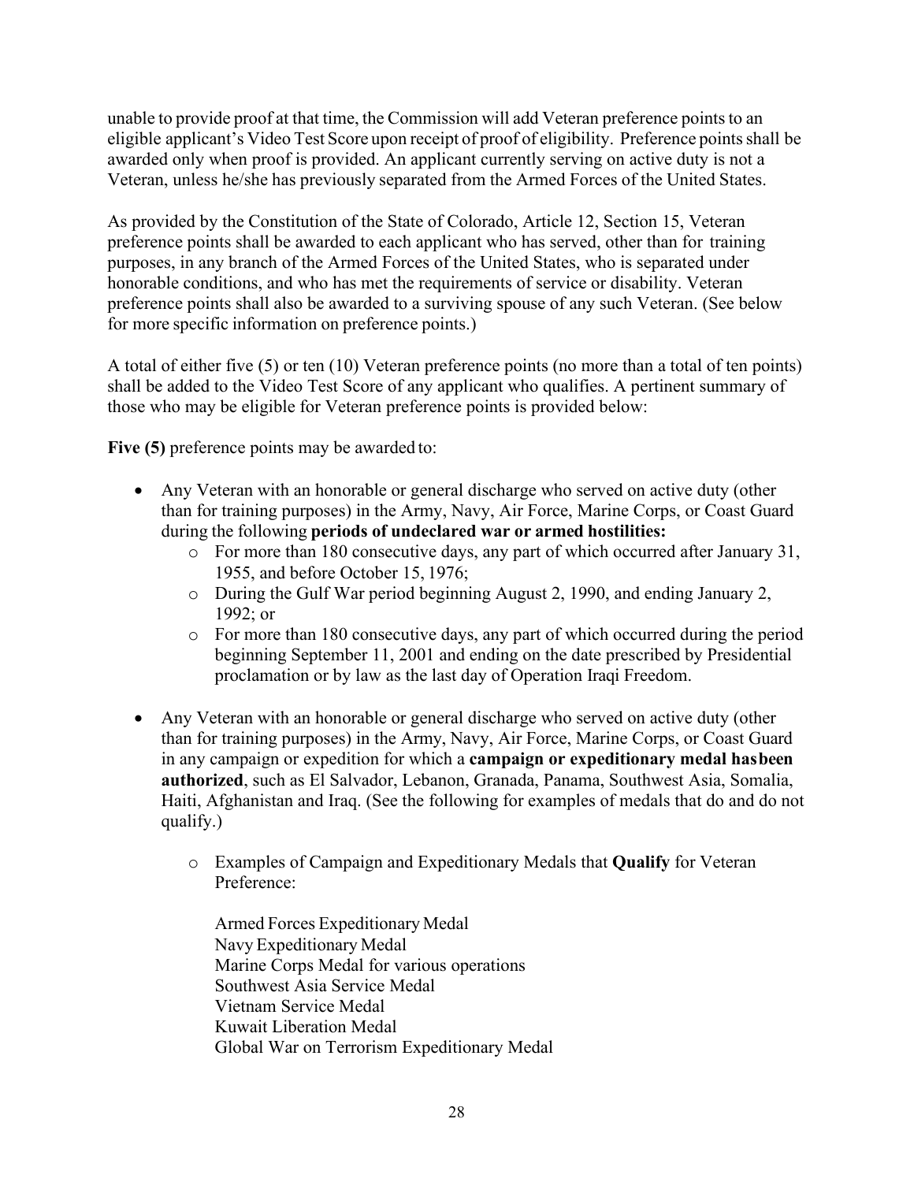unable to provide proof at that time, the Commission will add Veteran preference points to an eligible applicant's Video Test Score upon receipt of proof of eligibility. Preference points shall be awarded only when proof is provided. An applicant currently serving on active duty is not a Veteran, unless he/she has previously separated from the Armed Forces of the United States.

As provided by the Constitution of the State of Colorado, Article 12, Section 15, Veteran preference points shall be awarded to each applicant who has served, other than for training purposes, in any branch of the Armed Forces of the United States, who is separated under honorable conditions, and who has met the requirements of service or disability. Veteran preference points shall also be awarded to a surviving spouse of any such Veteran. (See below for more specific information on preference points.)

A total of either five (5) or ten (10) Veteran preference points (no more than a total of ten points) shall be added to the Video Test Score of any applicant who qualifies. A pertinent summary of those who may be eligible for Veteran preference points is provided below:

**Five (5)** preference points may be awarded to:

- Any Veteran with an honorable or general discharge who served on active duty (other than for training purposes) in the Army, Navy, Air Force, Marine Corps, or Coast Guard during the following **periods of undeclared war or armed hostilities:**
  - For more than 180 consecutive days, any part of which occurred after January 31, 1955, and before October 15, 1976;
  - During the Gulf War period beginning August 2, 1990, and ending January 2, 1992; or
  - For more than 180 consecutive days, any part of which occurred during the period beginning September 11, 2001 and ending on the date prescribed by Presidential proclamation or by law as the last day of Operation Iraqi Freedom.

- Any Veteran with an honorable or general discharge who served on active duty (other than for training purposes) in the Army, Navy, Air Force, Marine Corps, or Coast Guard in any campaign or expedition for which a **campaign or expeditionary medal has been authorized**, such as El Salvador, Lebanon, Granada, Panama, Southwest Asia, Somalia, Haiti, Afghanistan and Iraq. (See the following for examples of medals that do and do not qualify.)

  - Examples of Campaign and Expeditionary Medals that **Qualify** for Veteran Preference:

    Armed Forces Expeditionary Medal
    Navy Expeditionary Medal
    Marine Corps Medal for various operations
    Southwest Asia Service Medal
    Vietnam Service Medal
    Kuwait Liberation Medal
    Global War on Terrorism Expeditionary Medal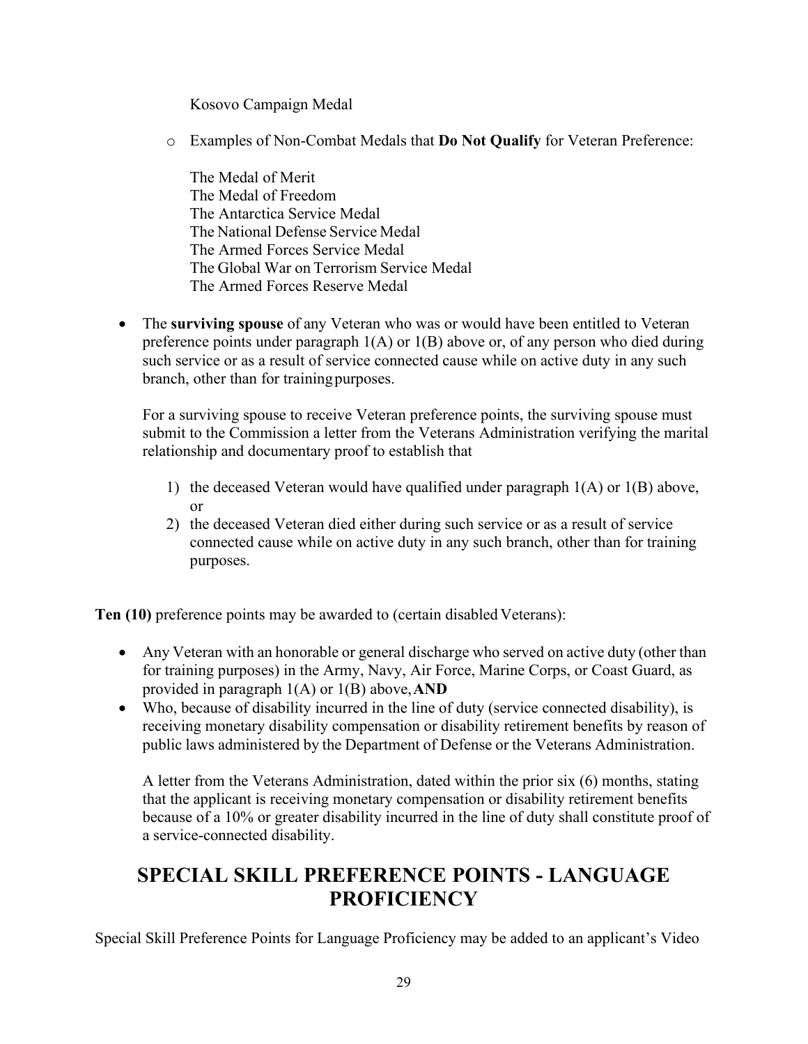Kosovo Campaign Medal

- Examples of Non-Combat Medals that **Do Not Qualify** for Veteran Preference:

  The Medal of Merit
  The Medal of Freedom
  The Antarctica Service Medal
  The National Defense Service Medal
  The Armed Forces Service Medal
  The Global War on Terrorism Service Medal
  The Armed Forces Reserve Medal

- The **surviving spouse** of any Veteran who was or would have been entitled to Veteran preference points under paragraph 1(A) or 1(B) above or, of any person who died during such service or as a result of service connected cause while on active duty in any such branch, other than for training purposes.

  For a surviving spouse to receive Veteran preference points, the surviving spouse must submit to the Commission a letter from the Veterans Administration verifying the marital relationship and documentary proof to establish that

  1) the deceased Veteran would have qualified under paragraph 1(A) or 1(B) above, or
  2) the deceased Veteran died either during such service or as a result of service connected cause while on active duty in any such branch, other than for training purposes.

**Ten (10)** preference points may be awarded to (certain disabled Veterans):

- Any Veteran with an honorable or general discharge who served on active duty (other than for training purposes) in the Army, Navy, Air Force, Marine Corps, or Coast Guard, as provided in paragraph 1(A) or 1(B) above, **AND**
- Who, because of disability incurred in the line of duty (service connected disability), is receiving monetary disability compensation or disability retirement benefits by reason of public laws administered by the Department of Defense or the Veterans Administration.

  A letter from the Veterans Administration, dated within the prior six (6) months, stating that the applicant is receiving monetary compensation or disability retirement benefits because of a 10% or greater disability incurred in the line of duty shall constitute proof of a service-connected disability.

## SPECIAL SKILL PREFERENCE POINTS - LANGUAGE PROFICIENCY

Special Skill Preference Points for Language Proficiency may be added to an applicant's Video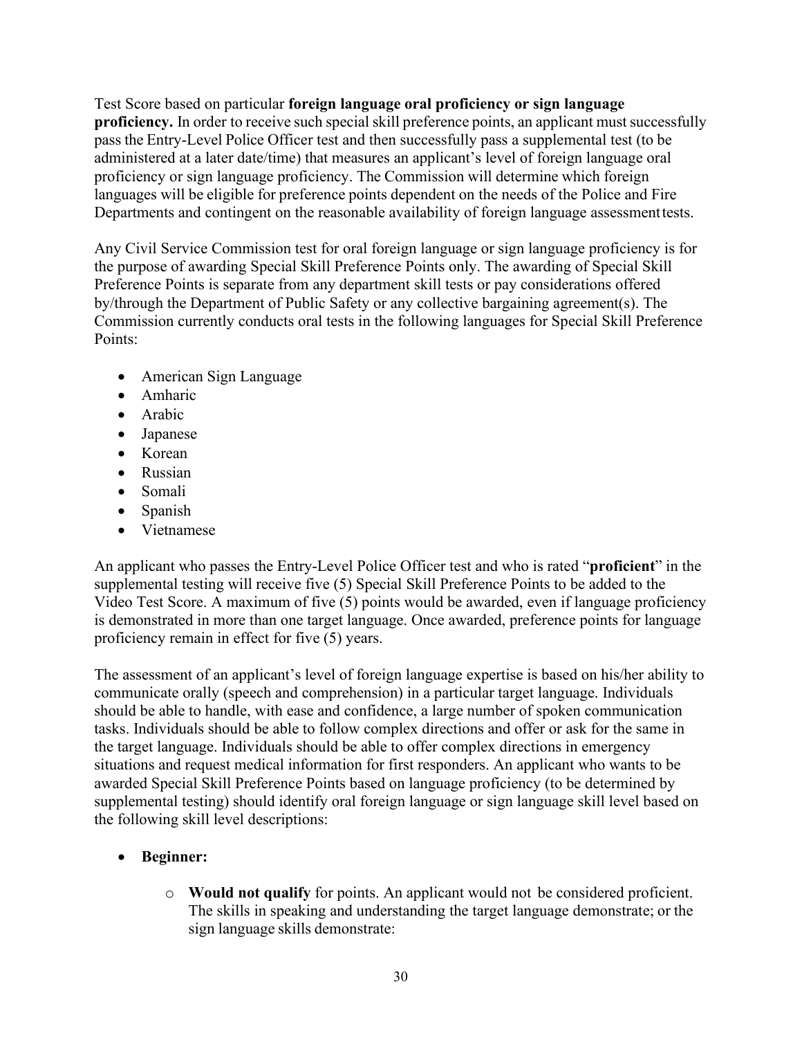Test Score based on particular **foreign language oral proficiency or sign language proficiency.** In order to receive such special skill preference points, an applicant must successfully pass the Entry-Level Police Officer test and then successfully pass a supplemental test (to be administered at a later date/time) that measures an applicant's level of foreign language oral proficiency or sign language proficiency. The Commission will determine which foreign languages will be eligible for preference points dependent on the needs of the Police and Fire Departments and contingent on the reasonable availability of foreign language assessment tests.

Any Civil Service Commission test for oral foreign language or sign language proficiency is for the purpose of awarding Special Skill Preference Points only. The awarding of Special Skill Preference Points is separate from any department skill tests or pay considerations offered by/through the Department of Public Safety or any collective bargaining agreement(s). The Commission currently conducts oral tests in the following languages for Special Skill Preference Points:

- American Sign Language
- Amharic
- Arabic
- Japanese
- Korean
- Russian
- Somali
- Spanish
- Vietnamese

An applicant who passes the Entry-Level Police Officer test and who is rated "**proficient**" in the supplemental testing will receive five (5) Special Skill Preference Points to be added to the Video Test Score. A maximum of five (5) points would be awarded, even if language proficiency is demonstrated in more than one target language. Once awarded, preference points for language proficiency remain in effect for five (5) years.

The assessment of an applicant's level of foreign language expertise is based on his/her ability to communicate orally (speech and comprehension) in a particular target language. Individuals should be able to handle, with ease and confidence, a large number of spoken communication tasks. Individuals should be able to follow complex directions and offer or ask for the same in the target language. Individuals should be able to offer complex directions in emergency situations and request medical information for first responders. An applicant who wants to be awarded Special Skill Preference Points based on language proficiency (to be determined by supplemental testing) should identify oral foreign language or sign language skill level based on the following skill level descriptions:

- **Beginner:**
    - **Would not qualify** for points. An applicant would not be considered proficient. The skills in speaking and understanding the target language demonstrate; or the sign language skills demonstrate: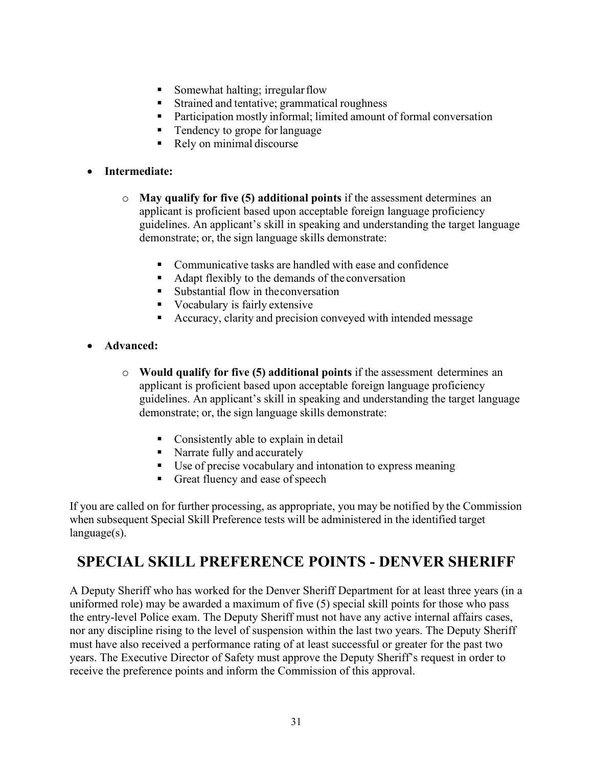- Somewhat halting; irregular flow
    - Strained and tentative; grammatical roughness
    - Participation mostly informal; limited amount of formal conversation
    - Tendency to grope for language
    - Rely on minimal discourse

- **Intermediate:**
  - **May qualify for five (5) additional points** if the assessment determines an applicant is proficient based upon acceptable foreign language proficiency guidelines. An applicant's skill in speaking and understanding the target language demonstrate; or, the sign language skills demonstrate:
    - Communicative tasks are handled with ease and confidence
    - Adapt flexibly to the demands of the conversation
    - Substantial flow in the conversation
    - Vocabulary is fairly extensive
    - Accuracy, clarity and precision conveyed with intended message

- **Advanced:**
  - **Would qualify for five (5) additional points** if the assessment determines an applicant is proficient based upon acceptable foreign language proficiency guidelines. An applicant's skill in speaking and understanding the target language demonstrate; or, the sign language skills demonstrate:
    - Consistently able to explain in detail
    - Narrate fully and accurately
    - Use of precise vocabulary and intonation to express meaning
    - Great fluency and ease of speech

If you are called on for further processing, as appropriate, you may be notified by the Commission when subsequent Special Skill Preference tests will be administered in the identified target language(s).

## SPECIAL SKILL PREFERENCE POINTS - DENVER SHERIFF

A Deputy Sheriff who has worked for the Denver Sheriff Department for at least three years (in a uniformed role) may be awarded a maximum of five (5) special skill points for those who pass the entry-level Police exam. The Deputy Sheriff must not have any active internal affairs cases, nor any discipline rising to the level of suspension within the last two years. The Deputy Sheriff must have also received a performance rating of at least successful or greater for the past two years. The Executive Director of Safety must approve the Deputy Sheriff's request in order to receive the preference points and inform the Commission of this approval.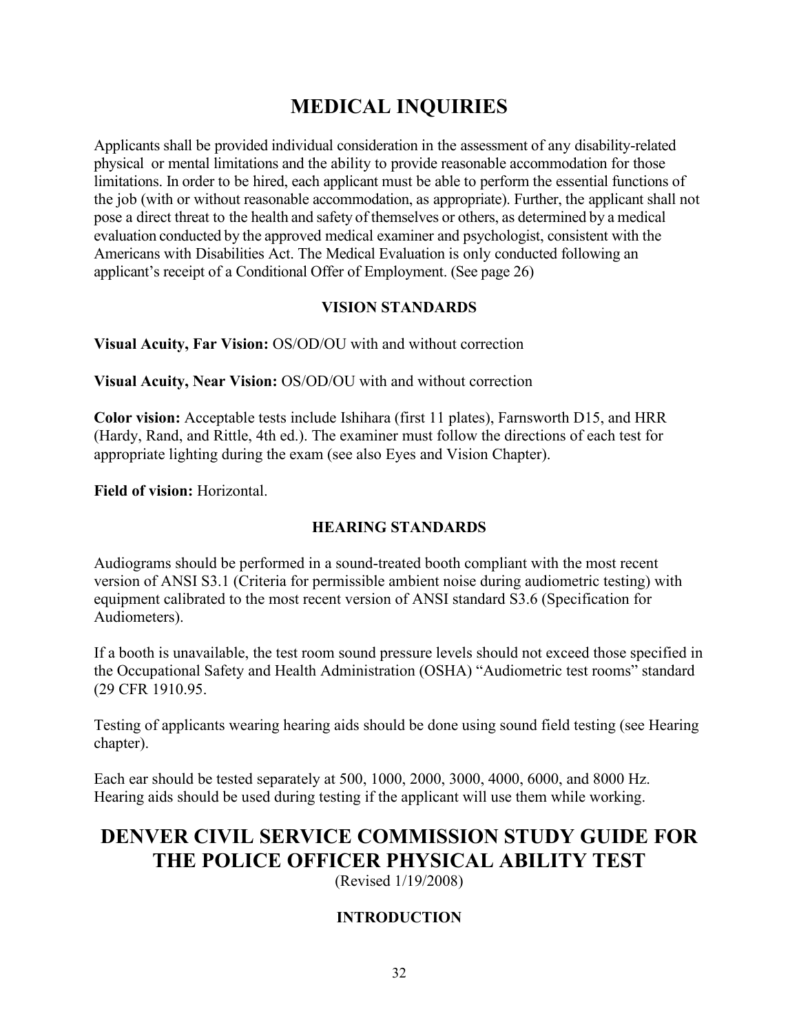# MEDICAL INQUIRIES

Applicants shall be provided individual consideration in the assessment of any disability-related physical or mental limitations and the ability to provide reasonable accommodation for those limitations. In order to be hired, each applicant must be able to perform the essential functions of the job (with or without reasonable accommodation, as appropriate). Further, the applicant shall not pose a direct threat to the health and safety of themselves or others, as determined by a medical evaluation conducted by the approved medical examiner and psychologist, consistent with the Americans with Disabilities Act. The Medical Evaluation is only conducted following an applicant's receipt of a Conditional Offer of Employment. (See page 26)

### VISION STANDARDS

**Visual Acuity, Far Vision:** OS/OD/OU with and without correction

**Visual Acuity, Near Vision:** OS/OD/OU with and without correction

**Color vision:** Acceptable tests include Ishihara (first 11 plates), Farnsworth D15, and HRR (Hardy, Rand, and Rittle, 4th ed.). The examiner must follow the directions of each test for appropriate lighting during the exam (see also Eyes and Vision Chapter).

**Field of vision:** Horizontal.

### HEARING STANDARDS

Audiograms should be performed in a sound-treated booth compliant with the most recent version of ANSI S3.1 (Criteria for permissible ambient noise during audiometric testing) with equipment calibrated to the most recent version of ANSI standard S3.6 (Specification for Audiometers).

If a booth is unavailable, the test room sound pressure levels should not exceed those specified in the Occupational Safety and Health Administration (OSHA) "Audiometric test rooms" standard (29 CFR 1910.95.

Testing of applicants wearing hearing aids should be done using sound field testing (see Hearing chapter).

Each ear should be tested separately at 500, 1000, 2000, 3000, 4000, 6000, and 8000 Hz. Hearing aids should be used during testing if the applicant will use them while working.

# DENVER CIVIL SERVICE COMMISSION STUDY GUIDE FOR THE POLICE OFFICER PHYSICAL ABILITY TEST

(Revised 1/19/2008)

### INTRODUCTION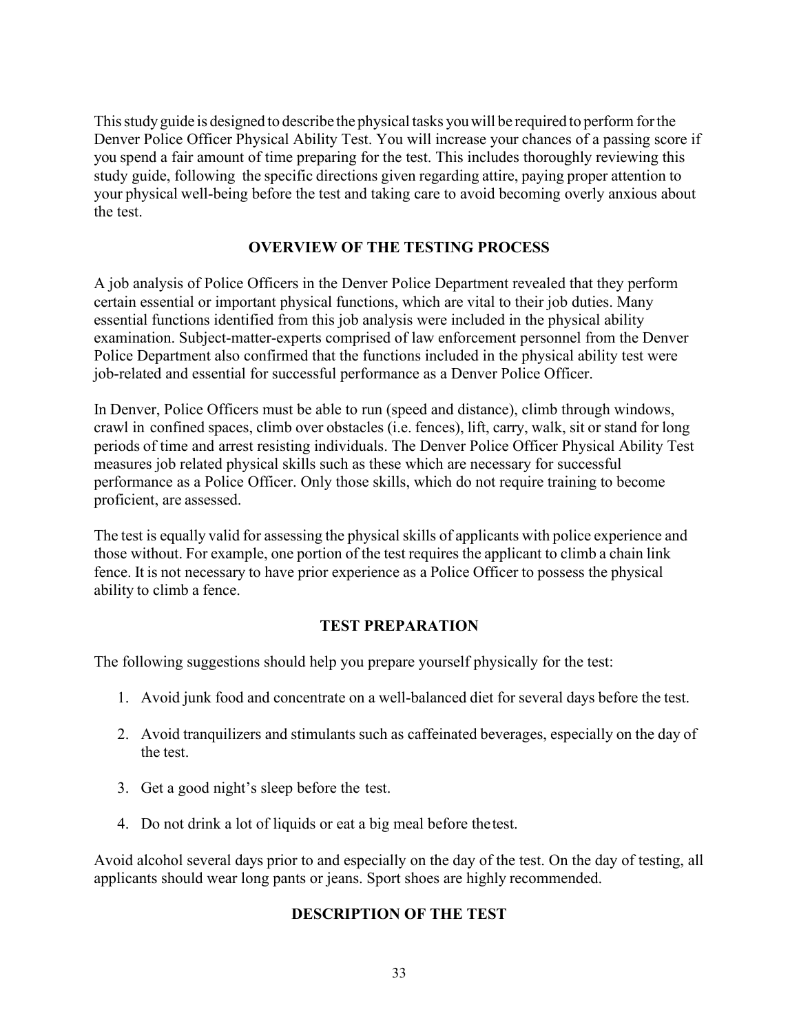This study guide is designed to describe the physical tasks you will be required to perform for the Denver Police Officer Physical Ability Test. You will increase your chances of a passing score if you spend a fair amount of time preparing for the test. This includes thoroughly reviewing this study guide, following the specific directions given regarding attire, paying proper attention to your physical well-being before the test and taking care to avoid becoming overly anxious about the test.

## OVERVIEW OF THE TESTING PROCESS

A job analysis of Police Officers in the Denver Police Department revealed that they perform certain essential or important physical functions, which are vital to their job duties. Many essential functions identified from this job analysis were included in the physical ability examination. Subject-matter-experts comprised of law enforcement personnel from the Denver Police Department also confirmed that the functions included in the physical ability test were job-related and essential for successful performance as a Denver Police Officer.

In Denver, Police Officers must be able to run (speed and distance), climb through windows, crawl in confined spaces, climb over obstacles (i.e. fences), lift, carry, walk, sit or stand for long periods of time and arrest resisting individuals. The Denver Police Officer Physical Ability Test measures job related physical skills such as these which are necessary for successful performance as a Police Officer. Only those skills, which do not require training to become proficient, are assessed.

The test is equally valid for assessing the physical skills of applicants with police experience and those without. For example, one portion of the test requires the applicant to climb a chain link fence. It is not necessary to have prior experience as a Police Officer to possess the physical ability to climb a fence.

## TEST PREPARATION

The following suggestions should help you prepare yourself physically for the test:

1. Avoid junk food and concentrate on a well-balanced diet for several days before the test.
2. Avoid tranquilizers and stimulants such as caffeinated beverages, especially on the day of the test.
3. Get a good night's sleep before the test.
4. Do not drink a lot of liquids or eat a big meal before the test.

Avoid alcohol several days prior to and especially on the day of the test. On the day of testing, all applicants should wear long pants or jeans. Sport shoes are highly recommended.

## DESCRIPTION OF THE TEST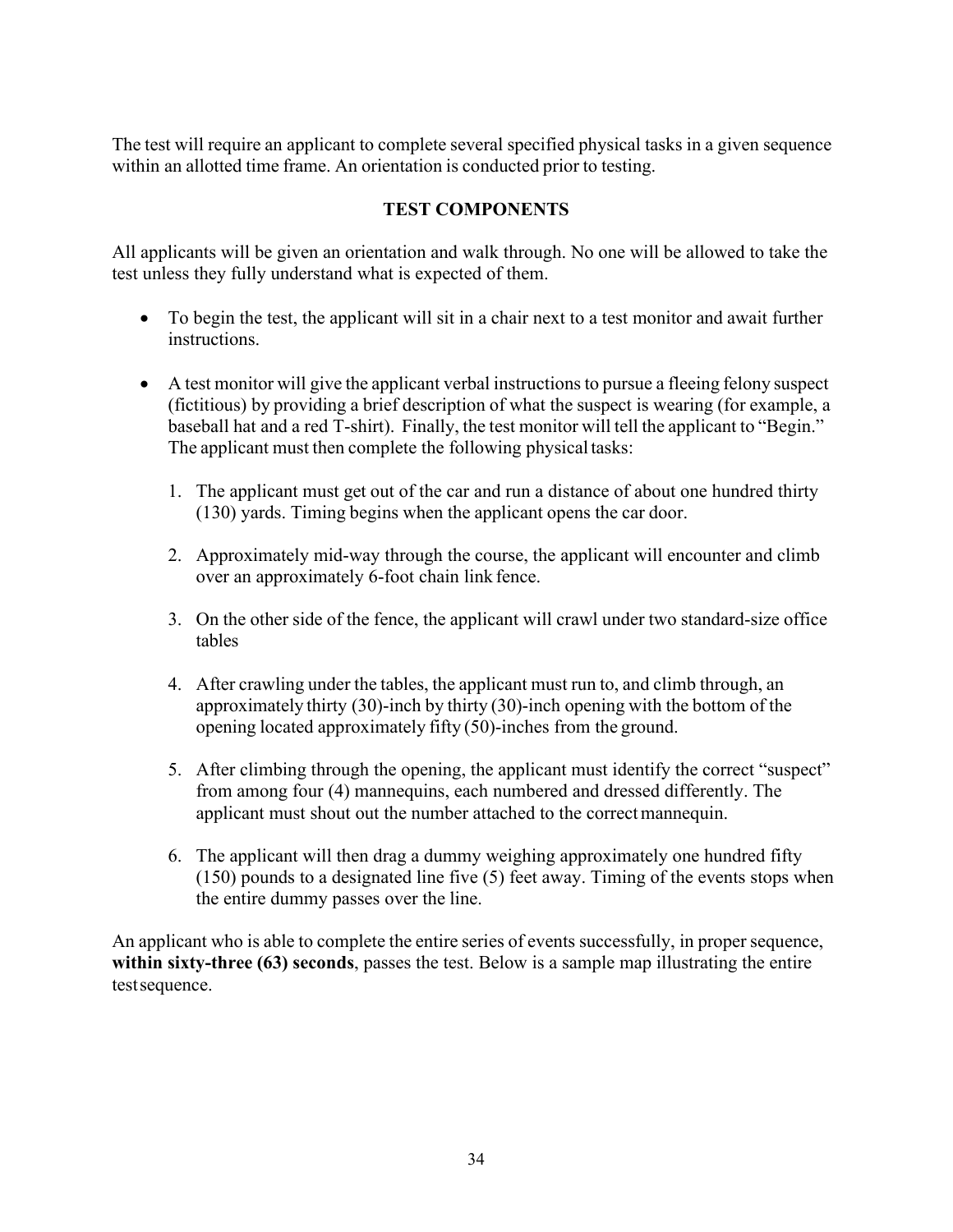The test will require an applicant to complete several specified physical tasks in a given sequence within an allotted time frame. An orientation is conducted prior to testing.

## TEST COMPONENTS

All applicants will be given an orientation and walk through. No one will be allowed to take the test unless they fully understand what is expected of them.

- To begin the test, the applicant will sit in a chair next to a test monitor and await further instructions.
- A test monitor will give the applicant verbal instructions to pursue a fleeing felony suspect (fictitious) by providing a brief description of what the suspect is wearing (for example, a baseball hat and a red T-shirt). Finally, the test monitor will tell the applicant to "Begin." The applicant must then complete the following physical tasks:

  1. The applicant must get out of the car and run a distance of about one hundred thirty (130) yards. Timing begins when the applicant opens the car door.
  2. Approximately mid-way through the course, the applicant will encounter and climb over an approximately 6-foot chain link fence.
  3. On the other side of the fence, the applicant will crawl under two standard-size office tables
  4. After crawling under the tables, the applicant must run to, and climb through, an approximately thirty (30)-inch by thirty (30)-inch opening with the bottom of the opening located approximately fifty (50)-inches from the ground.
  5. After climbing through the opening, the applicant must identify the correct "suspect" from among four (4) mannequins, each numbered and dressed differently. The applicant must shout out the number attached to the correct mannequin.
  6. The applicant will then drag a dummy weighing approximately one hundred fifty (150) pounds to a designated line five (5) feet away. Timing of the events stops when the entire dummy passes over the line.

An applicant who is able to complete the entire series of events successfully, in proper sequence, **within sixty-three (63) seconds**, passes the test. Below is a sample map illustrating the entire test sequence.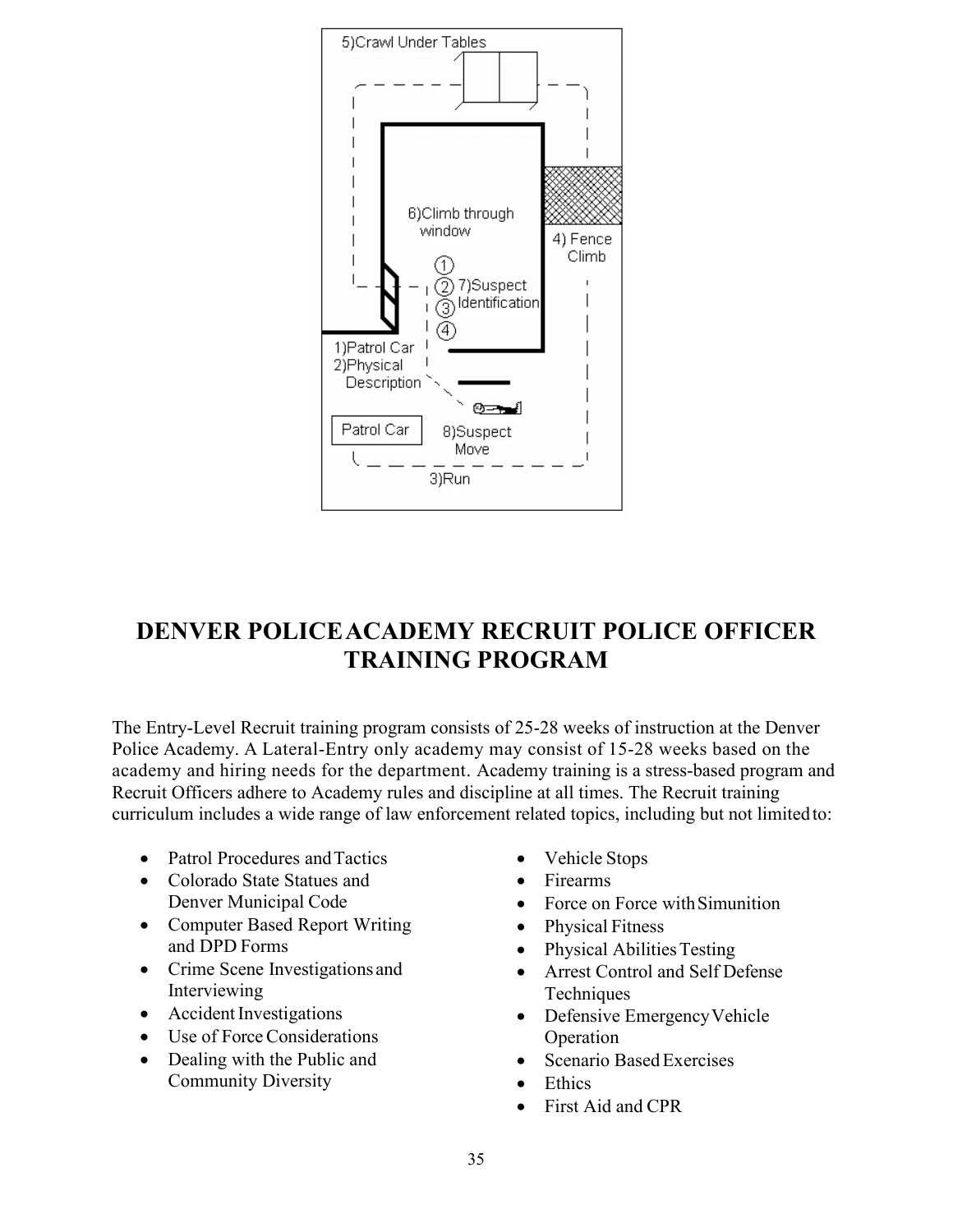# DENVER POLICE ACADEMY RECRUIT POLICE OFFICER TRAINING PROGRAM

The Entry-Level Recruit training program consists of 25-28 weeks of instruction at the Denver Police Academy. A Lateral-Entry only academy may consist of 15-28 weeks based on the academy and hiring needs for the department. Academy training is a stress-based program and Recruit Officers adhere to Academy rules and discipline at all times. The Recruit training curriculum includes a wide range of law enforcement related topics, including but not limited to:

- Patrol Procedures and Tactics
- Colorado State Statues and Denver Municipal Code
- Computer Based Report Writing and DPD Forms
- Crime Scene Investigations and Interviewing
- Accident Investigations
- Use of Force Considerations
- Dealing with the Public and Community Diversity
- Vehicle Stops
- Firearms
- Force on Force with Simunition
- Physical Fitness
- Physical Abilities Testing
- Arrest Control and Self Defense Techniques
- Defensive Emergency Vehicle Operation
- Scenario Based Exercises
- Ethics
- First Aid and CPR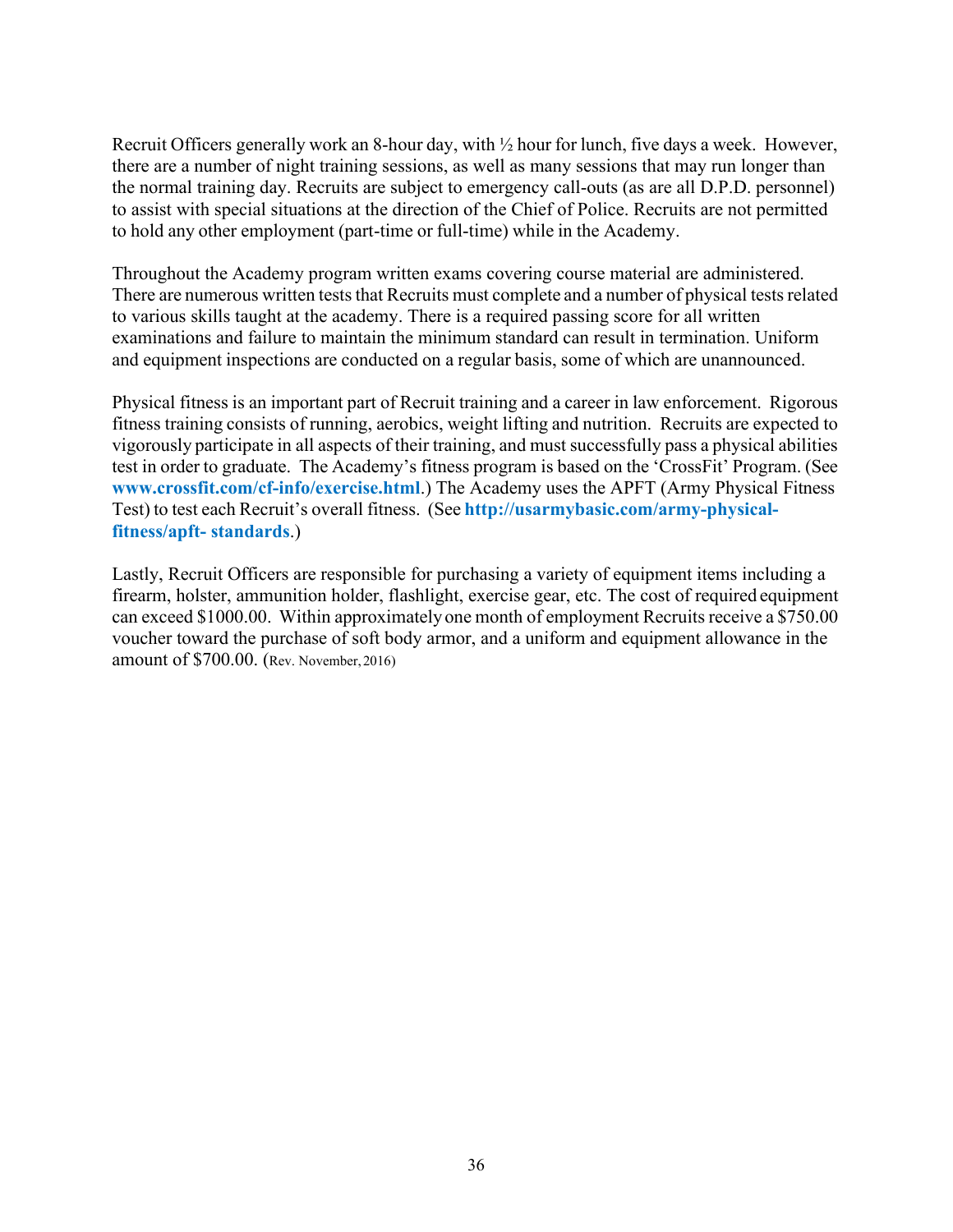Recruit Officers generally work an 8-hour day, with ½ hour for lunch, five days a week. However, there are a number of night training sessions, as well as many sessions that may run longer than the normal training day. Recruits are subject to emergency call-outs (as are all D.P.D. personnel) to assist with special situations at the direction of the Chief of Police. Recruits are not permitted to hold any other employment (part-time or full-time) while in the Academy.

Throughout the Academy program written exams covering course material are administered. There are numerous written tests that Recruits must complete and a number of physical tests related to various skills taught at the academy. There is a required passing score for all written examinations and failure to maintain the minimum standard can result in termination. Uniform and equipment inspections are conducted on a regular basis, some of which are unannounced.

Physical fitness is an important part of Recruit training and a career in law enforcement. Rigorous fitness training consists of running, aerobics, weight lifting and nutrition. Recruits are expected to vigorously participate in all aspects of their training, and must successfully pass a physical abilities test in order to graduate. The Academy's fitness program is based on the 'CrossFit' Program. (See **www.crossfit.com/cf-info/exercise.html**.) The Academy uses the APFT (Army Physical Fitness Test) to test each Recruit's overall fitness. (See **http://usarmybasic.com/army-physical-fitness/apft- standards**.)

Lastly, Recruit Officers are responsible for purchasing a variety of equipment items including a firearm, holster, ammunition holder, flashlight, exercise gear, etc. The cost of required equipment can exceed $1000.00. Within approximately one month of employment Recruits receive a $750.00 voucher toward the purchase of soft body armor, and a uniform and equipment allowance in the amount of $700.00. (Rev. November, 2016)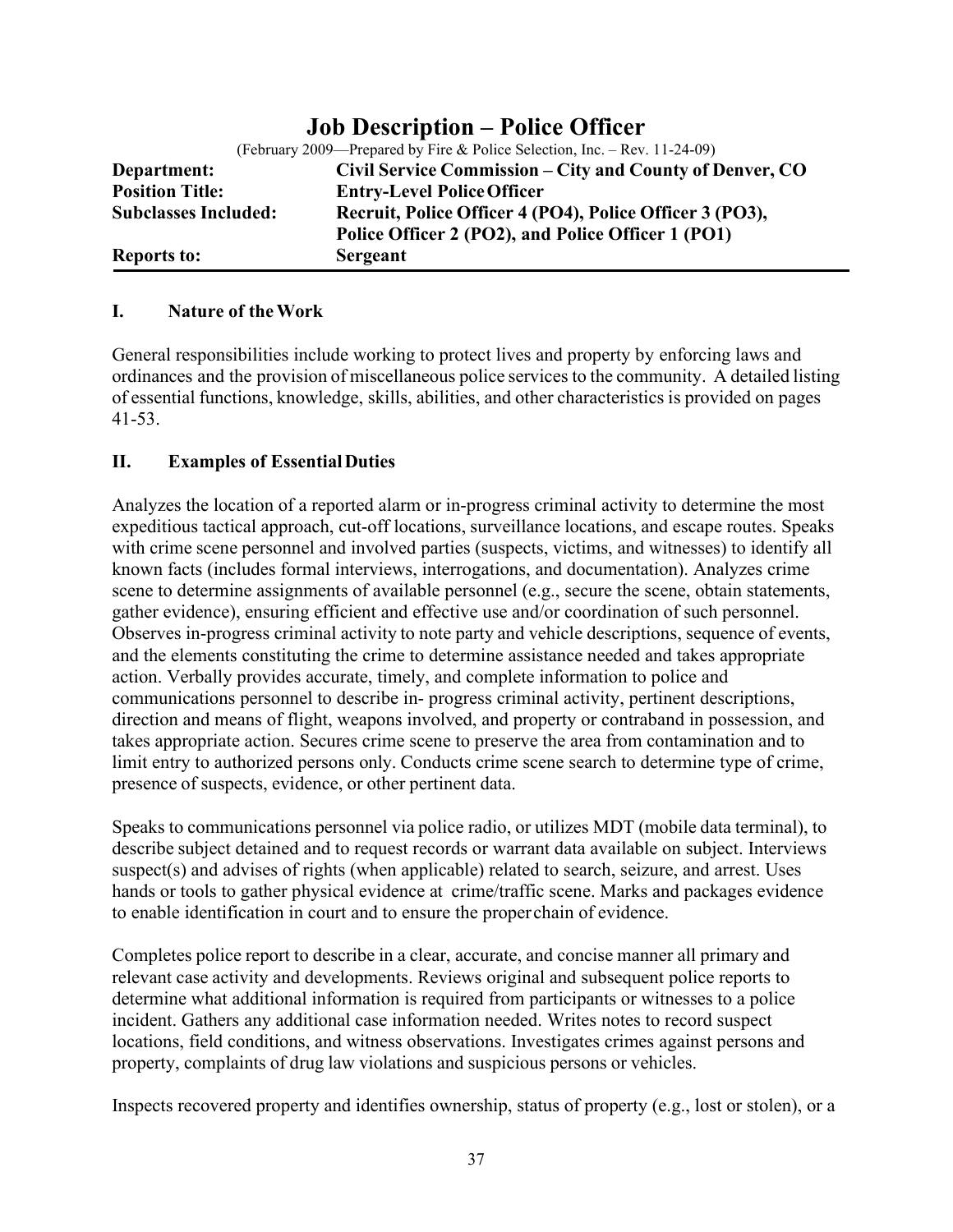# Job Description – Police Officer

(February 2009—Prepared by Fire & Police Selection, Inc. – Rev. 11-24-09)

| | |
|---|---|
| **Department:** | **Civil Service Commission – City and County of Denver, CO** |
| **Position Title:** | **Entry-Level Police Officer** |
| **Subclasses Included:** | **Recruit, Police Officer 4 (PO4), Police Officer 3 (PO3), Police Officer 2 (PO2), and Police Officer 1 (PO1)** |
| **Reports to:** | **Sergeant** |

## I. Nature of the Work

General responsibilities include working to protect lives and property by enforcing laws and ordinances and the provision of miscellaneous police services to the community. A detailed listing of essential functions, knowledge, skills, abilities, and other characteristics is provided on pages 41-53.

## II. Examples of Essential Duties

Analyzes the location of a reported alarm or in-progress criminal activity to determine the most expeditious tactical approach, cut-off locations, surveillance locations, and escape routes. Speaks with crime scene personnel and involved parties (suspects, victims, and witnesses) to identify all known facts (includes formal interviews, interrogations, and documentation). Analyzes crime scene to determine assignments of available personnel (e.g., secure the scene, obtain statements, gather evidence), ensuring efficient and effective use and/or coordination of such personnel. Observes in-progress criminal activity to note party and vehicle descriptions, sequence of events, and the elements constituting the crime to determine assistance needed and takes appropriate action. Verbally provides accurate, timely, and complete information to police and communications personnel to describe in- progress criminal activity, pertinent descriptions, direction and means of flight, weapons involved, and property or contraband in possession, and takes appropriate action. Secures crime scene to preserve the area from contamination and to limit entry to authorized persons only. Conducts crime scene search to determine type of crime, presence of suspects, evidence, or other pertinent data.

Speaks to communications personnel via police radio, or utilizes MDT (mobile data terminal), to describe subject detained and to request records or warrant data available on subject. Interviews suspect(s) and advises of rights (when applicable) related to search, seizure, and arrest. Uses hands or tools to gather physical evidence at crime/traffic scene. Marks and packages evidence to enable identification in court and to ensure the proper chain of evidence.

Completes police report to describe in a clear, accurate, and concise manner all primary and relevant case activity and developments. Reviews original and subsequent police reports to determine what additional information is required from participants or witnesses to a police incident. Gathers any additional case information needed. Writes notes to record suspect locations, field conditions, and witness observations. Investigates crimes against persons and property, complaints of drug law violations and suspicious persons or vehicles.

Inspects recovered property and identifies ownership, status of property (e.g., lost or stolen), or a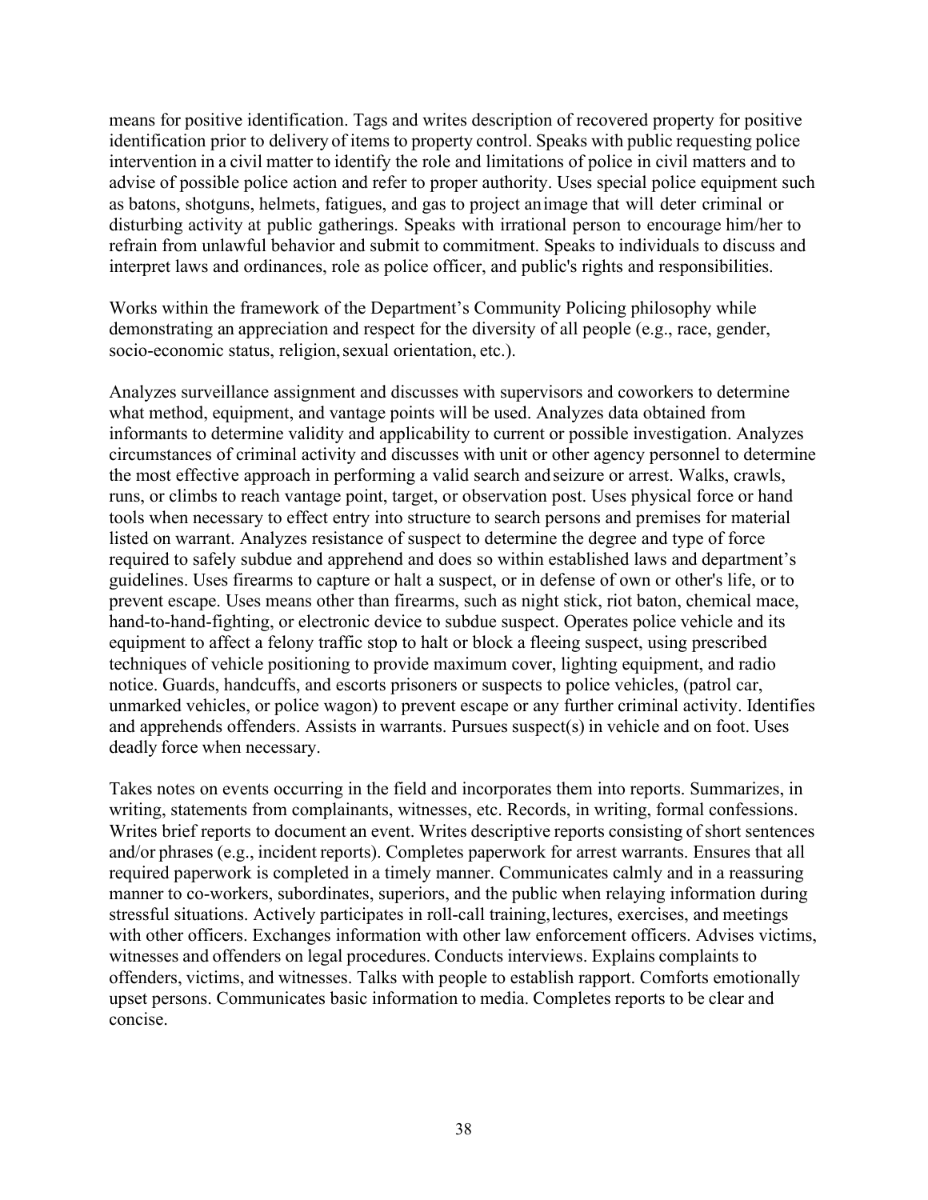means for positive identification. Tags and writes description of recovered property for positive identification prior to delivery of items to property control. Speaks with public requesting police intervention in a civil matter to identify the role and limitations of police in civil matters and to advise of possible police action and refer to proper authority. Uses special police equipment such as batons, shotguns, helmets, fatigues, and gas to project an image that will deter criminal or disturbing activity at public gatherings. Speaks with irrational person to encourage him/her to refrain from unlawful behavior and submit to commitment. Speaks to individuals to discuss and interpret laws and ordinances, role as police officer, and public's rights and responsibilities.

Works within the framework of the Department's Community Policing philosophy while demonstrating an appreciation and respect for the diversity of all people (e.g., race, gender, socio-economic status, religion, sexual orientation, etc.).

Analyzes surveillance assignment and discusses with supervisors and coworkers to determine what method, equipment, and vantage points will be used. Analyzes data obtained from informants to determine validity and applicability to current or possible investigation. Analyzes circumstances of criminal activity and discusses with unit or other agency personnel to determine the most effective approach in performing a valid search and seizure or arrest. Walks, crawls, runs, or climbs to reach vantage point, target, or observation post. Uses physical force or hand tools when necessary to effect entry into structure to search persons and premises for material listed on warrant. Analyzes resistance of suspect to determine the degree and type of force required to safely subdue and apprehend and does so within established laws and department's guidelines. Uses firearms to capture or halt a suspect, or in defense of own or other's life, or to prevent escape. Uses means other than firearms, such as night stick, riot baton, chemical mace, hand-to-hand-fighting, or electronic device to subdue suspect. Operates police vehicle and its equipment to affect a felony traffic stop to halt or block a fleeing suspect, using prescribed techniques of vehicle positioning to provide maximum cover, lighting equipment, and radio notice. Guards, handcuffs, and escorts prisoners or suspects to police vehicles, (patrol car, unmarked vehicles, or police wagon) to prevent escape or any further criminal activity. Identifies and apprehends offenders. Assists in warrants. Pursues suspect(s) in vehicle and on foot. Uses deadly force when necessary.

Takes notes on events occurring in the field and incorporates them into reports. Summarizes, in writing, statements from complainants, witnesses, etc. Records, in writing, formal confessions. Writes brief reports to document an event. Writes descriptive reports consisting of short sentences and/or phrases (e.g., incident reports). Completes paperwork for arrest warrants. Ensures that all required paperwork is completed in a timely manner. Communicates calmly and in a reassuring manner to co-workers, subordinates, superiors, and the public when relaying information during stressful situations. Actively participates in roll-call training, lectures, exercises, and meetings with other officers. Exchanges information with other law enforcement officers. Advises victims, witnesses and offenders on legal procedures. Conducts interviews. Explains complaints to offenders, victims, and witnesses. Talks with people to establish rapport. Comforts emotionally upset persons. Communicates basic information to media. Completes reports to be clear and concise.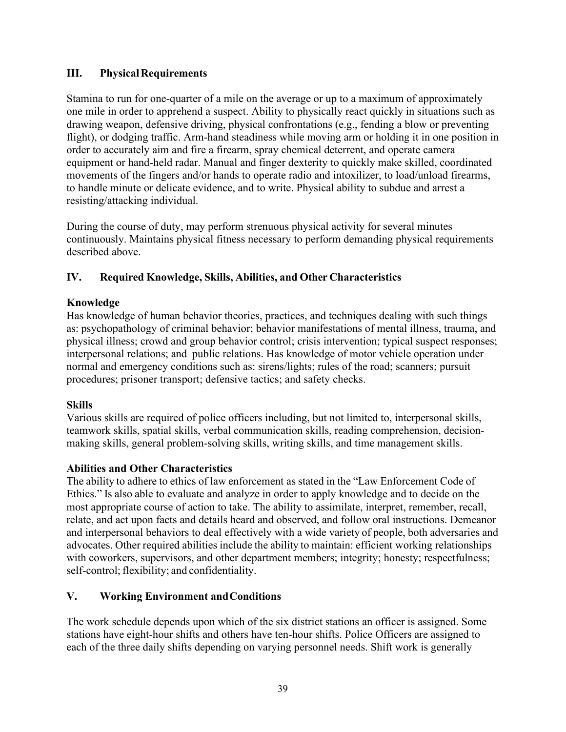## III. Physical Requirements

Stamina to run for one-quarter of a mile on the average or up to a maximum of approximately one mile in order to apprehend a suspect. Ability to physically react quickly in situations such as drawing weapon, defensive driving, physical confrontations (e.g., fending a blow or preventing flight), or dodging traffic. Arm-hand steadiness while moving arm or holding it in one position in order to accurately aim and fire a firearm, spray chemical deterrent, and operate camera equipment or hand-held radar. Manual and finger dexterity to quickly make skilled, coordinated movements of the fingers and/or hands to operate radio and intoxilizer, to load/unload firearms, to handle minute or delicate evidence, and to write. Physical ability to subdue and arrest a resisting/attacking individual.

During the course of duty, may perform strenuous physical activity for several minutes continuously. Maintains physical fitness necessary to perform demanding physical requirements described above.

## IV. Required Knowledge, Skills, Abilities, and Other Characteristics

### Knowledge

Has knowledge of human behavior theories, practices, and techniques dealing with such things as: psychopathology of criminal behavior; behavior manifestations of mental illness, trauma, and physical illness; crowd and group behavior control; crisis intervention; typical suspect responses; interpersonal relations; and public relations. Has knowledge of motor vehicle operation under normal and emergency conditions such as: sirens/lights; rules of the road; scanners; pursuit procedures; prisoner transport; defensive tactics; and safety checks.

### Skills

Various skills are required of police officers including, but not limited to, interpersonal skills, teamwork skills, spatial skills, verbal communication skills, reading comprehension, decision-making skills, general problem-solving skills, writing skills, and time management skills.

### Abilities and Other Characteristics

The ability to adhere to ethics of law enforcement as stated in the "Law Enforcement Code of Ethics." Is also able to evaluate and analyze in order to apply knowledge and to decide on the most appropriate course of action to take. The ability to assimilate, interpret, remember, recall, relate, and act upon facts and details heard and observed, and follow oral instructions. Demeanor and interpersonal behaviors to deal effectively with a wide variety of people, both adversaries and advocates. Other required abilities include the ability to maintain: efficient working relationships with coworkers, supervisors, and other department members; integrity; honesty; respectfulness; self-control; flexibility; and confidentiality.

## V. Working Environment and Conditions

The work schedule depends upon which of the six district stations an officer is assigned. Some stations have eight-hour shifts and others have ten-hour shifts. Police Officers are assigned to each of the three daily shifts depending on varying personnel needs. Shift work is generally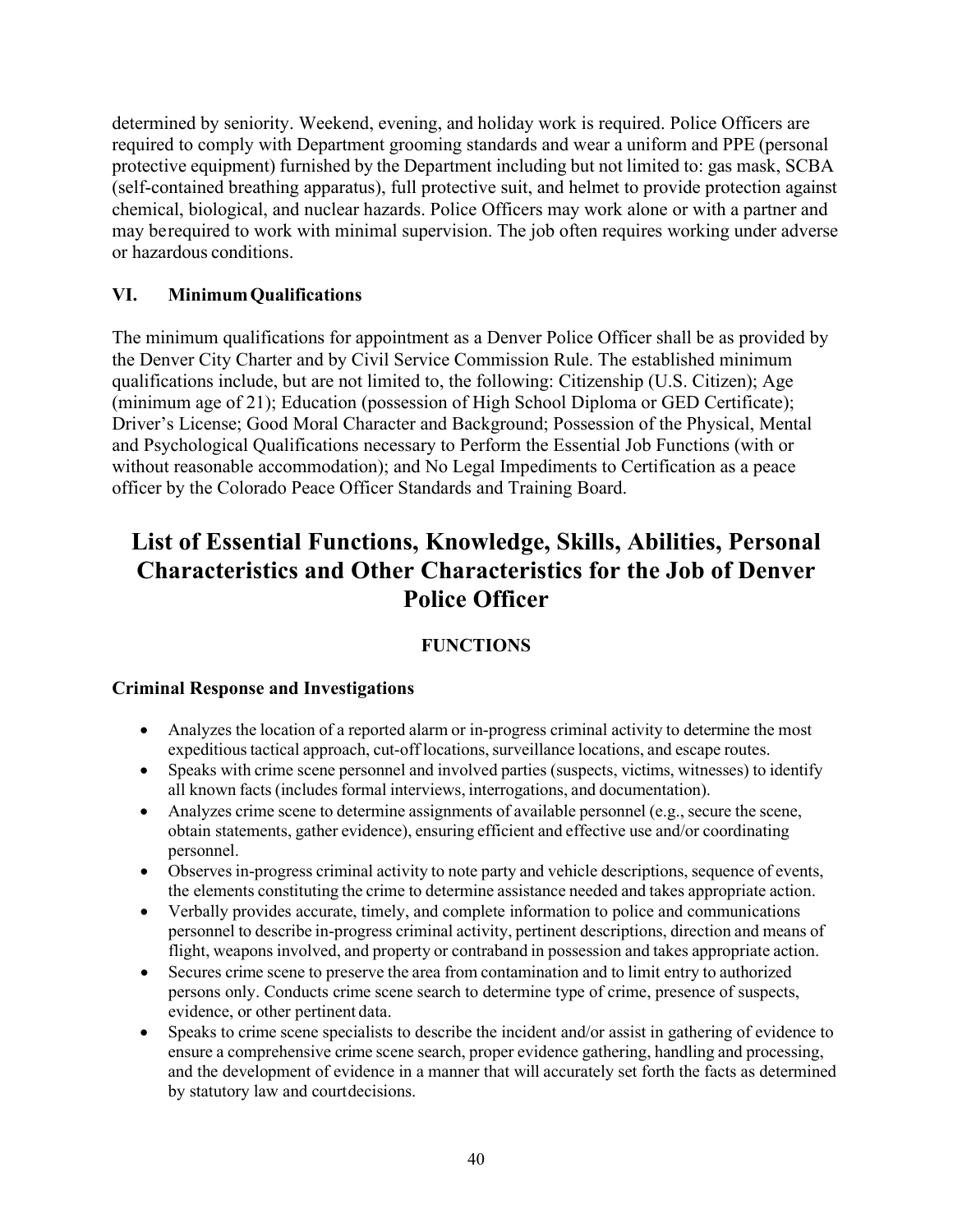determined by seniority. Weekend, evening, and holiday work is required. Police Officers are required to comply with Department grooming standards and wear a uniform and PPE (personal protective equipment) furnished by the Department including but not limited to: gas mask, SCBA (self-contained breathing apparatus), full protective suit, and helmet to provide protection against chemical, biological, and nuclear hazards. Police Officers may work alone or with a partner and may berequired to work with minimal supervision. The job often requires working under adverse or hazardous conditions.

### VI. Minimum Qualifications

The minimum qualifications for appointment as a Denver Police Officer shall be as provided by the Denver City Charter and by Civil Service Commission Rule. The established minimum qualifications include, but are not limited to, the following: Citizenship (U.S. Citizen); Age (minimum age of 21); Education (possession of High School Diploma or GED Certificate); Driver's License; Good Moral Character and Background; Possession of the Physical, Mental and Psychological Qualifications necessary to Perform the Essential Job Functions (with or without reasonable accommodation); and No Legal Impediments to Certification as a peace officer by the Colorado Peace Officer Standards and Training Board.

# List of Essential Functions, Knowledge, Skills, Abilities, Personal Characteristics and Other Characteristics for the Job of Denver Police Officer

## FUNCTIONS

### Criminal Response and Investigations

- Analyzes the location of a reported alarm or in-progress criminal activity to determine the most expeditious tactical approach, cut-off locations, surveillance locations, and escape routes.
- Speaks with crime scene personnel and involved parties (suspects, victims, witnesses) to identify all known facts (includes formal interviews, interrogations, and documentation).
- Analyzes crime scene to determine assignments of available personnel (e.g., secure the scene, obtain statements, gather evidence), ensuring efficient and effective use and/or coordinating personnel.
- Observes in-progress criminal activity to note party and vehicle descriptions, sequence of events, the elements constituting the crime to determine assistance needed and takes appropriate action.
- Verbally provides accurate, timely, and complete information to police and communications personnel to describe in-progress criminal activity, pertinent descriptions, direction and means of flight, weapons involved, and property or contraband in possession and takes appropriate action.
- Secures crime scene to preserve the area from contamination and to limit entry to authorized persons only. Conducts crime scene search to determine type of crime, presence of suspects, evidence, or other pertinent data.
- Speaks to crime scene specialists to describe the incident and/or assist in gathering of evidence to ensure a comprehensive crime scene search, proper evidence gathering, handling and processing, and the development of evidence in a manner that will accurately set forth the facts as determined by statutory law and courtdecisions.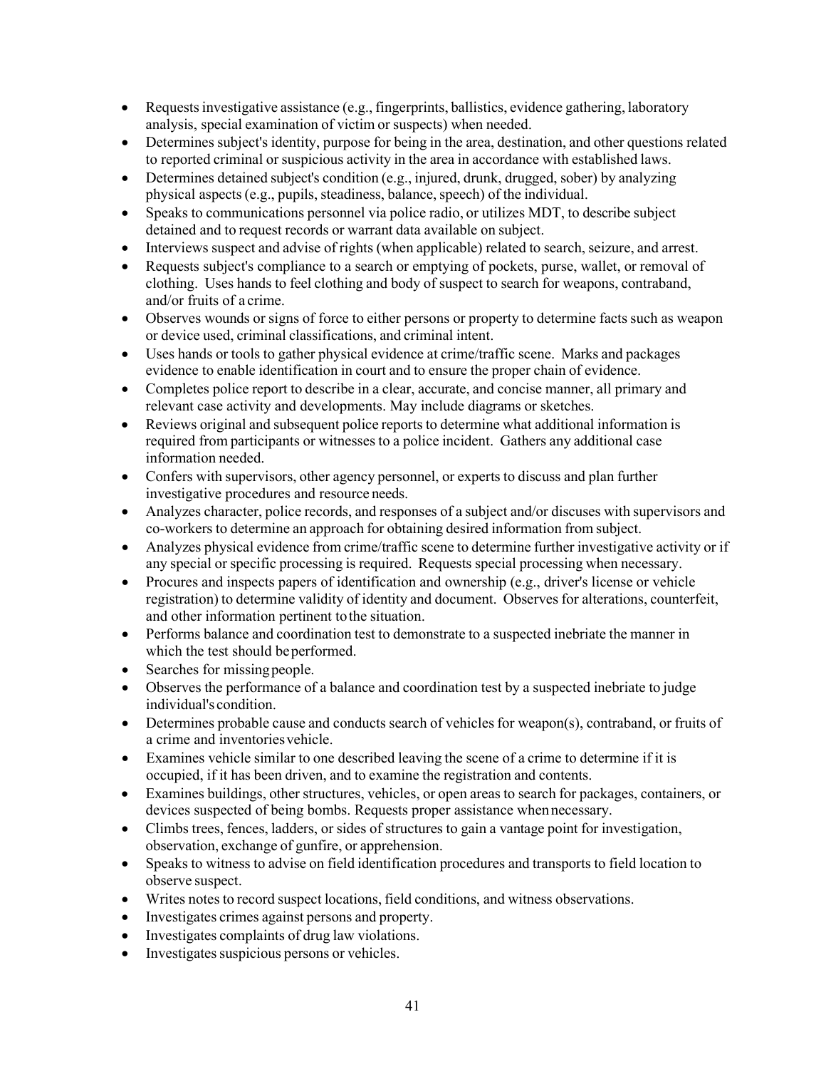- Requests investigative assistance (e.g., fingerprints, ballistics, evidence gathering, laboratory analysis, special examination of victim or suspects) when needed.
- Determines subject's identity, purpose for being in the area, destination, and other questions related to reported criminal or suspicious activity in the area in accordance with established laws.
- Determines detained subject's condition (e.g., injured, drunk, drugged, sober) by analyzing physical aspects (e.g., pupils, steadiness, balance, speech) of the individual.
- Speaks to communications personnel via police radio, or utilizes MDT, to describe subject detained and to request records or warrant data available on subject.
- Interviews suspect and advise of rights (when applicable) related to search, seizure, and arrest.
- Requests subject's compliance to a search or emptying of pockets, purse, wallet, or removal of clothing. Uses hands to feel clothing and body of suspect to search for weapons, contraband, and/or fruits of a crime.
- Observes wounds or signs of force to either persons or property to determine facts such as weapon or device used, criminal classifications, and criminal intent.
- Uses hands or tools to gather physical evidence at crime/traffic scene. Marks and packages evidence to enable identification in court and to ensure the proper chain of evidence.
- Completes police report to describe in a clear, accurate, and concise manner, all primary and relevant case activity and developments. May include diagrams or sketches.
- Reviews original and subsequent police reports to determine what additional information is required from participants or witnesses to a police incident. Gathers any additional case information needed.
- Confers with supervisors, other agency personnel, or experts to discuss and plan further investigative procedures and resource needs.
- Analyzes character, police records, and responses of a subject and/or discuses with supervisors and co-workers to determine an approach for obtaining desired information from subject.
- Analyzes physical evidence from crime/traffic scene to determine further investigative activity or if any special or specific processing is required. Requests special processing when necessary.
- Procures and inspects papers of identification and ownership (e.g., driver's license or vehicle registration) to determine validity of identity and document. Observes for alterations, counterfeit, and other information pertinent to the situation.
- Performs balance and coordination test to demonstrate to a suspected inebriate the manner in which the test should be performed.
- Searches for missing people.
- Observes the performance of a balance and coordination test by a suspected inebriate to judge individual's condition.
- Determines probable cause and conducts search of vehicles for weapon(s), contraband, or fruits of a crime and inventories vehicle.
- Examines vehicle similar to one described leaving the scene of a crime to determine if it is occupied, if it has been driven, and to examine the registration and contents.
- Examines buildings, other structures, vehicles, or open areas to search for packages, containers, or devices suspected of being bombs. Requests proper assistance when necessary.
- Climbs trees, fences, ladders, or sides of structures to gain a vantage point for investigation, observation, exchange of gunfire, or apprehension.
- Speaks to witness to advise on field identification procedures and transports to field location to observe suspect.
- Writes notes to record suspect locations, field conditions, and witness observations.
- Investigates crimes against persons and property.
- Investigates complaints of drug law violations.
- Investigates suspicious persons or vehicles.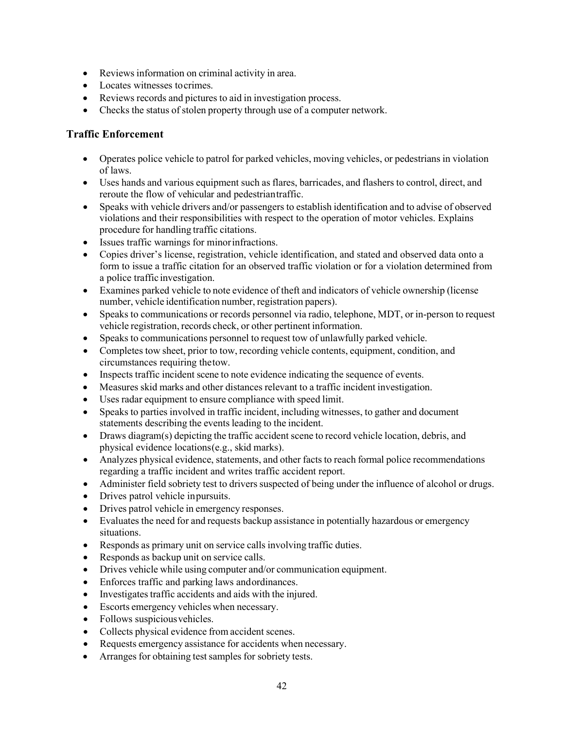- Reviews information on criminal activity in area.
- Locates witnesses to crimes.
- Reviews records and pictures to aid in investigation process.
- Checks the status of stolen property through use of a computer network.

### Traffic Enforcement

- Operates police vehicle to patrol for parked vehicles, moving vehicles, or pedestrians in violation of laws.
- Uses hands and various equipment such as flares, barricades, and flashers to control, direct, and reroute the flow of vehicular and pedestrian traffic.
- Speaks with vehicle drivers and/or passengers to establish identification and to advise of observed violations and their responsibilities with respect to the operation of motor vehicles. Explains procedure for handling traffic citations.
- Issues traffic warnings for minor infractions.
- Copies driver's license, registration, vehicle identification, and stated and observed data onto a form to issue a traffic citation for an observed traffic violation or for a violation determined from a police traffic investigation.
- Examines parked vehicle to note evidence of theft and indicators of vehicle ownership (license number, vehicle identification number, registration papers).
- Speaks to communications or records personnel via radio, telephone, MDT, or in-person to request vehicle registration, records check, or other pertinent information.
- Speaks to communications personnel to request tow of unlawfully parked vehicle.
- Completes tow sheet, prior to tow, recording vehicle contents, equipment, condition, and circumstances requiring the tow.
- Inspects traffic incident scene to note evidence indicating the sequence of events.
- Measures skid marks and other distances relevant to a traffic incident investigation.
- Uses radar equipment to ensure compliance with speed limit.
- Speaks to parties involved in traffic incident, including witnesses, to gather and document statements describing the events leading to the incident.
- Draws diagram(s) depicting the traffic accident scene to record vehicle location, debris, and physical evidence locations (e.g., skid marks).
- Analyzes physical evidence, statements, and other facts to reach formal police recommendations regarding a traffic incident and writes traffic accident report.
- Administer field sobriety test to drivers suspected of being under the influence of alcohol or drugs.
- Drives patrol vehicle in pursuits.
- Drives patrol vehicle in emergency responses.
- Evaluates the need for and requests backup assistance in potentially hazardous or emergency situations.
- Responds as primary unit on service calls involving traffic duties.
- Responds as backup unit on service calls.
- Drives vehicle while using computer and/or communication equipment.
- Enforces traffic and parking laws and ordinances.
- Investigates traffic accidents and aids with the injured.
- Escorts emergency vehicles when necessary.
- Follows suspicious vehicles.
- Collects physical evidence from accident scenes.
- Requests emergency assistance for accidents when necessary.
- Arranges for obtaining test samples for sobriety tests.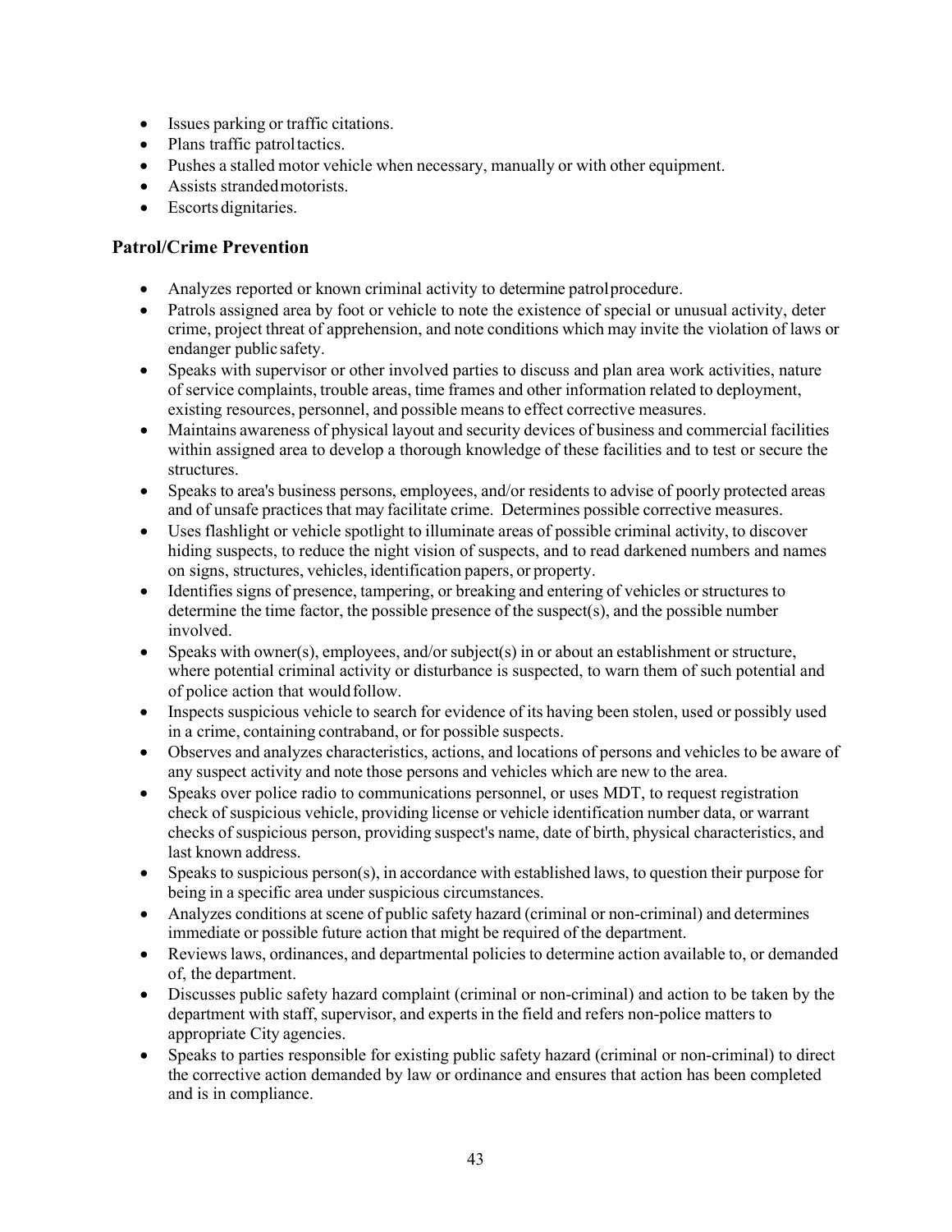- Issues parking or traffic citations.
- Plans traffic patrol tactics.
- Pushes a stalled motor vehicle when necessary, manually or with other equipment.
- Assists stranded motorists.
- Escorts dignitaries.

### Patrol/Crime Prevention

- Analyzes reported or known criminal activity to determine patrol procedure.
- Patrols assigned area by foot or vehicle to note the existence of special or unusual activity, deter crime, project threat of apprehension, and note conditions which may invite the violation of laws or endanger public safety.
- Speaks with supervisor or other involved parties to discuss and plan area work activities, nature of service complaints, trouble areas, time frames and other information related to deployment, existing resources, personnel, and possible means to effect corrective measures.
- Maintains awareness of physical layout and security devices of business and commercial facilities within assigned area to develop a thorough knowledge of these facilities and to test or secure the structures.
- Speaks to area's business persons, employees, and/or residents to advise of poorly protected areas and of unsafe practices that may facilitate crime. Determines possible corrective measures.
- Uses flashlight or vehicle spotlight to illuminate areas of possible criminal activity, to discover hiding suspects, to reduce the night vision of suspects, and to read darkened numbers and names on signs, structures, vehicles, identification papers, or property.
- Identifies signs of presence, tampering, or breaking and entering of vehicles or structures to determine the time factor, the possible presence of the suspect(s), and the possible number involved.
- Speaks with owner(s), employees, and/or subject(s) in or about an establishment or structure, where potential criminal activity or disturbance is suspected, to warn them of such potential and of police action that would follow.
- Inspects suspicious vehicle to search for evidence of its having been stolen, used or possibly used in a crime, containing contraband, or for possible suspects.
- Observes and analyzes characteristics, actions, and locations of persons and vehicles to be aware of any suspect activity and note those persons and vehicles which are new to the area.
- Speaks over police radio to communications personnel, or uses MDT, to request registration check of suspicious vehicle, providing license or vehicle identification number data, or warrant checks of suspicious person, providing suspect's name, date of birth, physical characteristics, and last known address.
- Speaks to suspicious person(s), in accordance with established laws, to question their purpose for being in a specific area under suspicious circumstances.
- Analyzes conditions at scene of public safety hazard (criminal or non-criminal) and determines immediate or possible future action that might be required of the department.
- Reviews laws, ordinances, and departmental policies to determine action available to, or demanded of, the department.
- Discusses public safety hazard complaint (criminal or non-criminal) and action to be taken by the department with staff, supervisor, and experts in the field and refers non-police matters to appropriate City agencies.
- Speaks to parties responsible for existing public safety hazard (criminal or non-criminal) to direct the corrective action demanded by law or ordinance and ensures that action has been completed and is in compliance.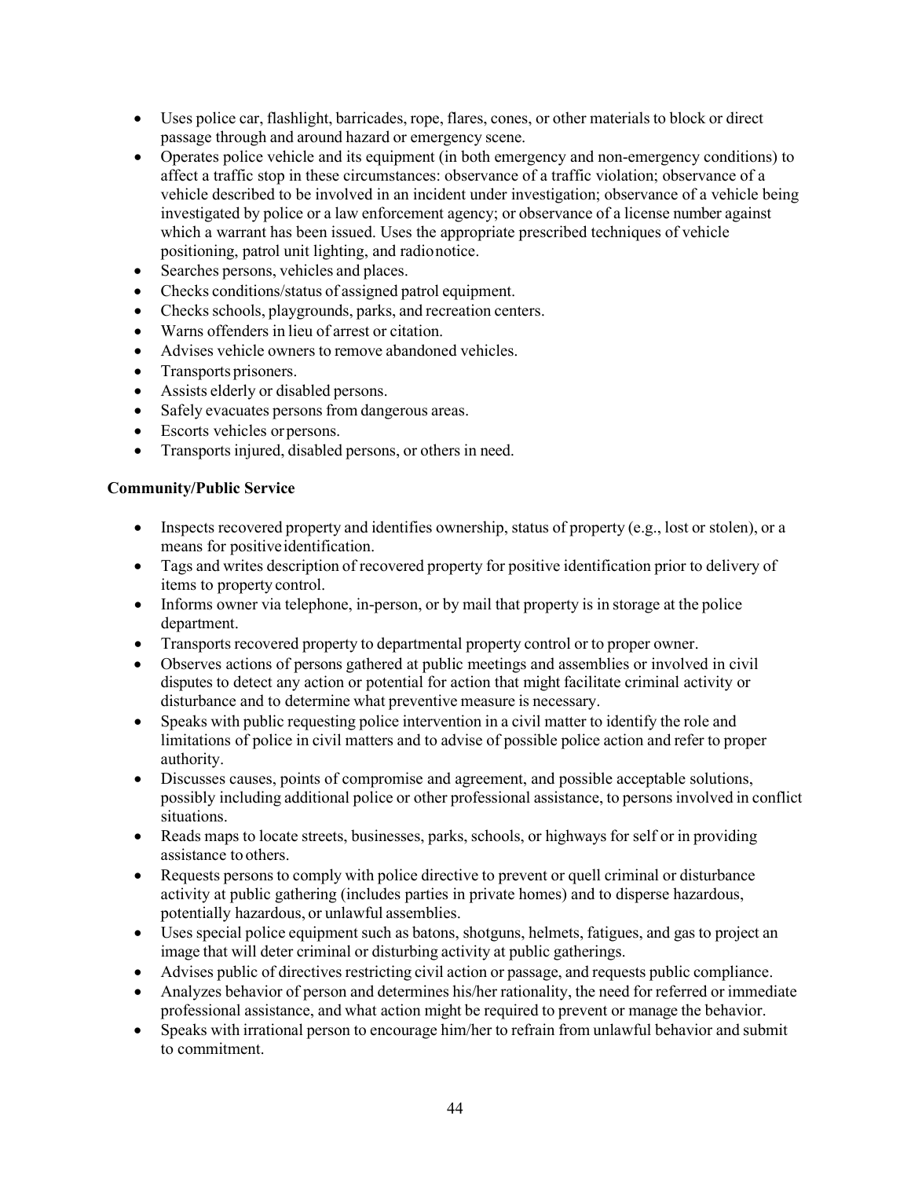- Uses police car, flashlight, barricades, rope, flares, cones, or other materials to block or direct passage through and around hazard or emergency scene.
- Operates police vehicle and its equipment (in both emergency and non-emergency conditions) to affect a traffic stop in these circumstances: observance of a traffic violation; observance of a vehicle described to be involved in an incident under investigation; observance of a vehicle being investigated by police or a law enforcement agency; or observance of a license number against which a warrant has been issued. Uses the appropriate prescribed techniques of vehicle positioning, patrol unit lighting, and radio notice.
- Searches persons, vehicles and places.
- Checks conditions/status of assigned patrol equipment.
- Checks schools, playgrounds, parks, and recreation centers.
- Warns offenders in lieu of arrest or citation.
- Advises vehicle owners to remove abandoned vehicles.
- Transports prisoners.
- Assists elderly or disabled persons.
- Safely evacuates persons from dangerous areas.
- Escorts vehicles or persons.
- Transports injured, disabled persons, or others in need.

**Community/Public Service**

- Inspects recovered property and identifies ownership, status of property (e.g., lost or stolen), or a means for positive identification.
- Tags and writes description of recovered property for positive identification prior to delivery of items to property control.
- Informs owner via telephone, in-person, or by mail that property is in storage at the police department.
- Transports recovered property to departmental property control or to proper owner.
- Observes actions of persons gathered at public meetings and assemblies or involved in civil disputes to detect any action or potential for action that might facilitate criminal activity or disturbance and to determine what preventive measure is necessary.
- Speaks with public requesting police intervention in a civil matter to identify the role and limitations of police in civil matters and to advise of possible police action and refer to proper authority.
- Discusses causes, points of compromise and agreement, and possible acceptable solutions, possibly including additional police or other professional assistance, to persons involved in conflict situations.
- Reads maps to locate streets, businesses, parks, schools, or highways for self or in providing assistance to others.
- Requests persons to comply with police directive to prevent or quell criminal or disturbance activity at public gathering (includes parties in private homes) and to disperse hazardous, potentially hazardous, or unlawful assemblies.
- Uses special police equipment such as batons, shotguns, helmets, fatigues, and gas to project an image that will deter criminal or disturbing activity at public gatherings.
- Advises public of directives restricting civil action or passage, and requests public compliance.
- Analyzes behavior of person and determines his/her rationality, the need for referred or immediate professional assistance, and what action might be required to prevent or manage the behavior.
- Speaks with irrational person to encourage him/her to refrain from unlawful behavior and submit to commitment.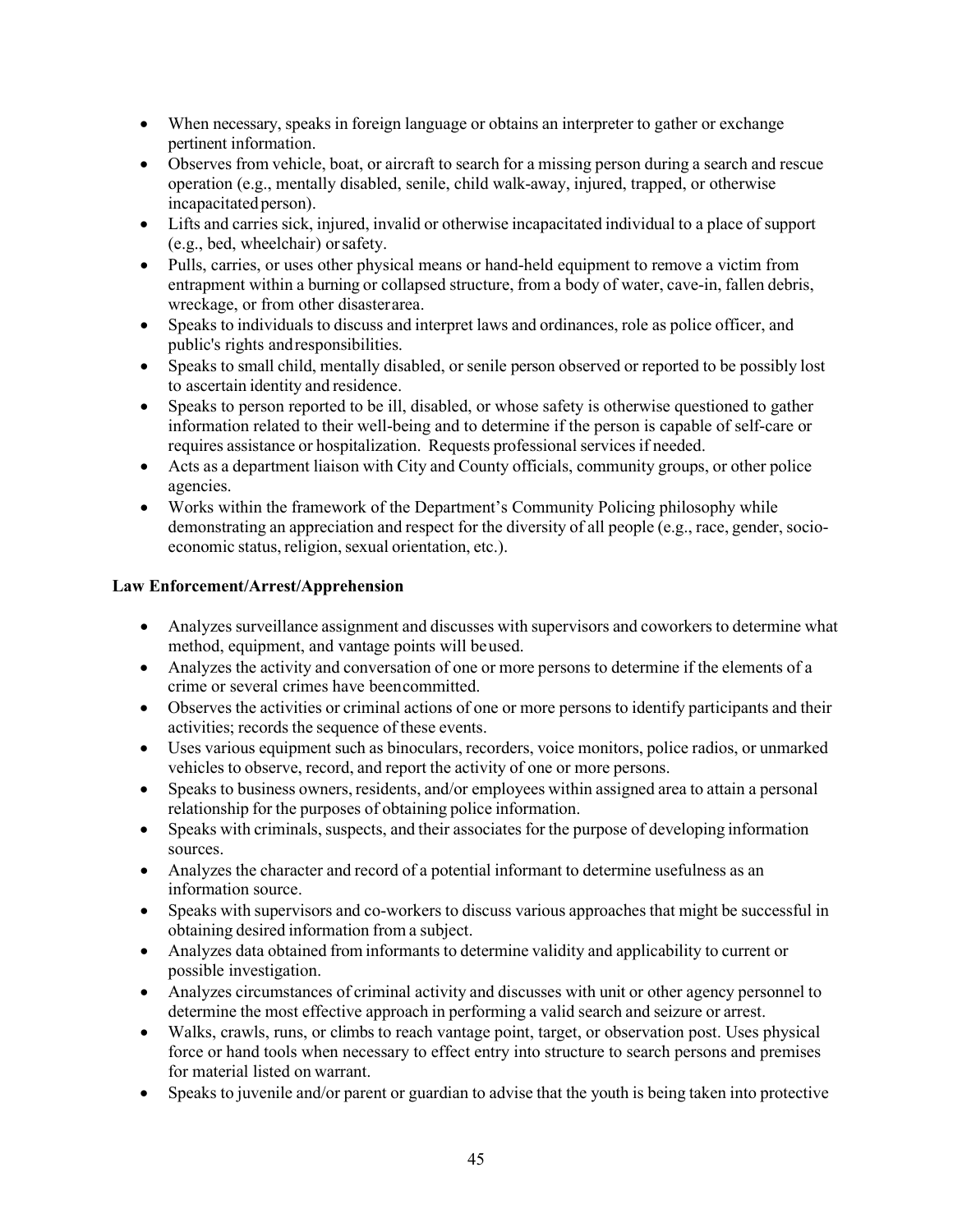- When necessary, speaks in foreign language or obtains an interpreter to gather or exchange pertinent information.
- Observes from vehicle, boat, or aircraft to search for a missing person during a search and rescue operation (e.g., mentally disabled, senile, child walk-away, injured, trapped, or otherwise incapacitated person).
- Lifts and carries sick, injured, invalid or otherwise incapacitated individual to a place of support (e.g., bed, wheelchair) or safety.
- Pulls, carries, or uses other physical means or hand-held equipment to remove a victim from entrapment within a burning or collapsed structure, from a body of water, cave-in, fallen debris, wreckage, or from other disaster area.
- Speaks to individuals to discuss and interpret laws and ordinances, role as police officer, and public's rights and responsibilities.
- Speaks to small child, mentally disabled, or senile person observed or reported to be possibly lost to ascertain identity and residence.
- Speaks to person reported to be ill, disabled, or whose safety is otherwise questioned to gather information related to their well-being and to determine if the person is capable of self-care or requires assistance or hospitalization. Requests professional services if needed.
- Acts as a department liaison with City and County officials, community groups, or other police agencies.
- Works within the framework of the Department's Community Policing philosophy while demonstrating an appreciation and respect for the diversity of all people (e.g., race, gender, socio-economic status, religion, sexual orientation, etc.).

**Law Enforcement/Arrest/Apprehension**

- Analyzes surveillance assignment and discusses with supervisors and coworkers to determine what method, equipment, and vantage points will be used.
- Analyzes the activity and conversation of one or more persons to determine if the elements of a crime or several crimes have been committed.
- Observes the activities or criminal actions of one or more persons to identify participants and their activities; records the sequence of these events.
- Uses various equipment such as binoculars, recorders, voice monitors, police radios, or unmarked vehicles to observe, record, and report the activity of one or more persons.
- Speaks to business owners, residents, and/or employees within assigned area to attain a personal relationship for the purposes of obtaining police information.
- Speaks with criminals, suspects, and their associates for the purpose of developing information sources.
- Analyzes the character and record of a potential informant to determine usefulness as an information source.
- Speaks with supervisors and co-workers to discuss various approaches that might be successful in obtaining desired information from a subject.
- Analyzes data obtained from informants to determine validity and applicability to current or possible investigation.
- Analyzes circumstances of criminal activity and discusses with unit or other agency personnel to determine the most effective approach in performing a valid search and seizure or arrest.
- Walks, crawls, runs, or climbs to reach vantage point, target, or observation post. Uses physical force or hand tools when necessary to effect entry into structure to search persons and premises for material listed on warrant.
- Speaks to juvenile and/or parent or guardian to advise that the youth is being taken into protective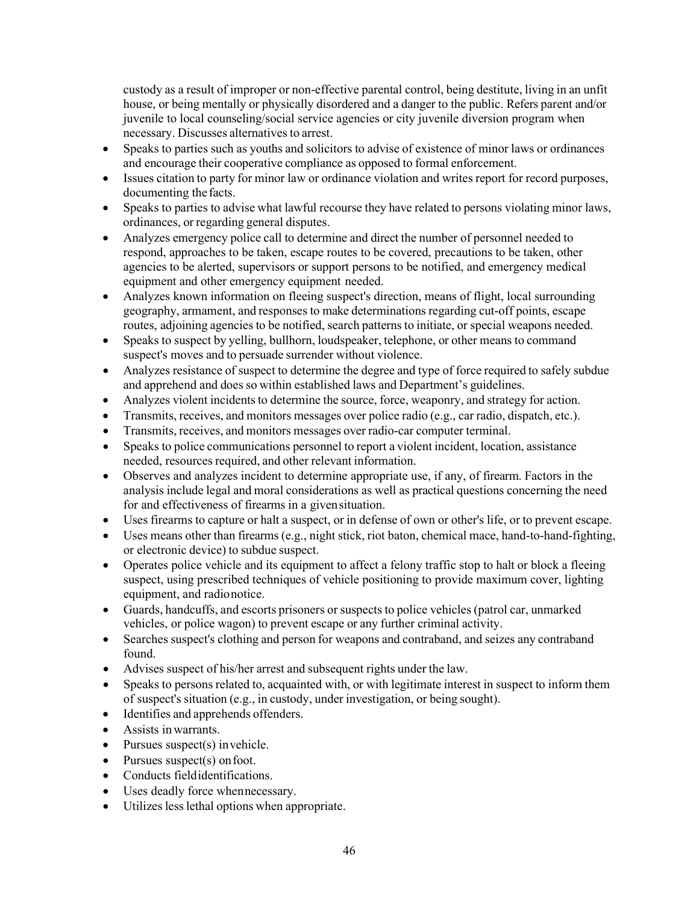custody as a result of improper or non-effective parental control, being destitute, living in an unfit house, or being mentally or physically disordered and a danger to the public. Refers parent and/or juvenile to local counseling/social service agencies or city juvenile diversion program when necessary. Discusses alternatives to arrest.

- Speaks to parties such as youths and solicitors to advise of existence of minor laws or ordinances and encourage their cooperative compliance as opposed to formal enforcement.
- Issues citation to party for minor law or ordinance violation and writes report for record purposes, documenting the facts.
- Speaks to parties to advise what lawful recourse they have related to persons violating minor laws, ordinances, or regarding general disputes.
- Analyzes emergency police call to determine and direct the number of personnel needed to respond, approaches to be taken, escape routes to be covered, precautions to be taken, other agencies to be alerted, supervisors or support persons to be notified, and emergency medical equipment and other emergency equipment needed.
- Analyzes known information on fleeing suspect's direction, means of flight, local surrounding geography, armament, and responses to make determinations regarding cut-off points, escape routes, adjoining agencies to be notified, search patterns to initiate, or special weapons needed.
- Speaks to suspect by yelling, bullhorn, loudspeaker, telephone, or other means to command suspect's moves and to persuade surrender without violence.
- Analyzes resistance of suspect to determine the degree and type of force required to safely subdue and apprehend and does so within established laws and Department's guidelines.
- Analyzes violent incidents to determine the source, force, weaponry, and strategy for action.
- Transmits, receives, and monitors messages over police radio (e.g., car radio, dispatch, etc.).
- Transmits, receives, and monitors messages over radio-car computer terminal.
- Speaks to police communications personnel to report a violent incident, location, assistance needed, resources required, and other relevant information.
- Observes and analyzes incident to determine appropriate use, if any, of firearm. Factors in the analysis include legal and moral considerations as well as practical questions concerning the need for and effectiveness of firearms in a given situation.
- Uses firearms to capture or halt a suspect, or in defense of own or other's life, or to prevent escape.
- Uses means other than firearms (e.g., night stick, riot baton, chemical mace, hand-to-hand-fighting, or electronic device) to subdue suspect.
- Operates police vehicle and its equipment to affect a felony traffic stop to halt or block a fleeing suspect, using prescribed techniques of vehicle positioning to provide maximum cover, lighting equipment, and radio notice.
- Guards, handcuffs, and escorts prisoners or suspects to police vehicles (patrol car, unmarked vehicles, or police wagon) to prevent escape or any further criminal activity.
- Searches suspect's clothing and person for weapons and contraband, and seizes any contraband found.
- Advises suspect of his/her arrest and subsequent rights under the law.
- Speaks to persons related to, acquainted with, or with legitimate interest in suspect to inform them of suspect's situation (e.g., in custody, under investigation, or being sought).
- Identifies and apprehends offenders.
- Assists in warrants.
- Pursues suspect(s) in vehicle.
- Pursues suspect(s) on foot.
- Conducts field identifications.
- Uses deadly force when necessary.
- Utilizes less lethal options when appropriate.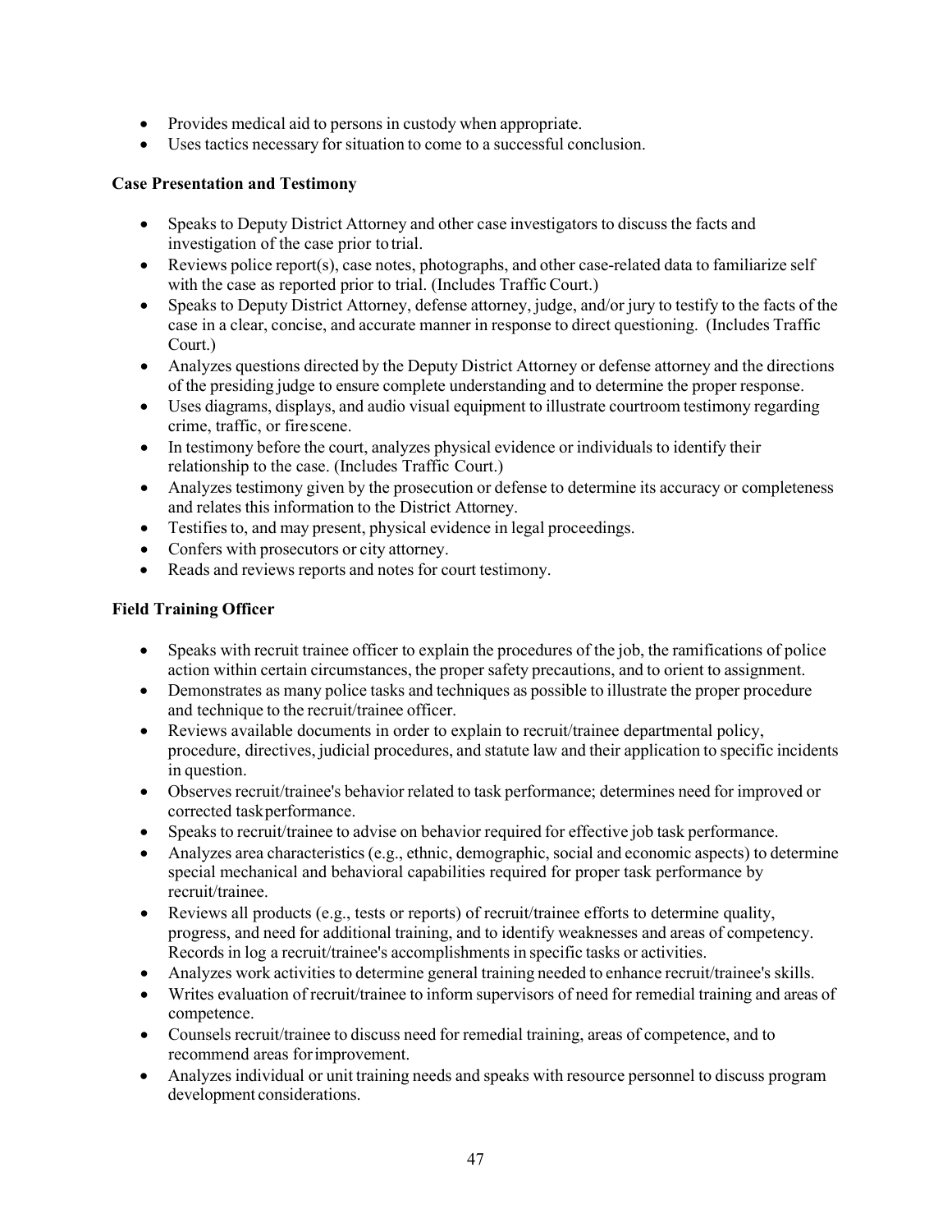- Provides medical aid to persons in custody when appropriate.
- Uses tactics necessary for situation to come to a successful conclusion.

**Case Presentation and Testimony**

- Speaks to Deputy District Attorney and other case investigators to discuss the facts and investigation of the case prior to trial.
- Reviews police report(s), case notes, photographs, and other case-related data to familiarize self with the case as reported prior to trial. (Includes Traffic Court.)
- Speaks to Deputy District Attorney, defense attorney, judge, and/or jury to testify to the facts of the case in a clear, concise, and accurate manner in response to direct questioning. (Includes Traffic Court.)
- Analyzes questions directed by the Deputy District Attorney or defense attorney and the directions of the presiding judge to ensure complete understanding and to determine the proper response.
- Uses diagrams, displays, and audio visual equipment to illustrate courtroom testimony regarding crime, traffic, or fire scene.
- In testimony before the court, analyzes physical evidence or individuals to identify their relationship to the case. (Includes Traffic Court.)
- Analyzes testimony given by the prosecution or defense to determine its accuracy or completeness and relates this information to the District Attorney.
- Testifies to, and may present, physical evidence in legal proceedings.
- Confers with prosecutors or city attorney.
- Reads and reviews reports and notes for court testimony.

**Field Training Officer**

- Speaks with recruit trainee officer to explain the procedures of the job, the ramifications of police action within certain circumstances, the proper safety precautions, and to orient to assignment.
- Demonstrates as many police tasks and techniques as possible to illustrate the proper procedure and technique to the recruit/trainee officer.
- Reviews available documents in order to explain to recruit/trainee departmental policy, procedure, directives, judicial procedures, and statute law and their application to specific incidents in question.
- Observes recruit/trainee's behavior related to task performance; determines need for improved or corrected task performance.
- Speaks to recruit/trainee to advise on behavior required for effective job task performance.
- Analyzes area characteristics (e.g., ethnic, demographic, social and economic aspects) to determine special mechanical and behavioral capabilities required for proper task performance by recruit/trainee.
- Reviews all products (e.g., tests or reports) of recruit/trainee efforts to determine quality, progress, and need for additional training, and to identify weaknesses and areas of competency. Records in log a recruit/trainee's accomplishments in specific tasks or activities.
- Analyzes work activities to determine general training needed to enhance recruit/trainee's skills.
- Writes evaluation of recruit/trainee to inform supervisors of need for remedial training and areas of competence.
- Counsels recruit/trainee to discuss need for remedial training, areas of competence, and to recommend areas for improvement.
- Analyzes individual or unit training needs and speaks with resource personnel to discuss program development considerations.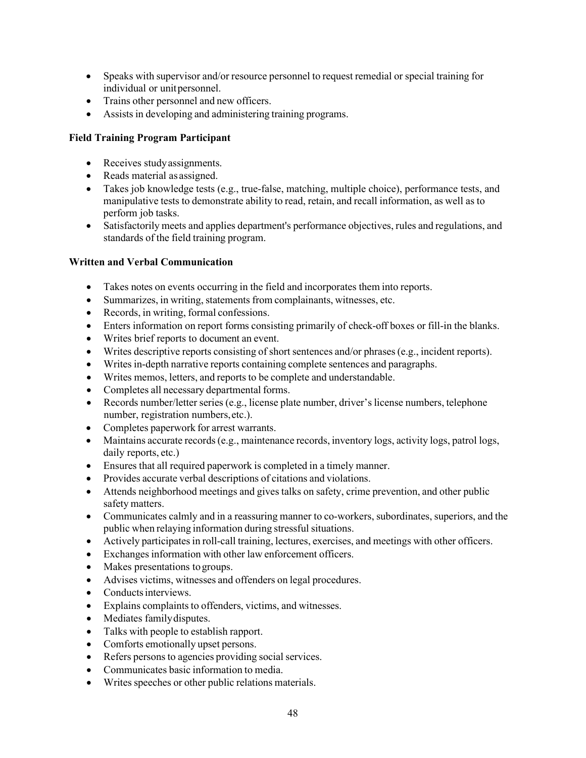- Speaks with supervisor and/or resource personnel to request remedial or special training for individual or unit personnel.
- Trains other personnel and new officers.
- Assists in developing and administering training programs.

**Field Training Program Participant**

- Receives study assignments.
- Reads material as assigned.
- Takes job knowledge tests (e.g., true-false, matching, multiple choice), performance tests, and manipulative tests to demonstrate ability to read, retain, and recall information, as well as to perform job tasks.
- Satisfactorily meets and applies department's performance objectives, rules and regulations, and standards of the field training program.

**Written and Verbal Communication**

- Takes notes on events occurring in the field and incorporates them into reports.
- Summarizes, in writing, statements from complainants, witnesses, etc.
- Records, in writing, formal confessions.
- Enters information on report forms consisting primarily of check-off boxes or fill-in the blanks.
- Writes brief reports to document an event.
- Writes descriptive reports consisting of short sentences and/or phrases (e.g., incident reports).
- Writes in-depth narrative reports containing complete sentences and paragraphs.
- Writes memos, letters, and reports to be complete and understandable.
- Completes all necessary departmental forms.
- Records number/letter series (e.g., license plate number, driver's license numbers, telephone number, registration numbers, etc.).
- Completes paperwork for arrest warrants.
- Maintains accurate records (e.g., maintenance records, inventory logs, activity logs, patrol logs, daily reports, etc.)
- Ensures that all required paperwork is completed in a timely manner.
- Provides accurate verbal descriptions of citations and violations.
- Attends neighborhood meetings and gives talks on safety, crime prevention, and other public safety matters.
- Communicates calmly and in a reassuring manner to co-workers, subordinates, superiors, and the public when relaying information during stressful situations.
- Actively participates in roll-call training, lectures, exercises, and meetings with other officers.
- Exchanges information with other law enforcement officers.
- Makes presentations to groups.
- Advises victims, witnesses and offenders on legal procedures.
- Conducts interviews.
- Explains complaints to offenders, victims, and witnesses.
- Mediates family disputes.
- Talks with people to establish rapport.
- Comforts emotionally upset persons.
- Refers persons to agencies providing social services.
- Communicates basic information to media.
- Writes speeches or other public relations materials.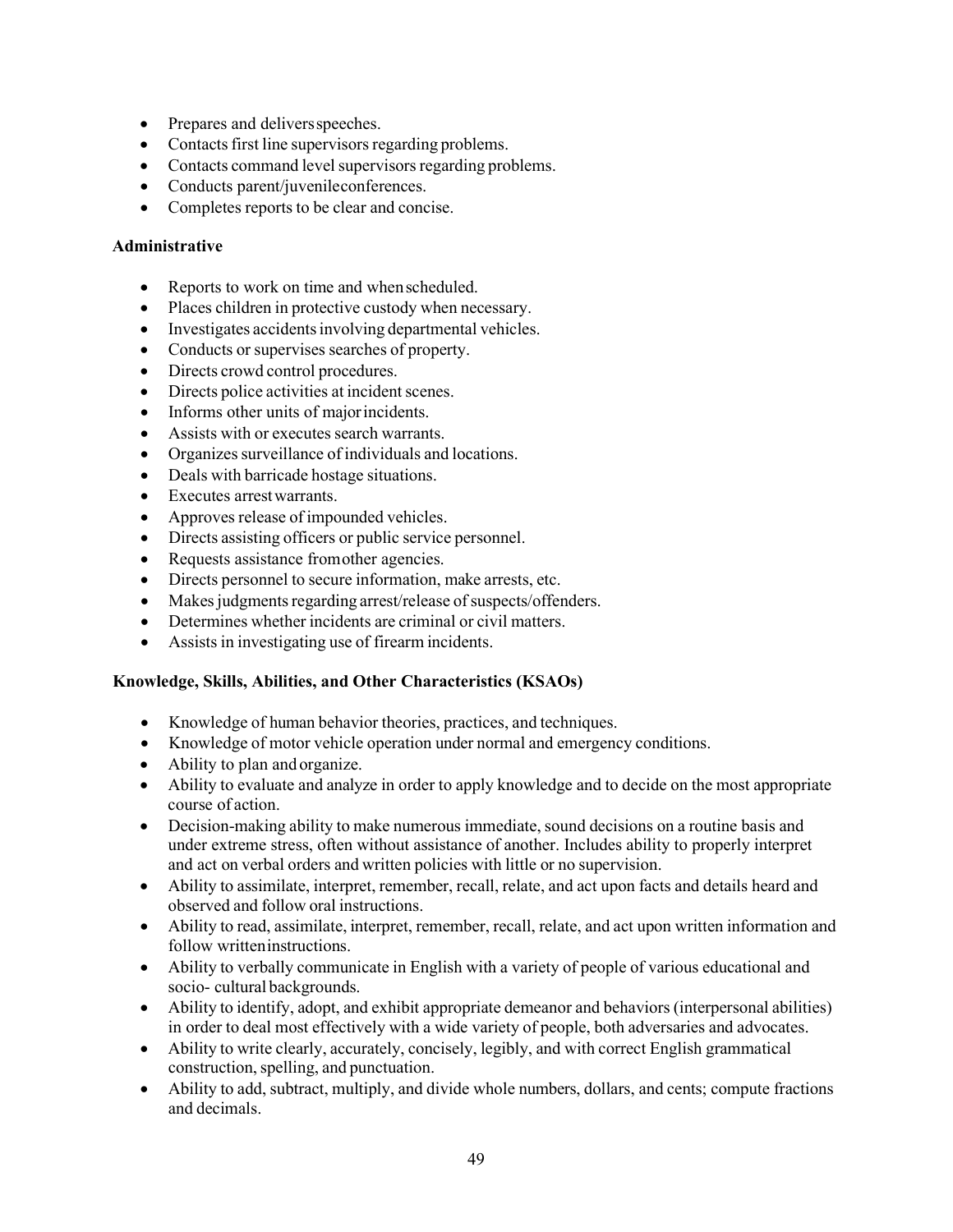- Prepares and delivers speeches.
- Contacts first line supervisors regarding problems.
- Contacts command level supervisors regarding problems.
- Conducts parent/juvenile conferences.
- Completes reports to be clear and concise.

**Administrative**

- Reports to work on time and when scheduled.
- Places children in protective custody when necessary.
- Investigates accidents involving departmental vehicles.
- Conducts or supervises searches of property.
- Directs crowd control procedures.
- Directs police activities at incident scenes.
- Informs other units of major incidents.
- Assists with or executes search warrants.
- Organizes surveillance of individuals and locations.
- Deals with barricade hostage situations.
- Executes arrest warrants.
- Approves release of impounded vehicles.
- Directs assisting officers or public service personnel.
- Requests assistance from other agencies.
- Directs personnel to secure information, make arrests, etc.
- Makes judgments regarding arrest/release of suspects/offenders.
- Determines whether incidents are criminal or civil matters.
- Assists in investigating use of firearm incidents.

**Knowledge, Skills, Abilities, and Other Characteristics (KSAOs)**

- Knowledge of human behavior theories, practices, and techniques.
- Knowledge of motor vehicle operation under normal and emergency conditions.
- Ability to plan and organize.
- Ability to evaluate and analyze in order to apply knowledge and to decide on the most appropriate course of action.
- Decision-making ability to make numerous immediate, sound decisions on a routine basis and under extreme stress, often without assistance of another. Includes ability to properly interpret and act on verbal orders and written policies with little or no supervision.
- Ability to assimilate, interpret, remember, recall, relate, and act upon facts and details heard and observed and follow oral instructions.
- Ability to read, assimilate, interpret, remember, recall, relate, and act upon written information and follow written instructions.
- Ability to verbally communicate in English with a variety of people of various educational and socio- cultural backgrounds.
- Ability to identify, adopt, and exhibit appropriate demeanor and behaviors (interpersonal abilities) in order to deal most effectively with a wide variety of people, both adversaries and advocates.
- Ability to write clearly, accurately, concisely, legibly, and with correct English grammatical construction, spelling, and punctuation.
- Ability to add, subtract, multiply, and divide whole numbers, dollars, and cents; compute fractions and decimals.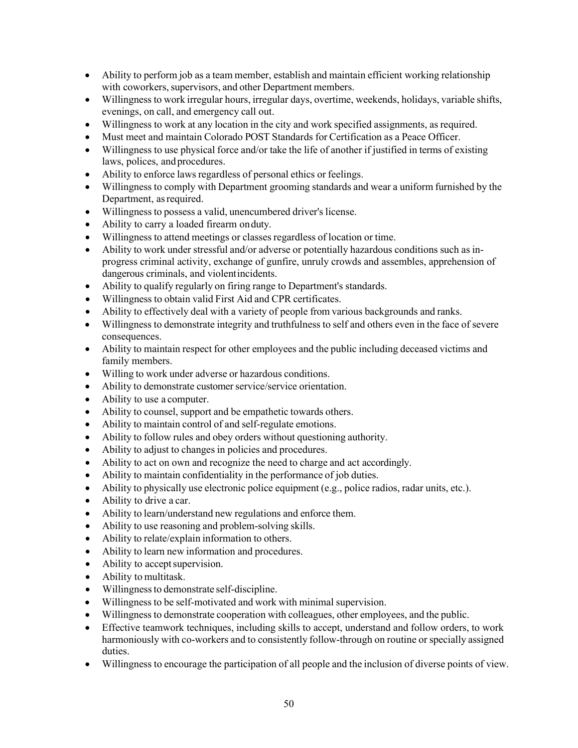- Ability to perform job as a team member, establish and maintain efficient working relationship with coworkers, supervisors, and other Department members.
- Willingness to work irregular hours, irregular days, overtime, weekends, holidays, variable shifts, evenings, on call, and emergency call out.
- Willingness to work at any location in the city and work specified assignments, as required.
- Must meet and maintain Colorado POST Standards for Certification as a Peace Officer.
- Willingness to use physical force and/or take the life of another if justified in terms of existing laws, polices, and procedures.
- Ability to enforce laws regardless of personal ethics or feelings.
- Willingness to comply with Department grooming standards and wear a uniform furnished by the Department, as required.
- Willingness to possess a valid, unencumbered driver's license.
- Ability to carry a loaded firearm on duty.
- Willingness to attend meetings or classes regardless of location or time.
- Ability to work under stressful and/or adverse or potentially hazardous conditions such as in-progress criminal activity, exchange of gunfire, unruly crowds and assembles, apprehension of dangerous criminals, and violent incidents.
- Ability to qualify regularly on firing range to Department's standards.
- Willingness to obtain valid First Aid and CPR certificates.
- Ability to effectively deal with a variety of people from various backgrounds and ranks.
- Willingness to demonstrate integrity and truthfulness to self and others even in the face of severe consequences.
- Ability to maintain respect for other employees and the public including deceased victims and family members.
- Willing to work under adverse or hazardous conditions.
- Ability to demonstrate customer service/service orientation.
- Ability to use a computer.
- Ability to counsel, support and be empathetic towards others.
- Ability to maintain control of and self-regulate emotions.
- Ability to follow rules and obey orders without questioning authority.
- Ability to adjust to changes in policies and procedures.
- Ability to act on own and recognize the need to charge and act accordingly.
- Ability to maintain confidentiality in the performance of job duties.
- Ability to physically use electronic police equipment (e.g., police radios, radar units, etc.).
- Ability to drive a car.
- Ability to learn/understand new regulations and enforce them.
- Ability to use reasoning and problem-solving skills.
- Ability to relate/explain information to others.
- Ability to learn new information and procedures.
- Ability to accept supervision.
- Ability to multitask.
- Willingness to demonstrate self-discipline.
- Willingness to be self-motivated and work with minimal supervision.
- Willingness to demonstrate cooperation with colleagues, other employees, and the public.
- Effective teamwork techniques, including skills to accept, understand and follow orders, to work harmoniously with co-workers and to consistently follow-through on routine or specially assigned duties.
- Willingness to encourage the participation of all people and the inclusion of diverse points of view.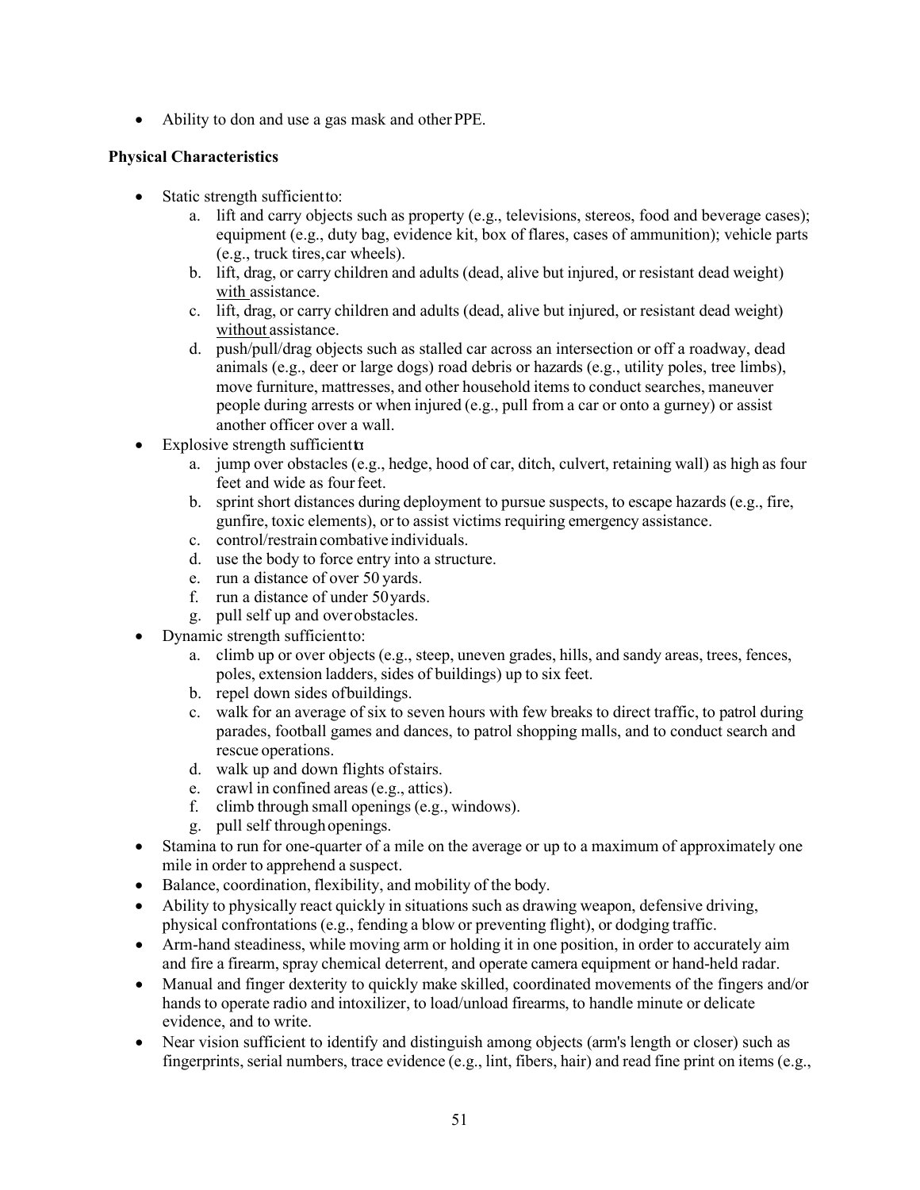- Ability to don and use a gas mask and other PPE.

**Physical Characteristics**

- Static strength sufficient to:
  a. lift and carry objects such as property (e.g., televisions, stereos, food and beverage cases); equipment (e.g., duty bag, evidence kit, box of flares, cases of ammunition); vehicle parts (e.g., truck tires, car wheels).
  b. lift, drag, or carry children and adults (dead, alive but injured, or resistant dead weight) <u>with</u> assistance.
  c. lift, drag, or carry children and adults (dead, alive but injured, or resistant dead weight) <u>without</u> assistance.
  d. push/pull/drag objects such as stalled car across an intersection or off a roadway, dead animals (e.g., deer or large dogs) road debris or hazards (e.g., utility poles, tree limbs), move furniture, mattresses, and other household items to conduct searches, maneuver people during arrests or when injured (e.g., pull from a car or onto a gurney) or assist another officer over a wall.
- Explosive strength sufficient to:
  a. jump over obstacles (e.g., hedge, hood of car, ditch, culvert, retaining wall) as high as four feet and wide as four feet.
  b. sprint short distances during deployment to pursue suspects, to escape hazards (e.g., fire, gunfire, toxic elements), or to assist victims requiring emergency assistance.
  c. control/restrain combative individuals.
  d. use the body to force entry into a structure.
  e. run a distance of over 50 yards.
  f. run a distance of under 50 yards.
  g. pull self up and over obstacles.
- Dynamic strength sufficient to:
  a. climb up or over objects (e.g., steep, uneven grades, hills, and sandy areas, trees, fences, poles, extension ladders, sides of buildings) up to six feet.
  b. repel down sides of buildings.
  c. walk for an average of six to seven hours with few breaks to direct traffic, to patrol during parades, football games and dances, to patrol shopping malls, and to conduct search and rescue operations.
  d. walk up and down flights of stairs.
  e. crawl in confined areas (e.g., attics).
  f. climb through small openings (e.g., windows).
  g. pull self through openings.
- Stamina to run for one-quarter of a mile on the average or up to a maximum of approximately one mile in order to apprehend a suspect.
- Balance, coordination, flexibility, and mobility of the body.
- Ability to physically react quickly in situations such as drawing weapon, defensive driving, physical confrontations (e.g., fending a blow or preventing flight), or dodging traffic.
- Arm-hand steadiness, while moving arm or holding it in one position, in order to accurately aim and fire a firearm, spray chemical deterrent, and operate camera equipment or hand-held radar.
- Manual and finger dexterity to quickly make skilled, coordinated movements of the fingers and/or hands to operate radio and intoxilizer, to load/unload firearms, to handle minute or delicate evidence, and to write.
- Near vision sufficient to identify and distinguish among objects (arm's length or closer) such as fingerprints, serial numbers, trace evidence (e.g., lint, fibers, hair) and read fine print on items (e.g.,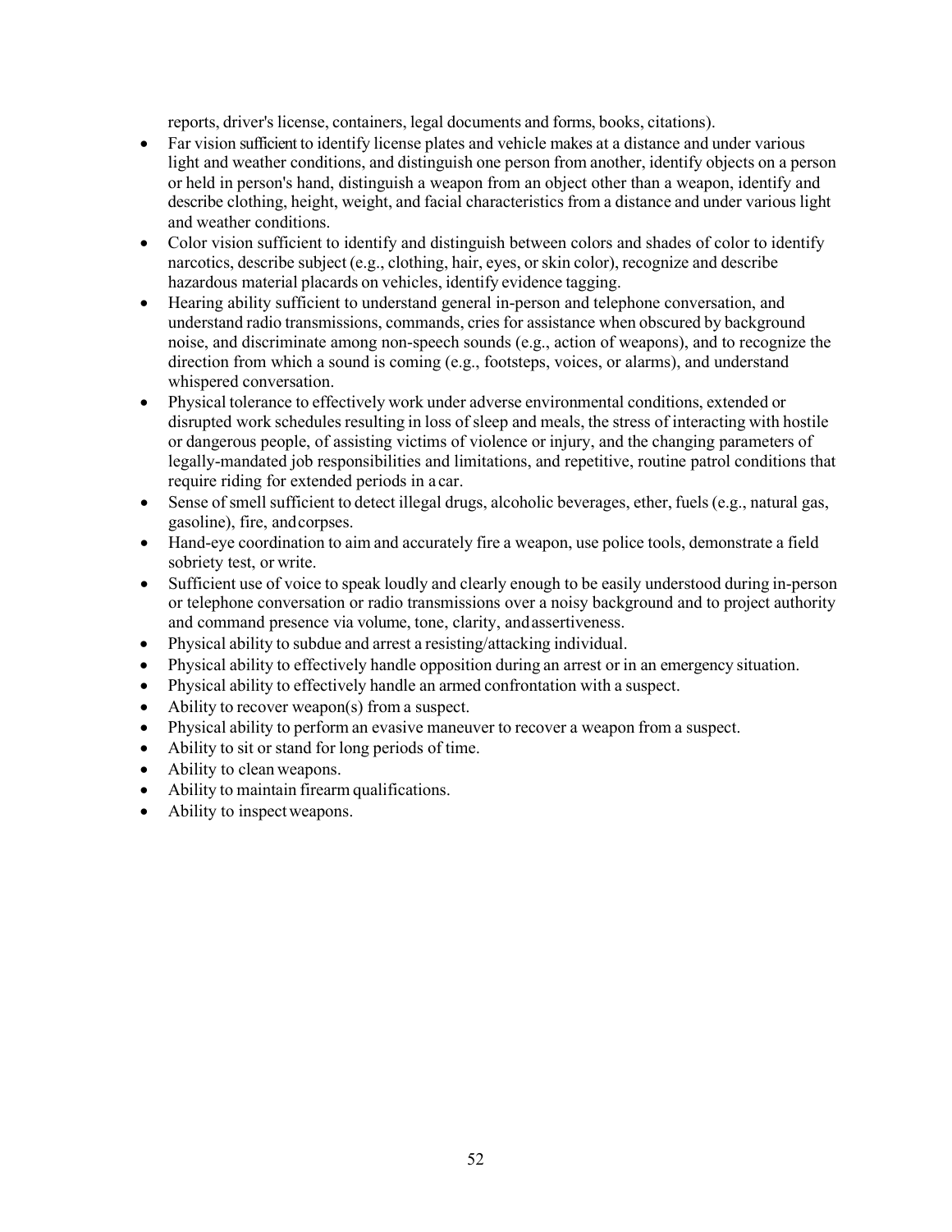reports, driver's license, containers, legal documents and forms, books, citations).

- Far vision sufficient to identify license plates and vehicle makes at a distance and under various light and weather conditions, and distinguish one person from another, identify objects on a person or held in person's hand, distinguish a weapon from an object other than a weapon, identify and describe clothing, height, weight, and facial characteristics from a distance and under various light and weather conditions.
- Color vision sufficient to identify and distinguish between colors and shades of color to identify narcotics, describe subject (e.g., clothing, hair, eyes, or skin color), recognize and describe hazardous material placards on vehicles, identify evidence tagging.
- Hearing ability sufficient to understand general in-person and telephone conversation, and understand radio transmissions, commands, cries for assistance when obscured by background noise, and discriminate among non-speech sounds (e.g., action of weapons), and to recognize the direction from which a sound is coming (e.g., footsteps, voices, or alarms), and understand whispered conversation.
- Physical tolerance to effectively work under adverse environmental conditions, extended or disrupted work schedules resulting in loss of sleep and meals, the stress of interacting with hostile or dangerous people, of assisting victims of violence or injury, and the changing parameters of legally-mandated job responsibilities and limitations, and repetitive, routine patrol conditions that require riding for extended periods in a car.
- Sense of smell sufficient to detect illegal drugs, alcoholic beverages, ether, fuels (e.g., natural gas, gasoline), fire, and corpses.
- Hand-eye coordination to aim and accurately fire a weapon, use police tools, demonstrate a field sobriety test, or write.
- Sufficient use of voice to speak loudly and clearly enough to be easily understood during in-person or telephone conversation or radio transmissions over a noisy background and to project authority and command presence via volume, tone, clarity, and assertiveness.
- Physical ability to subdue and arrest a resisting/attacking individual.
- Physical ability to effectively handle opposition during an arrest or in an emergency situation.
- Physical ability to effectively handle an armed confrontation with a suspect.
- Ability to recover weapon(s) from a suspect.
- Physical ability to perform an evasive maneuver to recover a weapon from a suspect.
- Ability to sit or stand for long periods of time.
- Ability to clean weapons.
- Ability to maintain firearm qualifications.
- Ability to inspect weapons.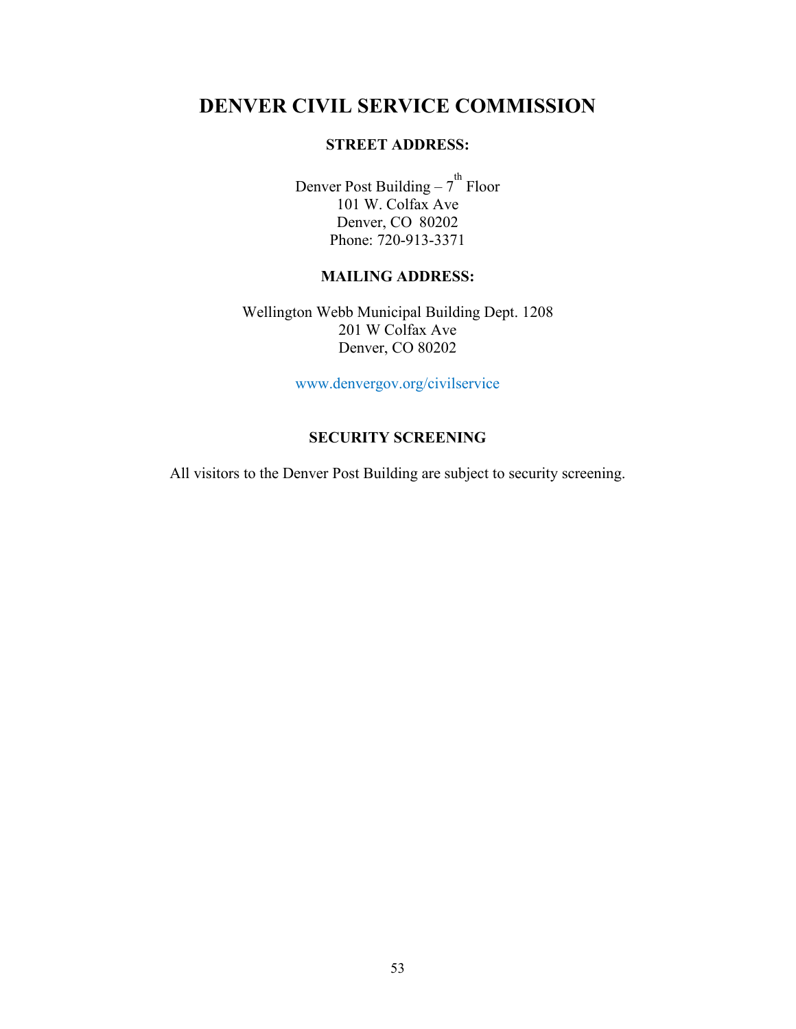# DENVER CIVIL SERVICE COMMISSION

### STREET ADDRESS:

Denver Post Building – 7th Floor
101 W. Colfax Ave
Denver, CO 80202
Phone: 720-913-3371

### MAILING ADDRESS:

Wellington Webb Municipal Building Dept. 1208
201 W Colfax Ave
Denver, CO 80202

www.denvergov.org/civilservice

### SECURITY SCREENING

All visitors to the Denver Post Building are subject to security screening.